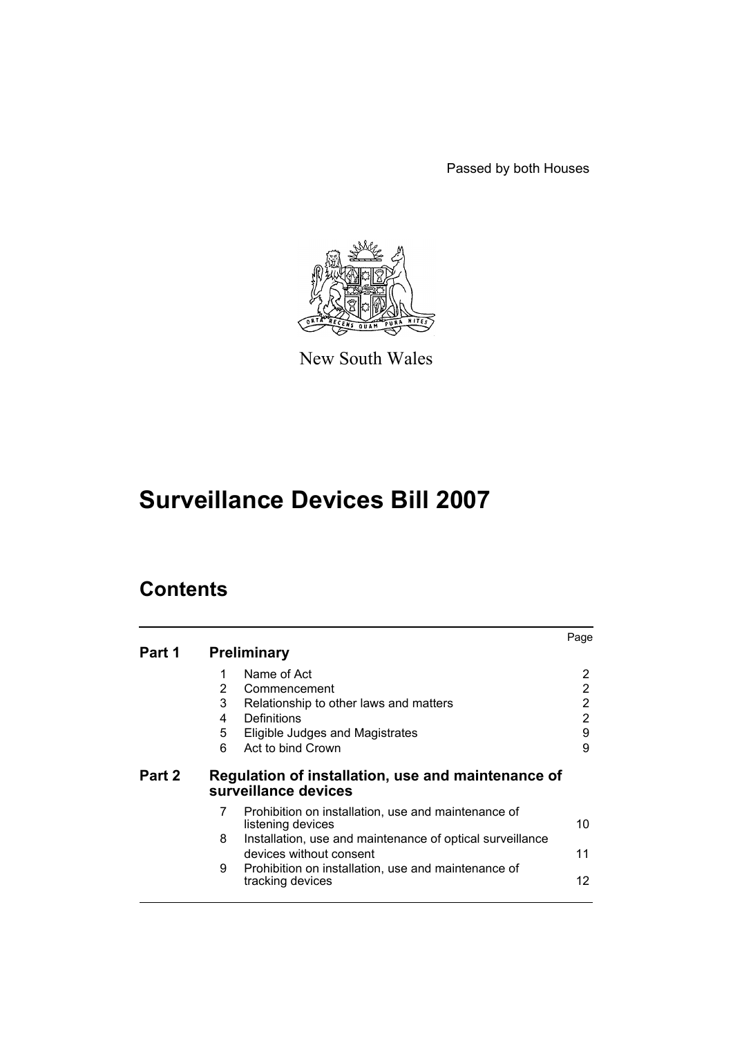Passed by both Houses

New South Wales

# Surveillance Devices Bill 2007

## Contents

| | | | Page |
|---|---|---|---|
| **Part 1** | **Preliminary** | | |
| | 1 | Name of Act | 2 |
| | 2 | Commencement | 2 |
| | 3 | Relationship to other laws and matters | 2 |
| | 4 | Definitions | 2 |
| | 5 | Eligible Judges and Magistrates | 9 |
| | 6 | Act to bind Crown | 9 |
| **Part 2** | **Regulation of installation, use and maintenance of surveillance devices** | | |
| | 7 | Prohibition on installation, use and maintenance of listening devices | 10 |
| | 8 | Installation, use and maintenance of optical surveillance devices without consent | 11 |
| | 9 | Prohibition on installation, use and maintenance of tracking devices | 12 |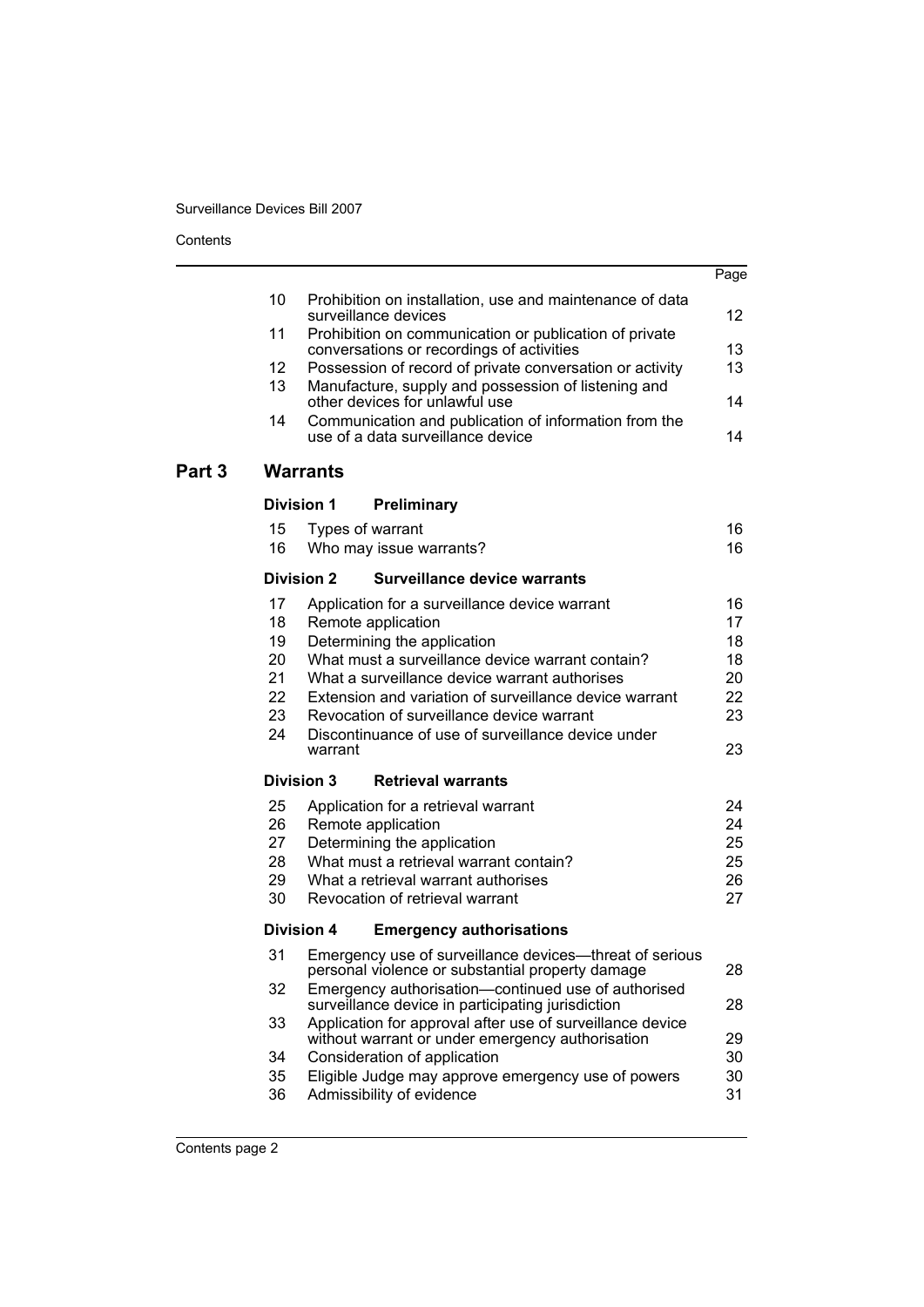| | | Page |
|---|---|---|
| 10 | Prohibition on installation, use and maintenance of data surveillance devices | 12 |
| 11 | Prohibition on communication or publication of private conversations or recordings of activities | 13 |
| 12 | Possession of record of private conversation or activity | 13 |
| 13 | Manufacture, supply and possession of listening and other devices for unlawful use | 14 |
| 14 | Communication and publication of information from the use of a data surveillance device | 14 |

## Part 3 Warrants

### Division 1 Preliminary

| | | |
|---|---|---|
| 15 | Types of warrant | 16 |
| 16 | Who may issue warrants? | 16 |

### Division 2 Surveillance device warrants

| | | |
|---|---|---|
| 17 | Application for a surveillance device warrant | 16 |
| 18 | Remote application | 17 |
| 19 | Determining the application | 18 |
| 20 | What must a surveillance device warrant contain? | 18 |
| 21 | What a surveillance device warrant authorises | 20 |
| 22 | Extension and variation of surveillance device warrant | 22 |
| 23 | Revocation of surveillance device warrant | 23 |
| 24 | Discontinuance of use of surveillance device under warrant | 23 |

### Division 3 Retrieval warrants

| | | |
|---|---|---|
| 25 | Application for a retrieval warrant | 24 |
| 26 | Remote application | 24 |
| 27 | Determining the application | 25 |
| 28 | What must a retrieval warrant contain? | 25 |
| 29 | What a retrieval warrant authorises | 26 |
| 30 | Revocation of retrieval warrant | 27 |

### Division 4 Emergency authorisations

| | | |
|---|---|---|
| 31 | Emergency use of surveillance devices—threat of serious personal violence or substantial property damage | 28 |
| 32 | Emergency authorisation—continued use of authorised surveillance device in participating jurisdiction | 28 |
| 33 | Application for approval after use of surveillance device without warrant or under emergency authorisation | 29 |
| 34 | Consideration of application | 30 |
| 35 | Eligible Judge may approve emergency use of powers | 30 |
| 36 | Admissibility of evidence | 31 |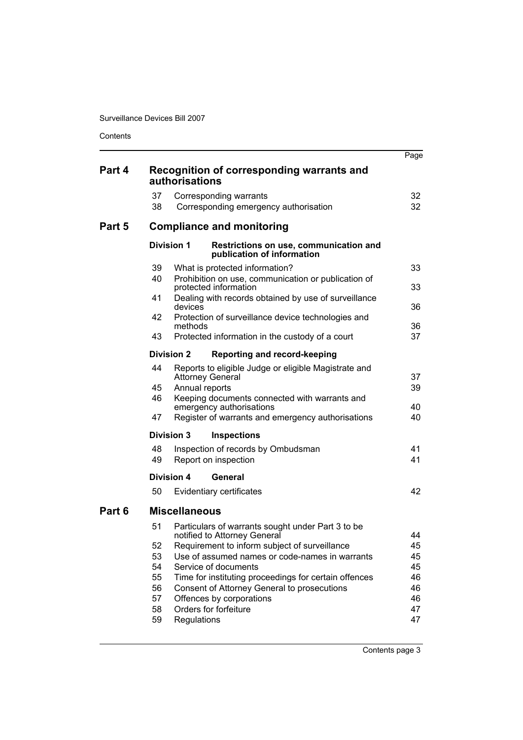| | | | Page |
|---|---|---|---|
| **Part 4** | **Recognition of corresponding warrants and authorisations** | | |
| | 37 | Corresponding warrants | 32 |
| | 38 | Corresponding emergency authorisation | 32 |
| **Part 5** | **Compliance and monitoring** | | |
| | **Division 1** | **Restrictions on use, communication and publication of information** | |
| | 39 | What is protected information? | 33 |
| | 40 | Prohibition on use, communication or publication of protected information | 33 |
| | 41 | Dealing with records obtained by use of surveillance devices | 36 |
| | 42 | Protection of surveillance device technologies and methods | 36 |
| | 43 | Protected information in the custody of a court | 37 |
| | **Division 2** | **Reporting and record-keeping** | |
| | 44 | Reports to eligible Judge or eligible Magistrate and Attorney General | 37 |
| | 45 | Annual reports | 39 |
| | 46 | Keeping documents connected with warrants and emergency authorisations | 40 |
| | 47 | Register of warrants and emergency authorisations | 40 |
| | **Division 3** | **Inspections** | |
| | 48 | Inspection of records by Ombudsman | 41 |
| | 49 | Report on inspection | 41 |
| | **Division 4** | **General** | |
| | 50 | Evidentiary certificates | 42 |
| **Part 6** | **Miscellaneous** | | |
| | 51 | Particulars of warrants sought under Part 3 to be notified to Attorney General | 44 |
| | 52 | Requirement to inform subject of surveillance | 45 |
| | 53 | Use of assumed names or code-names in warrants | 45 |
| | 54 | Service of documents | 45 |
| | 55 | Time for instituting proceedings for certain offences | 46 |
| | 56 | Consent of Attorney General to prosecutions | 46 |
| | 57 | Offences by corporations | 46 |
| | 58 | Orders for forfeiture | 47 |
| | 59 | Regulations | 47 |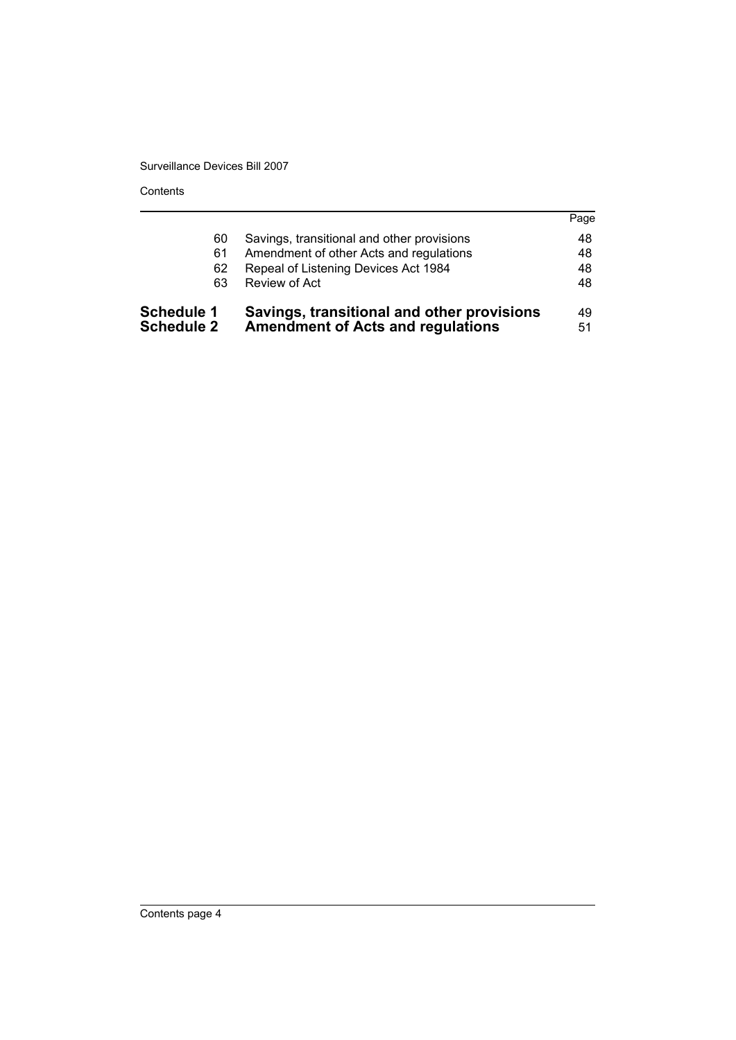| | | Page |
|---|---|---|
| 60 | Savings, transitional and other provisions | 48 |
| 61 | Amendment of other Acts and regulations | 48 |
| 62 | Repeal of Listening Devices Act 1984 | 48 |
| 63 | Review of Act | 48 |
| **Schedule 1** | **Savings, transitional and other provisions** | 49 |
| **Schedule 2** | **Amendment of Acts and regulations** | 51 |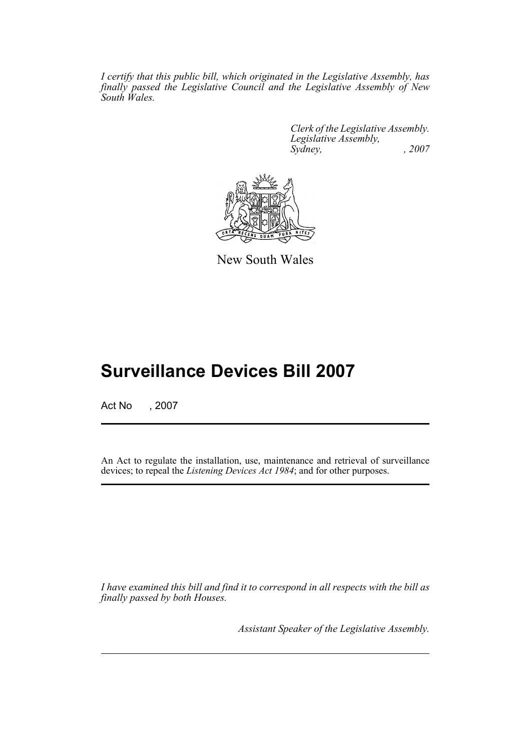*I certify that this public bill, which originated in the Legislative Assembly, has finally passed the Legislative Council and the Legislative Assembly of New South Wales.*

*Clerk of the Legislative Assembly.*
*Legislative Assembly,*
*Sydney, , 2007*

New South Wales

# Surveillance Devices Bill 2007

Act No , 2007

An Act to regulate the installation, use, maintenance and retrieval of surveillance devices; to repeal the *Listening Devices Act 1984*; and for other purposes.

*I have examined this bill and find it to correspond in all respects with the bill as finally passed by both Houses.*

*Assistant Speaker of the Legislative Assembly.*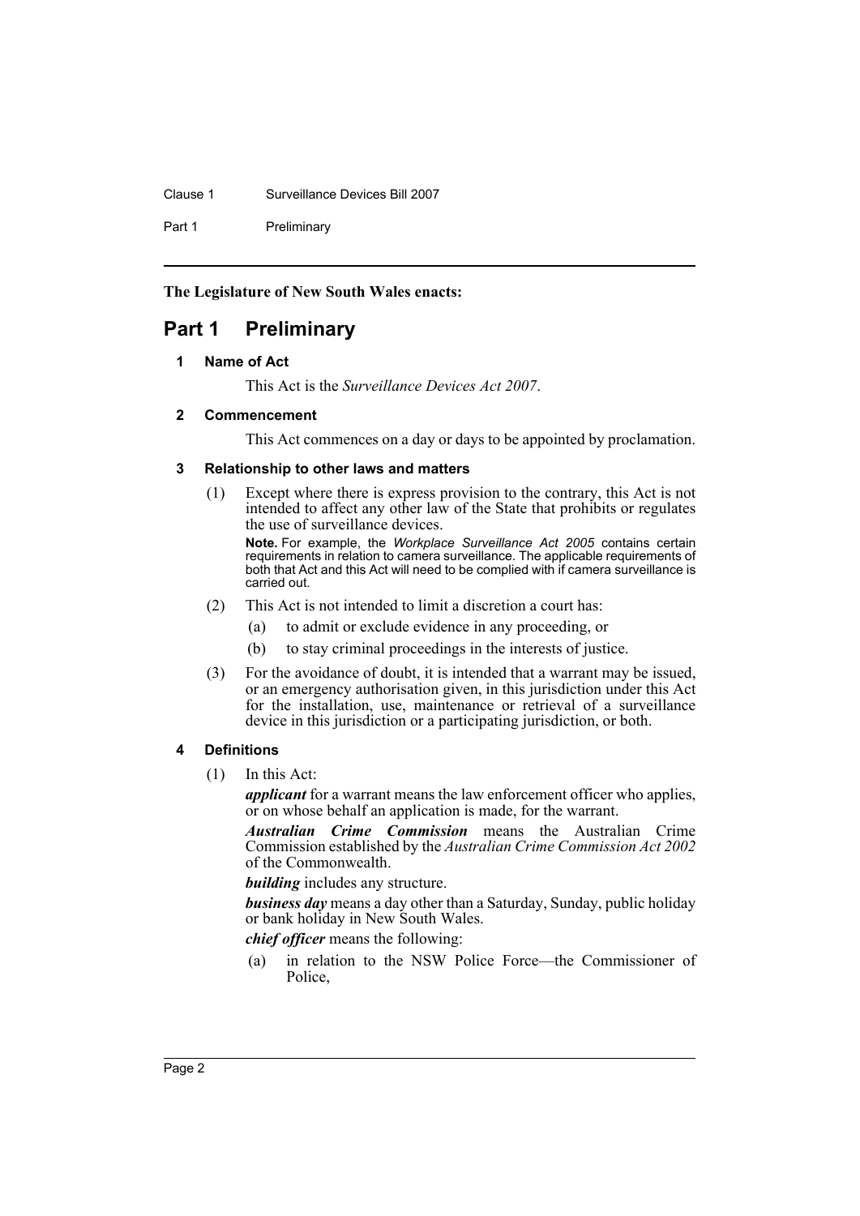**The Legislature of New South Wales enacts:**

# Part 1 Preliminary

### 1 Name of Act

This Act is the *Surveillance Devices Act 2007*.

### 2 Commencement

This Act commences on a day or days to be appointed by proclamation.

### 3 Relationship to other laws and matters

(1) Except where there is express provision to the contrary, this Act is not intended to affect any other law of the State that prohibits or regulates the use of surveillance devices.

**Note.** For example, the *Workplace Surveillance Act 2005* contains certain requirements in relation to camera surveillance. The applicable requirements of both that Act and this Act will need to be complied with if camera surveillance is carried out.

(2) This Act is not intended to limit a discretion a court has:

- (a) to admit or exclude evidence in any proceeding, or
- (b) to stay criminal proceedings in the interests of justice.

(3) For the avoidance of doubt, it is intended that a warrant may be issued, or an emergency authorisation given, in this jurisdiction under this Act for the installation, use, maintenance or retrieval of a surveillance device in this jurisdiction or a participating jurisdiction, or both.

### 4 Definitions

(1) In this Act:

***applicant*** for a warrant means the law enforcement officer who applies, or on whose behalf an application is made, for the warrant.

***Australian Crime Commission*** means the Australian Crime Commission established by the *Australian Crime Commission Act 2002* of the Commonwealth.

***building*** includes any structure.

***business day*** means a day other than a Saturday, Sunday, public holiday or bank holiday in New South Wales.

***chief officer*** means the following:

- (a) in relation to the NSW Police Force—the Commissioner of Police,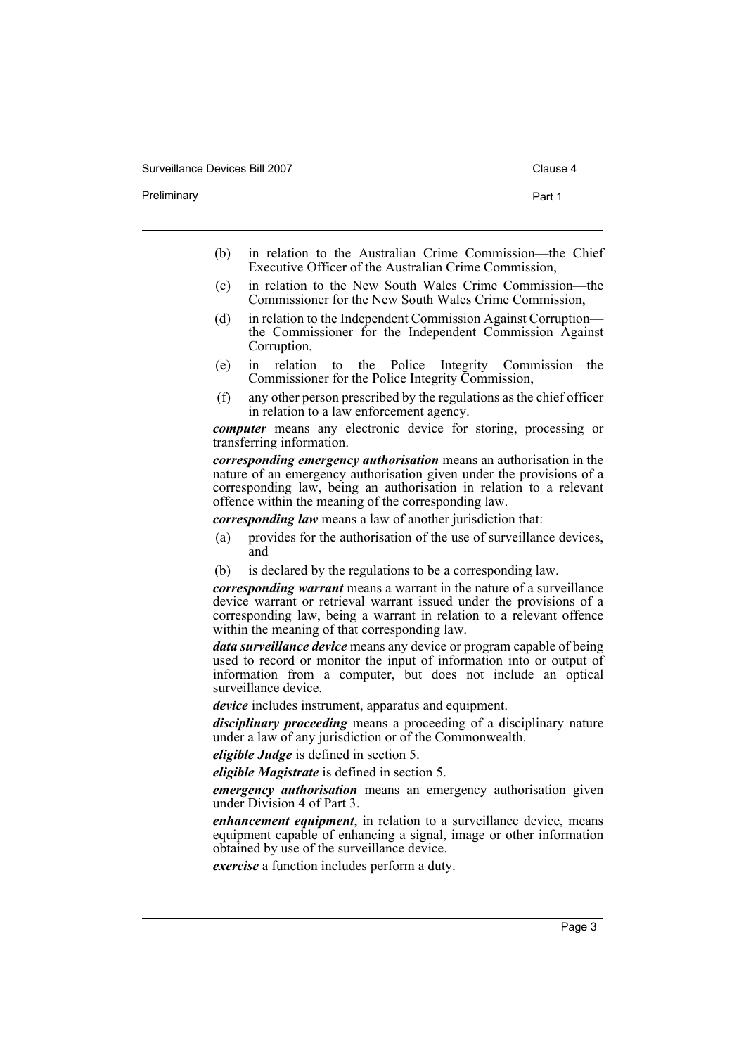(b) in relation to the Australian Crime Commission—the Chief Executive Officer of the Australian Crime Commission,

(c) in relation to the New South Wales Crime Commission—the Commissioner for the New South Wales Crime Commission,

(d) in relation to the Independent Commission Against Corruption—the Commissioner for the Independent Commission Against Corruption,

(e) in relation to the Police Integrity Commission—the Commissioner for the Police Integrity Commission,

(f) any other person prescribed by the regulations as the chief officer in relation to a law enforcement agency.

***computer*** means any electronic device for storing, processing or transferring information.

***corresponding emergency authorisation*** means an authorisation in the nature of an emergency authorisation given under the provisions of a corresponding law, being an authorisation in relation to a relevant offence within the meaning of the corresponding law.

***corresponding law*** means a law of another jurisdiction that:

(a) provides for the authorisation of the use of surveillance devices, and

(b) is declared by the regulations to be a corresponding law.

***corresponding warrant*** means a warrant in the nature of a surveillance device warrant or retrieval warrant issued under the provisions of a corresponding law, being a warrant in relation to a relevant offence within the meaning of that corresponding law.

***data surveillance device*** means any device or program capable of being used to record or monitor the input of information into or output of information from a computer, but does not include an optical surveillance device.

***device*** includes instrument, apparatus and equipment.

***disciplinary proceeding*** means a proceeding of a disciplinary nature under a law of any jurisdiction or of the Commonwealth.

***eligible Judge*** is defined in section 5.

***eligible Magistrate*** is defined in section 5.

***emergency authorisation*** means an emergency authorisation given under Division 4 of Part 3.

***enhancement equipment***, in relation to a surveillance device, means equipment capable of enhancing a signal, image or other information obtained by use of the surveillance device.

***exercise*** a function includes perform a duty.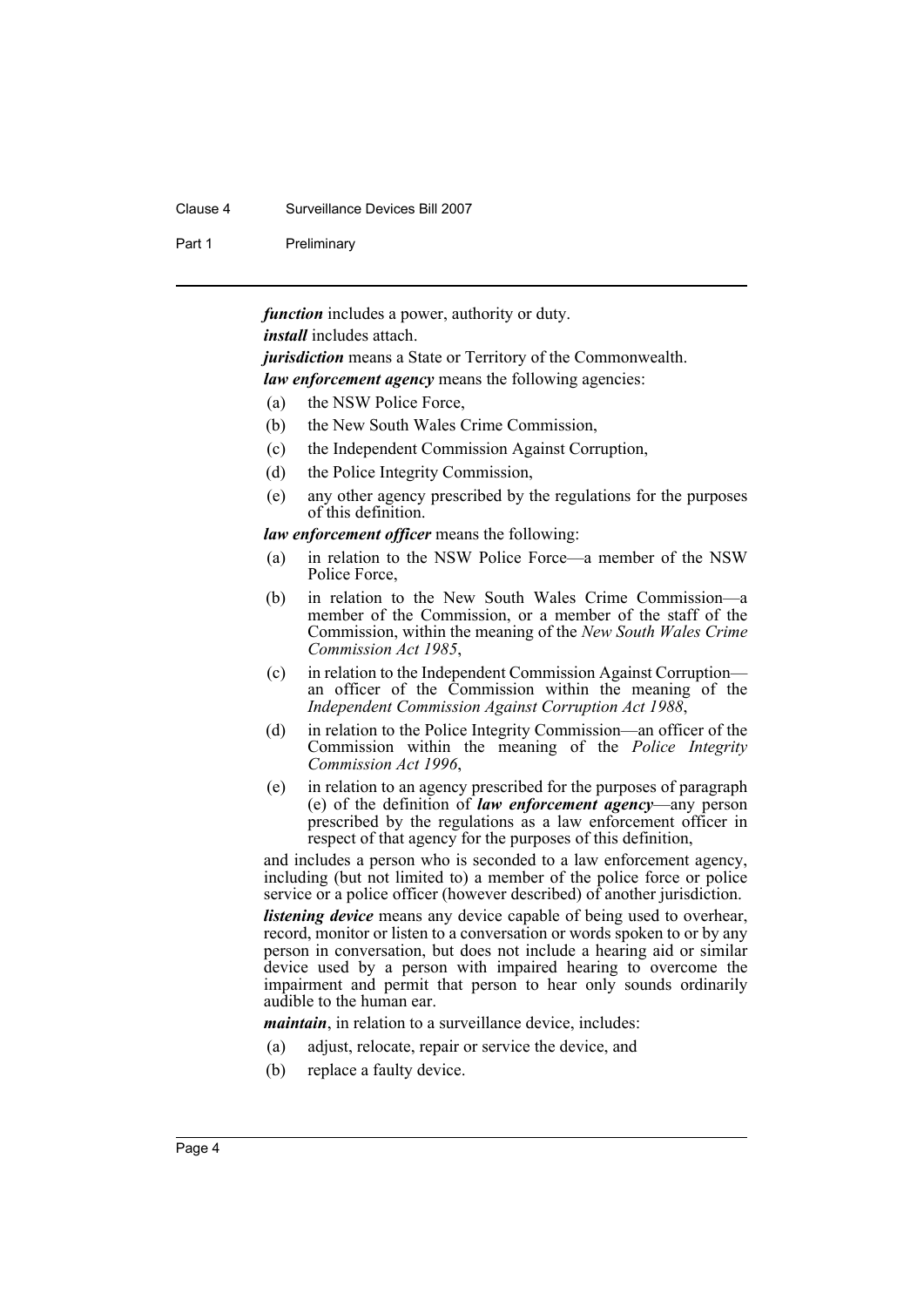***function*** includes a power, authority or duty.

***install*** includes attach.

***jurisdiction*** means a State or Territory of the Commonwealth.

***law enforcement agency*** means the following agencies:

(a) the NSW Police Force,

(b) the New South Wales Crime Commission,

(c) the Independent Commission Against Corruption,

(d) the Police Integrity Commission,

(e) any other agency prescribed by the regulations for the purposes of this definition.

***law enforcement officer*** means the following:

(a) in relation to the NSW Police Force—a member of the NSW Police Force,

(b) in relation to the New South Wales Crime Commission—a member of the Commission, or a member of the staff of the Commission, within the meaning of the *New South Wales Crime Commission Act 1985*,

(c) in relation to the Independent Commission Against Corruption—an officer of the Commission within the meaning of the *Independent Commission Against Corruption Act 1988*,

(d) in relation to the Police Integrity Commission—an officer of the Commission within the meaning of the *Police Integrity Commission Act 1996*,

(e) in relation to an agency prescribed for the purposes of paragraph (e) of the definition of ***law enforcement agency***—any person prescribed by the regulations as a law enforcement officer in respect of that agency for the purposes of this definition,

and includes a person who is seconded to a law enforcement agency, including (but not limited to) a member of the police force or police service or a police officer (however described) of another jurisdiction.

***listening device*** means any device capable of being used to overhear, record, monitor or listen to a conversation or words spoken to or by any person in conversation, but does not include a hearing aid or similar device used by a person with impaired hearing to overcome the impairment and permit that person to hear only sounds ordinarily audible to the human ear.

***maintain***, in relation to a surveillance device, includes:

(a) adjust, relocate, repair or service the device, and

(b) replace a faulty device.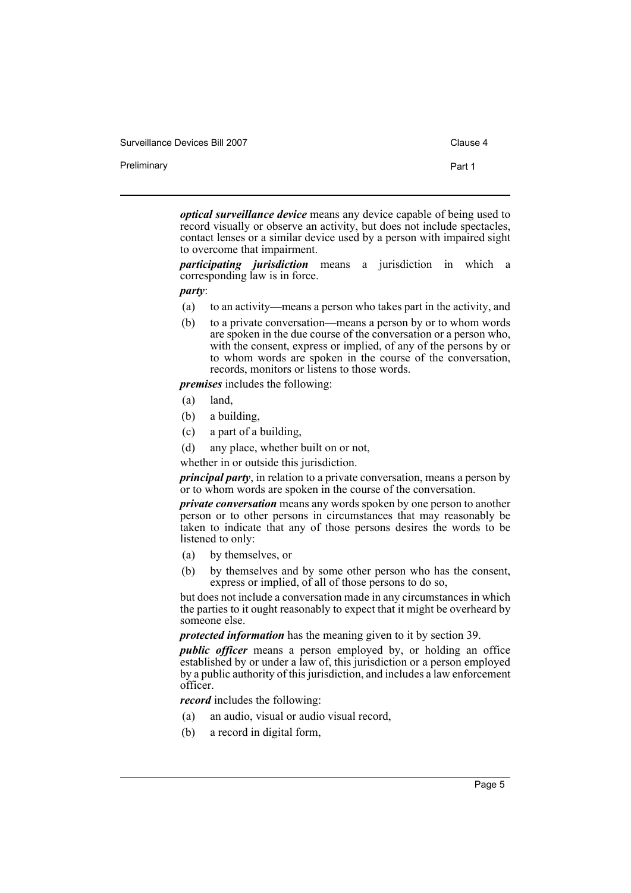***optical surveillance device*** means any device capable of being used to record visually or observe an activity, but does not include spectacles, contact lenses or a similar device used by a person with impaired sight to overcome that impairment.

***participating jurisdiction*** means a jurisdiction in which a corresponding law is in force.

***party***:

(a) to an activity—means a person who takes part in the activity, and

(b) to a private conversation—means a person by or to whom words are spoken in the due course of the conversation or a person who, with the consent, express or implied, of any of the persons by or to whom words are spoken in the course of the conversation, records, monitors or listens to those words.

***premises*** includes the following:

(a) land,

(b) a building,

(c) a part of a building,

(d) any place, whether built on or not,

whether in or outside this jurisdiction.

***principal party***, in relation to a private conversation, means a person by or to whom words are spoken in the course of the conversation.

***private conversation*** means any words spoken by one person to another person or to other persons in circumstances that may reasonably be taken to indicate that any of those persons desires the words to be listened to only:

(a) by themselves, or

(b) by themselves and by some other person who has the consent, express or implied, of all of those persons to do so,

but does not include a conversation made in any circumstances in which the parties to it ought reasonably to expect that it might be overheard by someone else.

***protected information*** has the meaning given to it by section 39.

***public officer*** means a person employed by, or holding an office established by or under a law of, this jurisdiction or a person employed by a public authority of this jurisdiction, and includes a law enforcement officer.

***record*** includes the following:

(a) an audio, visual or audio visual record,

(b) a record in digital form,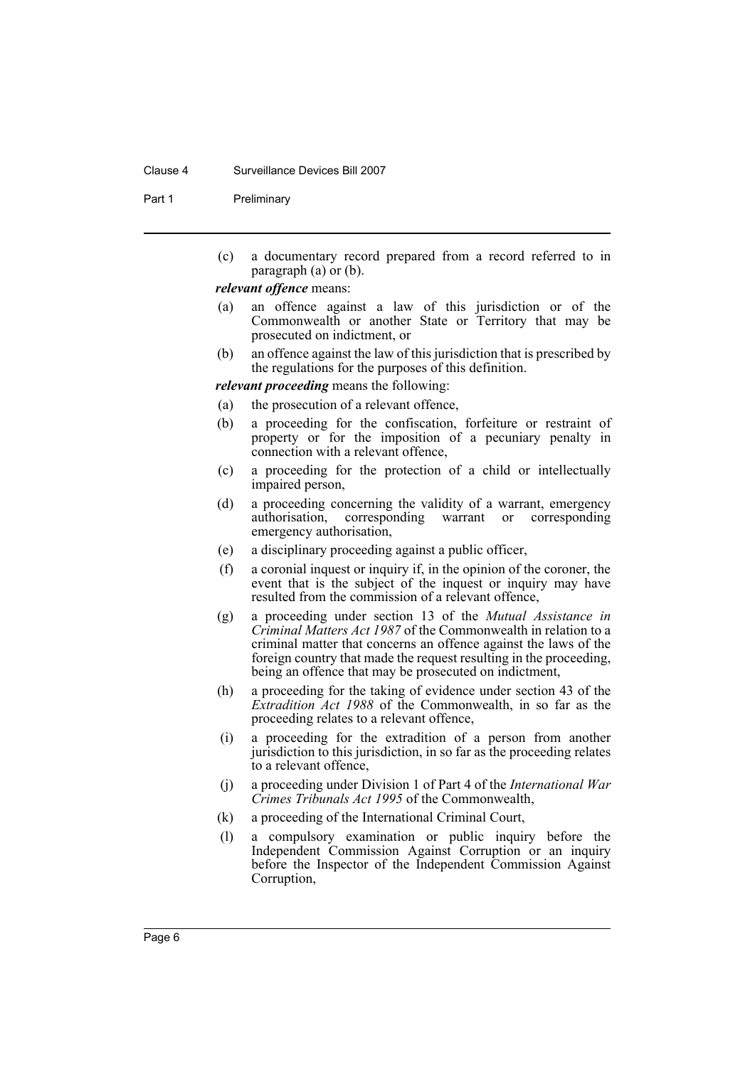(c) a documentary record prepared from a record referred to in paragraph (a) or (b).

***relevant offence*** means:

(a) an offence against a law of this jurisdiction or of the Commonwealth or another State or Territory that may be prosecuted on indictment, or

(b) an offence against the law of this jurisdiction that is prescribed by the regulations for the purposes of this definition.

***relevant proceeding*** means the following:

(a) the prosecution of a relevant offence,

(b) a proceeding for the confiscation, forfeiture or restraint of property or for the imposition of a pecuniary penalty in connection with a relevant offence,

(c) a proceeding for the protection of a child or intellectually impaired person,

(d) a proceeding concerning the validity of a warrant, emergency authorisation, corresponding warrant or corresponding emergency authorisation,

(e) a disciplinary proceeding against a public officer,

(f) a coronial inquest or inquiry if, in the opinion of the coroner, the event that is the subject of the inquest or inquiry may have resulted from the commission of a relevant offence,

(g) a proceeding under section 13 of the *Mutual Assistance in Criminal Matters Act 1987* of the Commonwealth in relation to a criminal matter that concerns an offence against the laws of the foreign country that made the request resulting in the proceeding, being an offence that may be prosecuted on indictment,

(h) a proceeding for the taking of evidence under section 43 of the *Extradition Act 1988* of the Commonwealth, in so far as the proceeding relates to a relevant offence,

(i) a proceeding for the extradition of a person from another jurisdiction to this jurisdiction, in so far as the proceeding relates to a relevant offence,

(j) a proceeding under Division 1 of Part 4 of the *International War Crimes Tribunals Act 1995* of the Commonwealth,

(k) a proceeding of the International Criminal Court,

(l) a compulsory examination or public inquiry before the Independent Commission Against Corruption or an inquiry before the Inspector of the Independent Commission Against Corruption,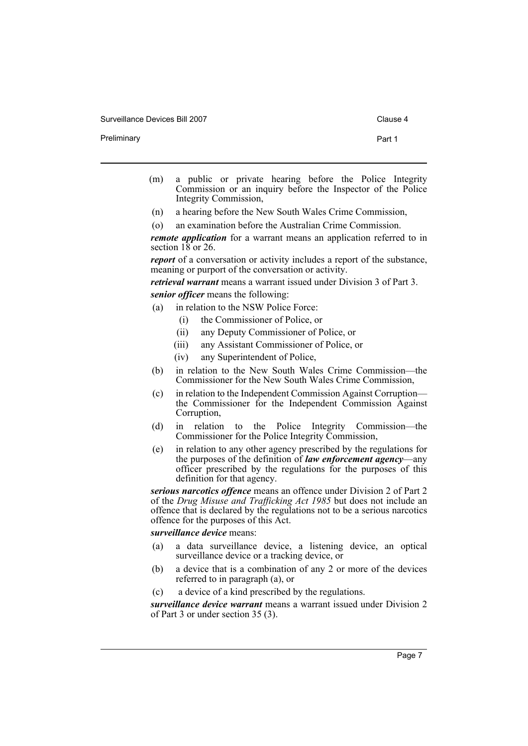(m) a public or private hearing before the Police Integrity Commission or an inquiry before the Inspector of the Police Integrity Commission,

(n) a hearing before the New South Wales Crime Commission,

(o) an examination before the Australian Crime Commission.

***remote application*** for a warrant means an application referred to in section 18 or 26.

***report*** of a conversation or activity includes a report of the substance, meaning or purport of the conversation or activity.

***retrieval warrant*** means a warrant issued under Division 3 of Part 3.

***senior officer*** means the following:

- (a) in relation to the NSW Police Force:
  - (i) the Commissioner of Police, or
  - (ii) any Deputy Commissioner of Police, or
  - (iii) any Assistant Commissioner of Police, or
  - (iv) any Superintendent of Police,
- (b) in relation to the New South Wales Crime Commission—the Commissioner for the New South Wales Crime Commission,
- (c) in relation to the Independent Commission Against Corruption—the Commissioner for the Independent Commission Against Corruption,
- (d) in relation to the Police Integrity Commission—the Commissioner for the Police Integrity Commission,
- (e) in relation to any other agency prescribed by the regulations for the purposes of the definition of ***law enforcement agency***—any officer prescribed by the regulations for the purposes of this definition for that agency.

***serious narcotics offence*** means an offence under Division 2 of Part 2 of the *Drug Misuse and Trafficking Act 1985* but does not include an offence that is declared by the regulations not to be a serious narcotics offence for the purposes of this Act.

***surveillance device*** means:

- (a) a data surveillance device, a listening device, an optical surveillance device or a tracking device, or
- (b) a device that is a combination of any 2 or more of the devices referred to in paragraph (a), or
- (c) a device of a kind prescribed by the regulations.

***surveillance device warrant*** means a warrant issued under Division 2 of Part 3 or under section 35 (3).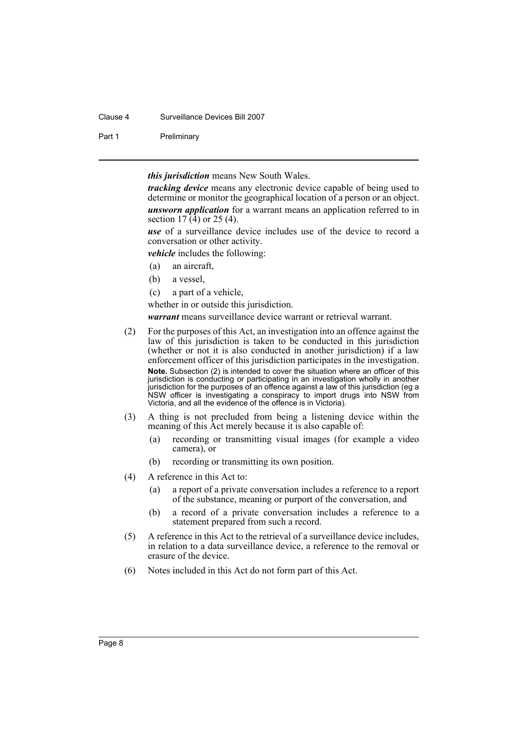***this jurisdiction*** means New South Wales.

***tracking device*** means any electronic device capable of being used to determine or monitor the geographical location of a person or an object.

***unsworn application*** for a warrant means an application referred to in section 17 (4) or 25 (4).

***use*** of a surveillance device includes use of the device to record a conversation or other activity.

***vehicle*** includes the following:

- (a) an aircraft,
- (b) a vessel,
- (c) a part of a vehicle,

whether in or outside this jurisdiction.

***warrant*** means surveillance device warrant or retrieval warrant.

(2) For the purposes of this Act, an investigation into an offence against the law of this jurisdiction is taken to be conducted in this jurisdiction (whether or not it is also conducted in another jurisdiction) if a law enforcement officer of this jurisdiction participates in the investigation.

**Note.** Subsection (2) is intended to cover the situation where an officer of this jurisdiction is conducting or participating in an investigation wholly in another jurisdiction for the purposes of an offence against a law of this jurisdiction (eg a NSW officer is investigating a conspiracy to import drugs into NSW from Victoria, and all the evidence of the offence is in Victoria).

(3) A thing is not precluded from being a listening device within the meaning of this Act merely because it is also capable of:

- (a) recording or transmitting visual images (for example a video camera), or
- (b) recording or transmitting its own position.

(4) A reference in this Act to:

- (a) a report of a private conversation includes a reference to a report of the substance, meaning or purport of the conversation, and
- (b) a record of a private conversation includes a reference to a statement prepared from such a record.

(5) A reference in this Act to the retrieval of a surveillance device includes, in relation to a data surveillance device, a reference to the removal or erasure of the device.

(6) Notes included in this Act do not form part of this Act.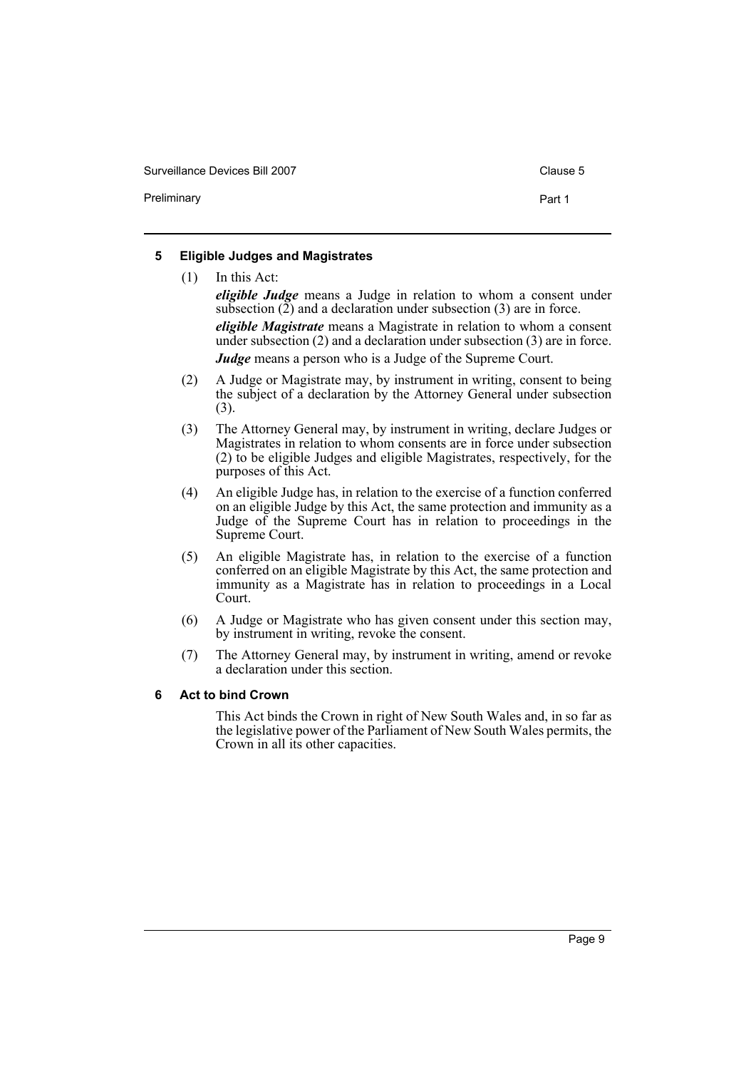## 5 Eligible Judges and Magistrates

(1) In this Act:

***eligible Judge*** means a Judge in relation to whom a consent under subsection (2) and a declaration under subsection (3) are in force.

***eligible Magistrate*** means a Magistrate in relation to whom a consent under subsection (2) and a declaration under subsection (3) are in force.

***Judge*** means a person who is a Judge of the Supreme Court.

(2) A Judge or Magistrate may, by instrument in writing, consent to being the subject of a declaration by the Attorney General under subsection (3).

(3) The Attorney General may, by instrument in writing, declare Judges or Magistrates in relation to whom consents are in force under subsection (2) to be eligible Judges and eligible Magistrates, respectively, for the purposes of this Act.

(4) An eligible Judge has, in relation to the exercise of a function conferred on an eligible Judge by this Act, the same protection and immunity as a Judge of the Supreme Court has in relation to proceedings in the Supreme Court.

(5) An eligible Magistrate has, in relation to the exercise of a function conferred on an eligible Magistrate by this Act, the same protection and immunity as a Magistrate has in relation to proceedings in a Local Court.

(6) A Judge or Magistrate who has given consent under this section may, by instrument in writing, revoke the consent.

(7) The Attorney General may, by instrument in writing, amend or revoke a declaration under this section.

## 6 Act to bind Crown

This Act binds the Crown in right of New South Wales and, in so far as the legislative power of the Parliament of New South Wales permits, the Crown in all its other capacities.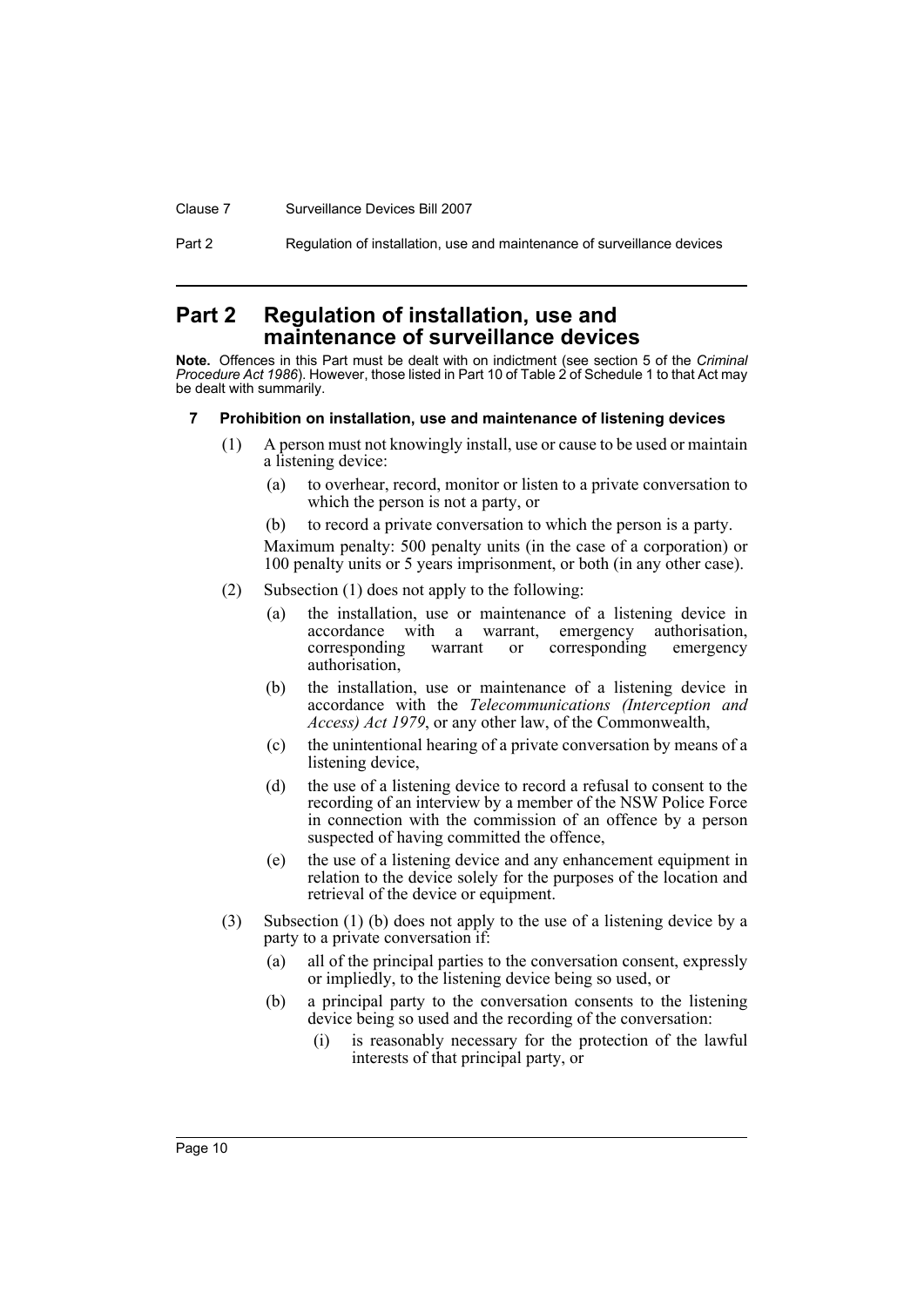# Part 2 Regulation of installation, use and maintenance of surveillance devices

**Note.** Offences in this Part must be dealt with on indictment (see section 5 of the *Criminal Procedure Act 1986*). However, those listed in Part 10 of Table 2 of Schedule 1 to that Act may be dealt with summarily.

### 7 Prohibition on installation, use and maintenance of listening devices

(1) A person must not knowingly install, use or cause to be used or maintain a listening device:

- (a) to overhear, record, monitor or listen to a private conversation to which the person is not a party, or
- (b) to record a private conversation to which the person is a party.

Maximum penalty: 500 penalty units (in the case of a corporation) or 100 penalty units or 5 years imprisonment, or both (in any other case).

(2) Subsection (1) does not apply to the following:

- (a) the installation, use or maintenance of a listening device in accordance with a warrant, emergency authorisation, corresponding warrant or corresponding emergency authorisation,
- (b) the installation, use or maintenance of a listening device in accordance with the *Telecommunications (Interception and Access) Act 1979*, or any other law, of the Commonwealth,
- (c) the unintentional hearing of a private conversation by means of a listening device,
- (d) the use of a listening device to record a refusal to consent to the recording of an interview by a member of the NSW Police Force in connection with the commission of an offence by a person suspected of having committed the offence,
- (e) the use of a listening device and any enhancement equipment in relation to the device solely for the purposes of the location and retrieval of the device or equipment.

(3) Subsection (1) (b) does not apply to the use of a listening device by a party to a private conversation if:

- (a) all of the principal parties to the conversation consent, expressly or impliedly, to the listening device being so used, or
- (b) a principal party to the conversation consents to the listening device being so used and the recording of the conversation:
  - (i) is reasonably necessary for the protection of the lawful interests of that principal party, or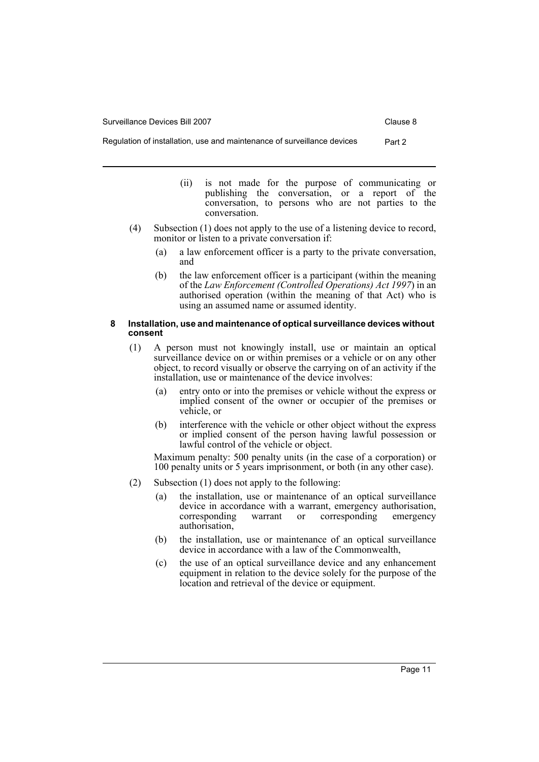(ii) is not made for the purpose of communicating or publishing the conversation, or a report of the conversation, to persons who are not parties to the conversation.

(4) Subsection (1) does not apply to the use of a listening device to record, monitor or listen to a private conversation if:

(a) a law enforcement officer is a party to the private conversation, and

(b) the law enforcement officer is a participant (within the meaning of the *Law Enforcement (Controlled Operations) Act 1997*) in an authorised operation (within the meaning of that Act) who is using an assumed name or assumed identity.

#### 8 Installation, use and maintenance of optical surveillance devices without consent

(1) A person must not knowingly install, use or maintain an optical surveillance device on or within premises or a vehicle or on any other object, to record visually or observe the carrying on of an activity if the installation, use or maintenance of the device involves:

(a) entry onto or into the premises or vehicle without the express or implied consent of the owner or occupier of the premises or vehicle, or

(b) interference with the vehicle or other object without the express or implied consent of the person having lawful possession or lawful control of the vehicle or object.

Maximum penalty: 500 penalty units (in the case of a corporation) or 100 penalty units or 5 years imprisonment, or both (in any other case).

(2) Subsection (1) does not apply to the following:

(a) the installation, use or maintenance of an optical surveillance device in accordance with a warrant, emergency authorisation, corresponding warrant or corresponding emergency authorisation,

(b) the installation, use or maintenance of an optical surveillance device in accordance with a law of the Commonwealth,

(c) the use of an optical surveillance device and any enhancement equipment in relation to the device solely for the purpose of the location and retrieval of the device or equipment.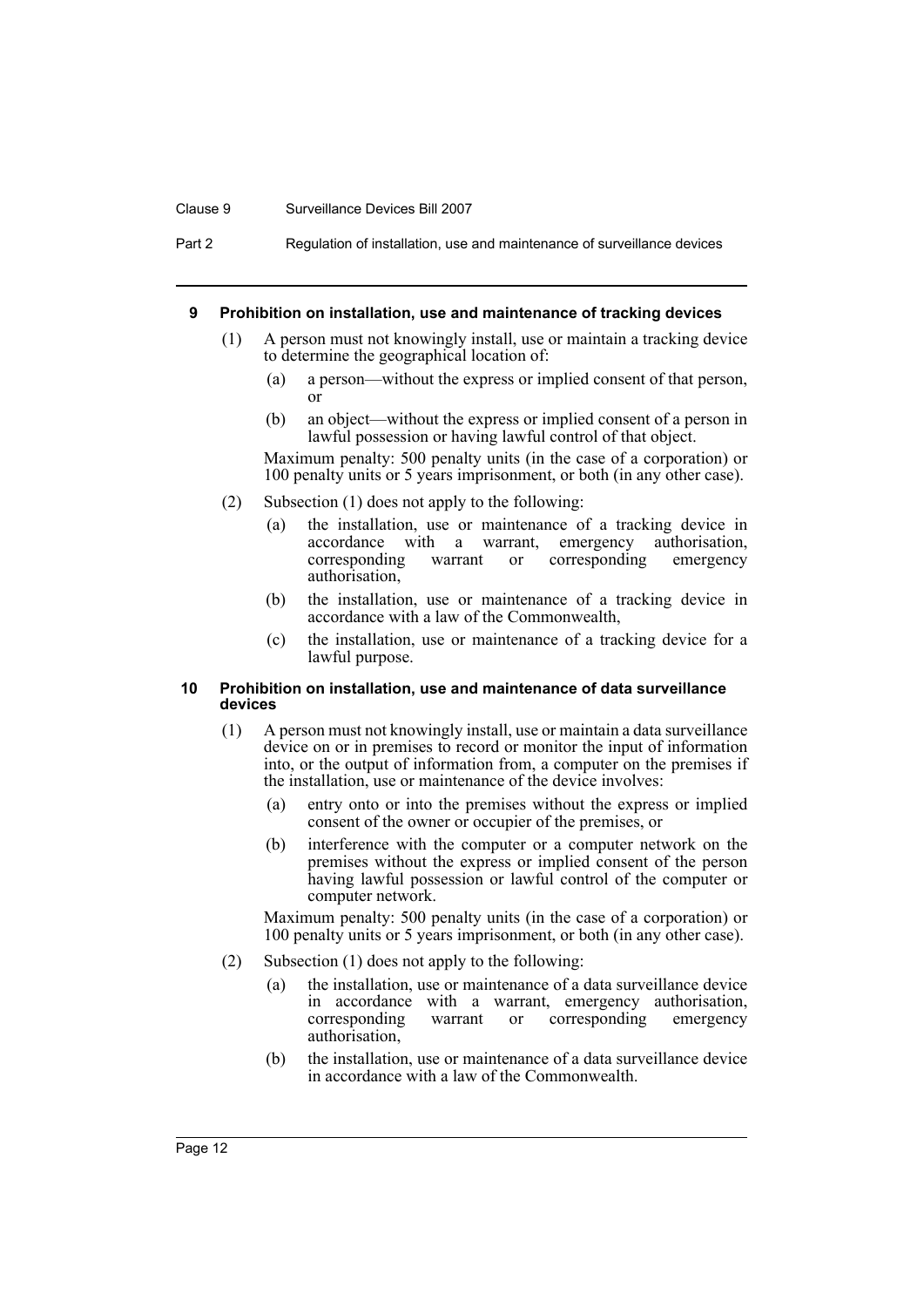### 9 Prohibition on installation, use and maintenance of tracking devices

(1) A person must not knowingly install, use or maintain a tracking device to determine the geographical location of:

- (a) a person—without the express or implied consent of that person, or
- (b) an object—without the express or implied consent of a person in lawful possession or having lawful control of that object.

Maximum penalty: 500 penalty units (in the case of a corporation) or 100 penalty units or 5 years imprisonment, or both (in any other case).

(2) Subsection (1) does not apply to the following:

- (a) the installation, use or maintenance of a tracking device in accordance with a warrant, emergency authorisation, corresponding warrant or corresponding emergency authorisation,
- (b) the installation, use or maintenance of a tracking device in accordance with a law of the Commonwealth,
- (c) the installation, use or maintenance of a tracking device for a lawful purpose.

### 10 Prohibition on installation, use and maintenance of data surveillance devices

(1) A person must not knowingly install, use or maintain a data surveillance device on or in premises to record or monitor the input of information into, or the output of information from, a computer on the premises if the installation, use or maintenance of the device involves:

- (a) entry onto or into the premises without the express or implied consent of the owner or occupier of the premises, or
- (b) interference with the computer or a computer network on the premises without the express or implied consent of the person having lawful possession or lawful control of the computer or computer network.

Maximum penalty: 500 penalty units (in the case of a corporation) or 100 penalty units or 5 years imprisonment, or both (in any other case).

(2) Subsection (1) does not apply to the following:

- (a) the installation, use or maintenance of a data surveillance device in accordance with a warrant, emergency authorisation, corresponding warrant or corresponding emergency authorisation,
- (b) the installation, use or maintenance of a data surveillance device in accordance with a law of the Commonwealth.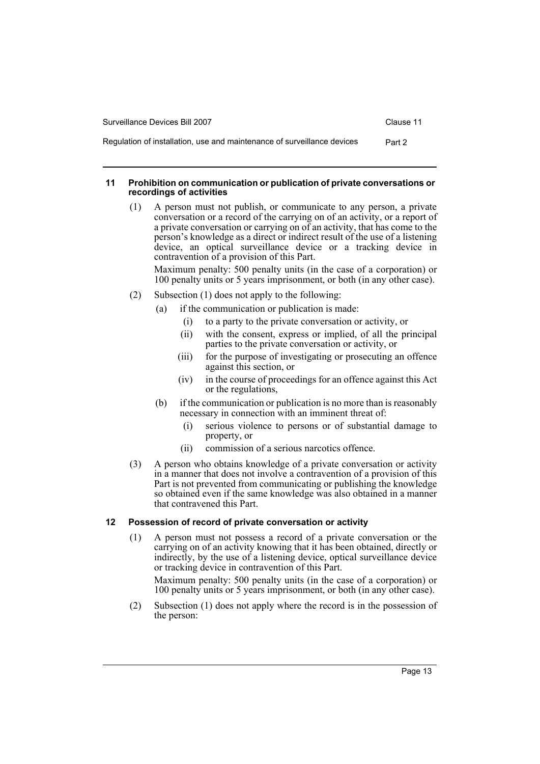### 11 Prohibition on communication or publication of private conversations or recordings of activities

(1) A person must not publish, or communicate to any person, a private conversation or a record of the carrying on of an activity, or a report of a private conversation or carrying on of an activity, that has come to the person's knowledge as a direct or indirect result of the use of a listening device, an optical surveillance device or a tracking device in contravention of a provision of this Part.

Maximum penalty: 500 penalty units (in the case of a corporation) or 100 penalty units or 5 years imprisonment, or both (in any other case).

(2) Subsection (1) does not apply to the following:

- (a) if the communication or publication is made:
  - (i) to a party to the private conversation or activity, or
  - (ii) with the consent, express or implied, of all the principal parties to the private conversation or activity, or
  - (iii) for the purpose of investigating or prosecuting an offence against this section, or
  - (iv) in the course of proceedings for an offence against this Act or the regulations,
- (b) if the communication or publication is no more than is reasonably necessary in connection with an imminent threat of:
  - (i) serious violence to persons or of substantial damage to property, or
  - (ii) commission of a serious narcotics offence.

(3) A person who obtains knowledge of a private conversation or activity in a manner that does not involve a contravention of a provision of this Part is not prevented from communicating or publishing the knowledge so obtained even if the same knowledge was also obtained in a manner that contravened this Part.

### 12 Possession of record of private conversation or activity

(1) A person must not possess a record of a private conversation or the carrying on of an activity knowing that it has been obtained, directly or indirectly, by the use of a listening device, optical surveillance device or tracking device in contravention of this Part.

Maximum penalty: 500 penalty units (in the case of a corporation) or 100 penalty units or 5 years imprisonment, or both (in any other case).

(2) Subsection (1) does not apply where the record is in the possession of the person: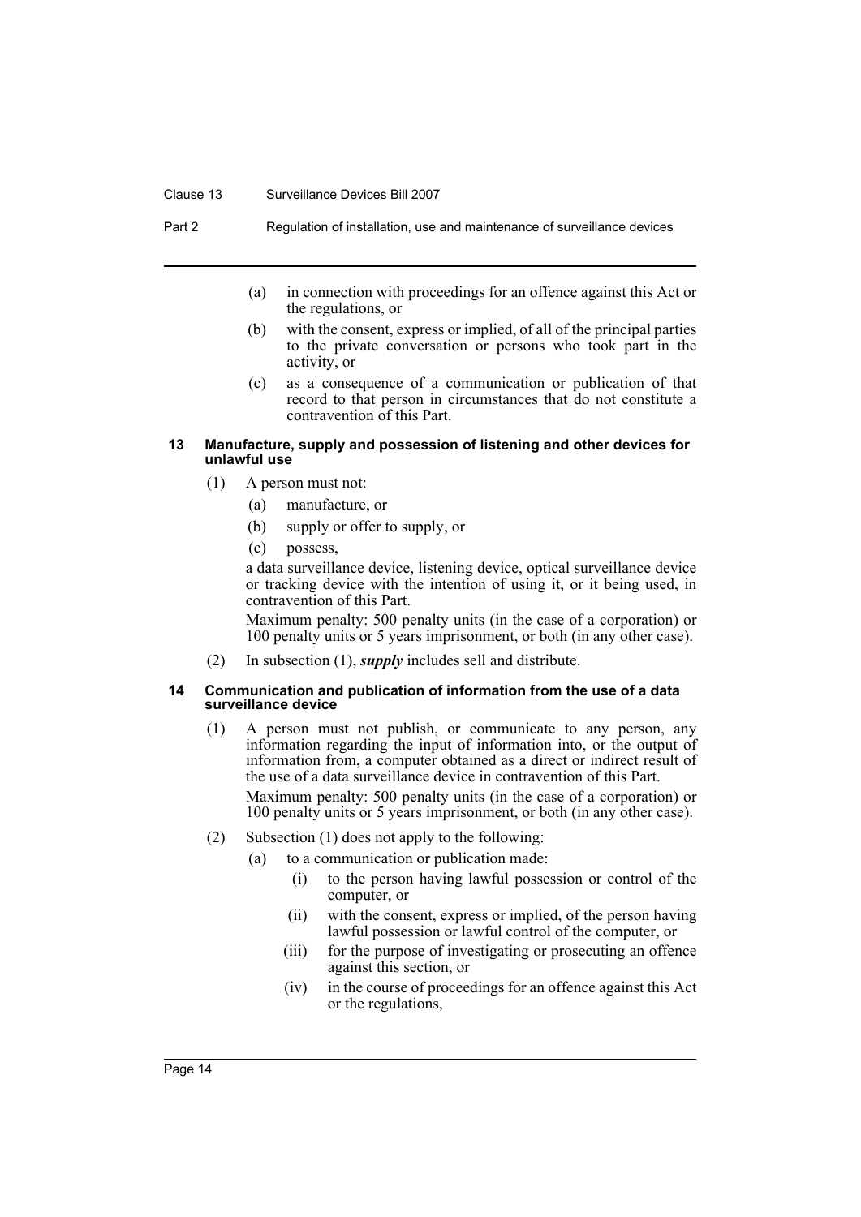(a) in connection with proceedings for an offence against this Act or the regulations, or

(b) with the consent, express or implied, of all of the principal parties to the private conversation or persons who took part in the activity, or

(c) as a consequence of a communication or publication of that record to that person in circumstances that do not constitute a contravention of this Part.

### 13 Manufacture, supply and possession of listening and other devices for unlawful use

(1) A person must not:

- (a) manufacture, or
- (b) supply or offer to supply, or
- (c) possess,

a data surveillance device, listening device, optical surveillance device or tracking device with the intention of using it, or it being used, in contravention of this Part.

Maximum penalty: 500 penalty units (in the case of a corporation) or 100 penalty units or 5 years imprisonment, or both (in any other case).

(2) In subsection (1), ***supply*** includes sell and distribute.

### 14 Communication and publication of information from the use of a data surveillance device

(1) A person must not publish, or communicate to any person, any information regarding the input of information into, or the output of information from, a computer obtained as a direct or indirect result of the use of a data surveillance device in contravention of this Part.

Maximum penalty: 500 penalty units (in the case of a corporation) or 100 penalty units or 5 years imprisonment, or both (in any other case).

(2) Subsection (1) does not apply to the following:

- (a) to a communication or publication made:
  - (i) to the person having lawful possession or control of the computer, or
  - (ii) with the consent, express or implied, of the person having lawful possession or lawful control of the computer, or
  - (iii) for the purpose of investigating or prosecuting an offence against this section, or
  - (iv) in the course of proceedings for an offence against this Act or the regulations,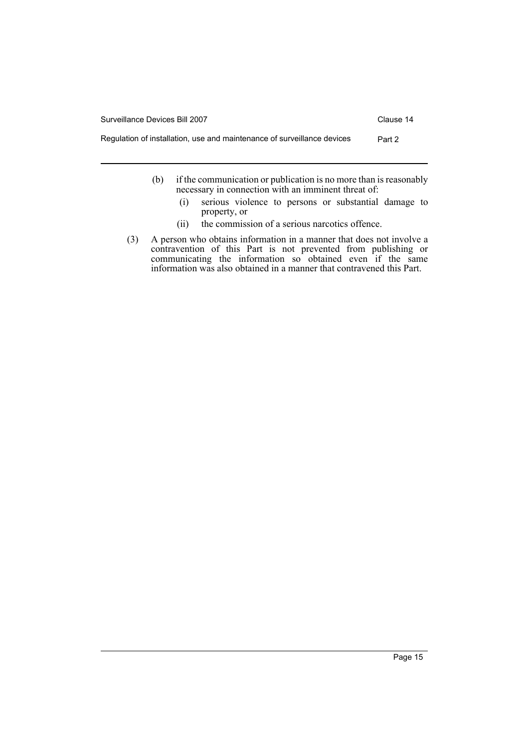(b) if the communication or publication is no more than is reasonably necessary in connection with an imminent threat of:

   (i) serious violence to persons or substantial damage to property, or

   (ii) the commission of a serious narcotics offence.

(3) A person who obtains information in a manner that does not involve a contravention of this Part is not prevented from publishing or communicating the information so obtained even if the same information was also obtained in a manner that contravened this Part.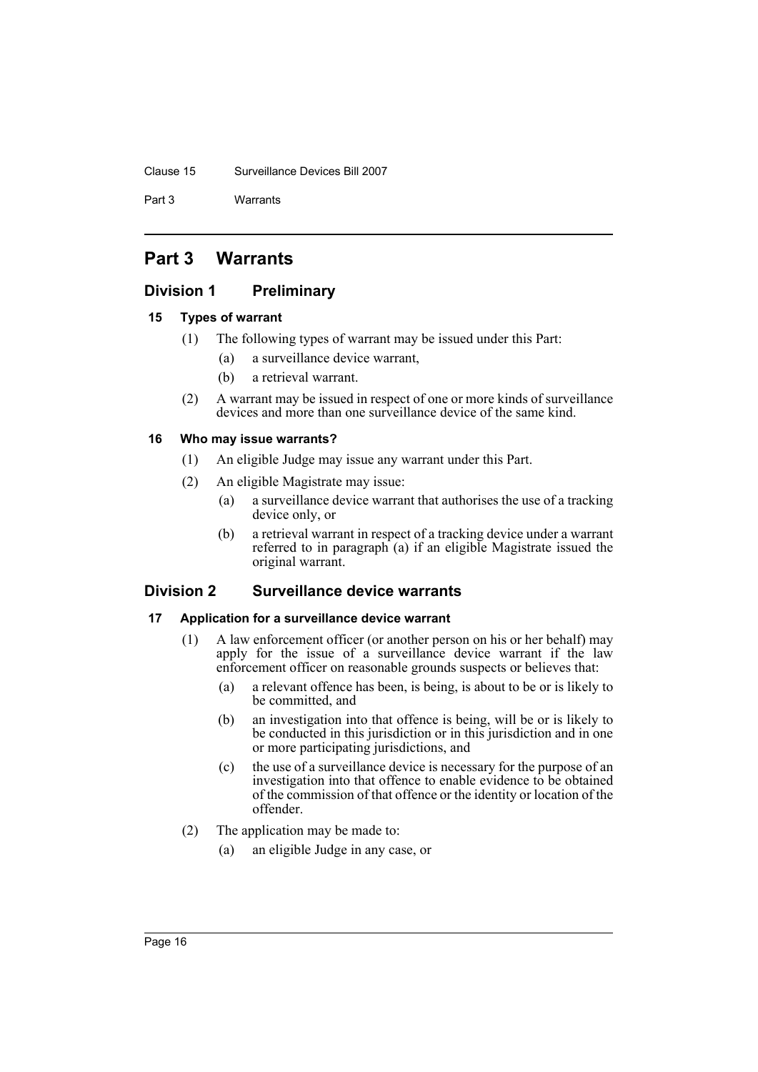# Part 3 Warrants

## Division 1 Preliminary

### 15 Types of warrant

(1) The following types of warrant may be issued under this Part:

(a) a surveillance device warrant,

(b) a retrieval warrant.

(2) A warrant may be issued in respect of one or more kinds of surveillance devices and more than one surveillance device of the same kind.

### 16 Who may issue warrants?

(1) An eligible Judge may issue any warrant under this Part.

(2) An eligible Magistrate may issue:

(a) a surveillance device warrant that authorises the use of a tracking device only, or

(b) a retrieval warrant in respect of a tracking device under a warrant referred to in paragraph (a) if an eligible Magistrate issued the original warrant.

## Division 2 Surveillance device warrants

### 17 Application for a surveillance device warrant

(1) A law enforcement officer (or another person on his or her behalf) may apply for the issue of a surveillance device warrant if the law enforcement officer on reasonable grounds suspects or believes that:

(a) a relevant offence has been, is being, is about to be or is likely to be committed, and

(b) an investigation into that offence is being, will be or is likely to be conducted in this jurisdiction or in this jurisdiction and in one or more participating jurisdictions, and

(c) the use of a surveillance device is necessary for the purpose of an investigation into that offence to enable evidence to be obtained of the commission of that offence or the identity or location of the offender.

(2) The application may be made to:

(a) an eligible Judge in any case, or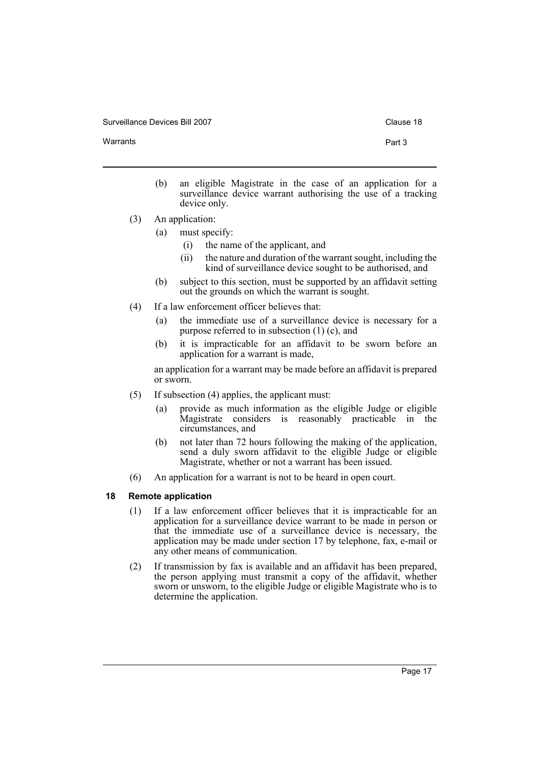(b) an eligible Magistrate in the case of an application for a surveillance device warrant authorising the use of a tracking device only.

(3) An application:

(a) must specify:

(i) the name of the applicant, and

(ii) the nature and duration of the warrant sought, including the kind of surveillance device sought to be authorised, and

(b) subject to this section, must be supported by an affidavit setting out the grounds on which the warrant is sought.

(4) If a law enforcement officer believes that:

(a) the immediate use of a surveillance device is necessary for a purpose referred to in subsection (1) (c), and

(b) it is impracticable for an affidavit to be sworn before an application for a warrant is made,

an application for a warrant may be made before an affidavit is prepared or sworn.

(5) If subsection (4) applies, the applicant must:

(a) provide as much information as the eligible Judge or eligible Magistrate considers is reasonably practicable in the circumstances, and

(b) not later than 72 hours following the making of the application, send a duly sworn affidavit to the eligible Judge or eligible Magistrate, whether or not a warrant has been issued.

(6) An application for a warrant is not to be heard in open court.

### 18 Remote application

(1) If a law enforcement officer believes that it is impracticable for an application for a surveillance device warrant to be made in person or that the immediate use of a surveillance device is necessary, the application may be made under section 17 by telephone, fax, e-mail or any other means of communication.

(2) If transmission by fax is available and an affidavit has been prepared, the person applying must transmit a copy of the affidavit, whether sworn or unsworn, to the eligible Judge or eligible Magistrate who is to determine the application.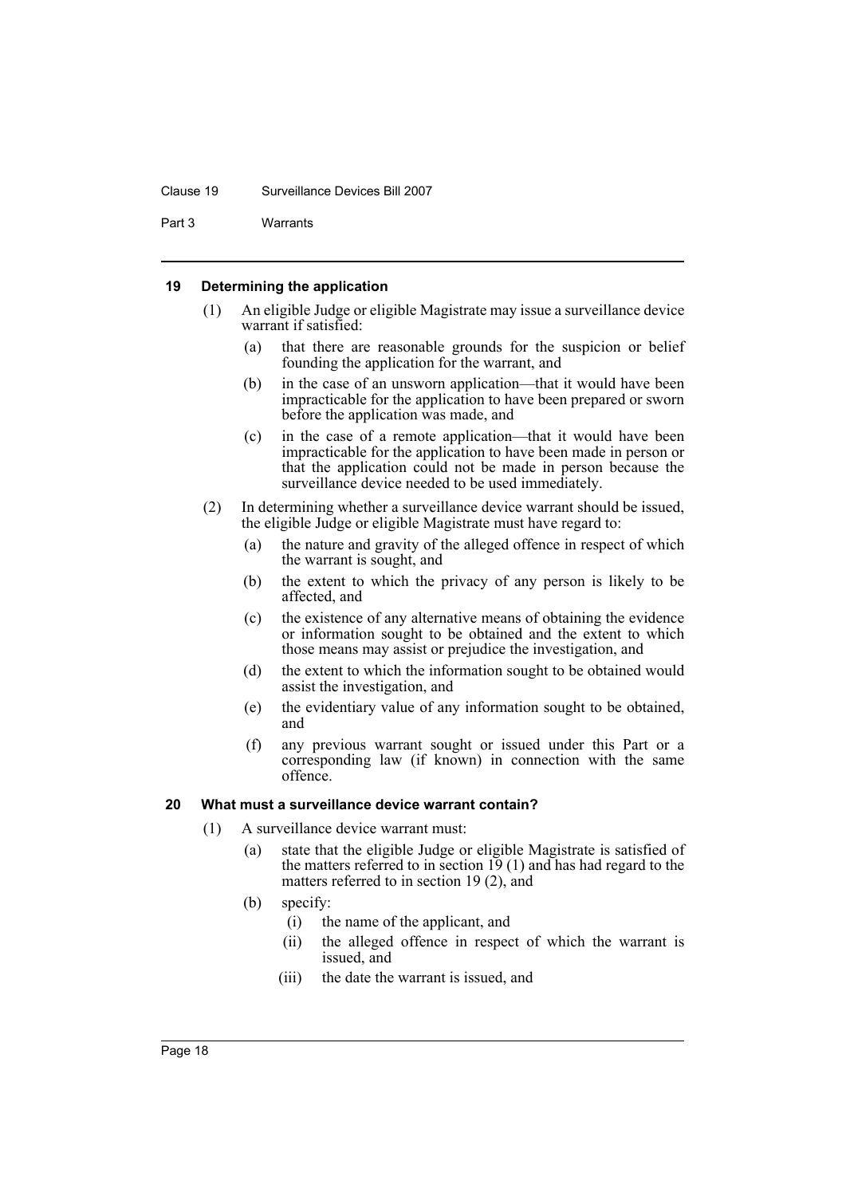### 19 Determining the application

(1) An eligible Judge or eligible Magistrate may issue a surveillance device warrant if satisfied:

   (a) that there are reasonable grounds for the suspicion or belief founding the application for the warrant, and

   (b) in the case of an unsworn application—that it would have been impracticable for the application to have been prepared or sworn before the application was made, and

   (c) in the case of a remote application—that it would have been impracticable for the application to have been made in person or that the application could not be made in person because the surveillance device needed to be used immediately.

(2) In determining whether a surveillance device warrant should be issued, the eligible Judge or eligible Magistrate must have regard to:

   (a) the nature and gravity of the alleged offence in respect of which the warrant is sought, and

   (b) the extent to which the privacy of any person is likely to be affected, and

   (c) the existence of any alternative means of obtaining the evidence or information sought to be obtained and the extent to which those means may assist or prejudice the investigation, and

   (d) the extent to which the information sought to be obtained would assist the investigation, and

   (e) the evidentiary value of any information sought to be obtained, and

   (f) any previous warrant sought or issued under this Part or a corresponding law (if known) in connection with the same offence.

### 20 What must a surveillance device warrant contain?

(1) A surveillance device warrant must:

   (a) state that the eligible Judge or eligible Magistrate is satisfied of the matters referred to in section 19 (1) and has had regard to the matters referred to in section 19 (2), and

   (b) specify:

      (i) the name of the applicant, and

      (ii) the alleged offence in respect of which the warrant is issued, and

      (iii) the date the warrant is issued, and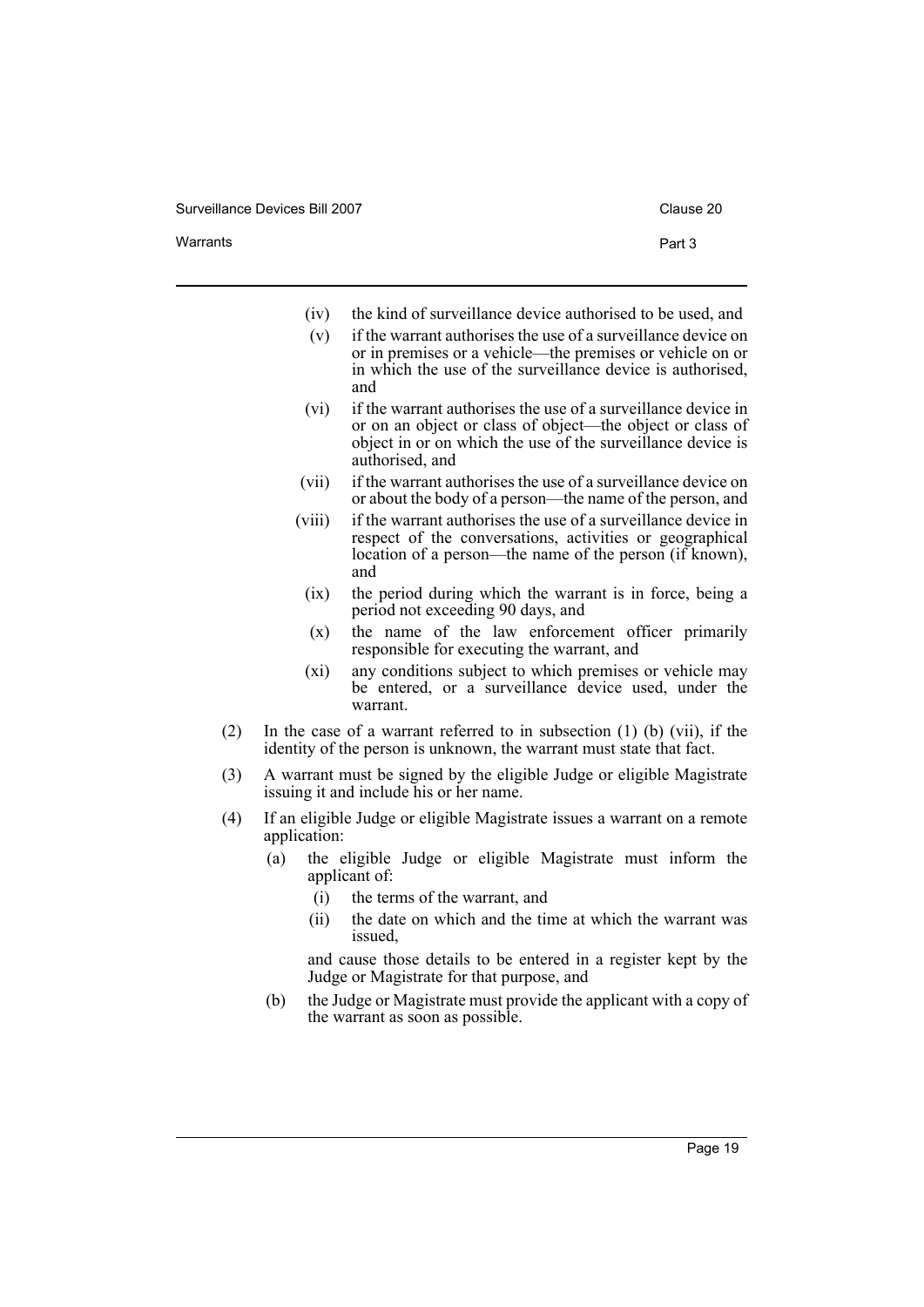(iv) the kind of surveillance device authorised to be used, and

(v) if the warrant authorises the use of a surveillance device on or in premises or a vehicle—the premises or vehicle on or in which the use of the surveillance device is authorised, and

(vi) if the warrant authorises the use of a surveillance device in or on an object or class of object—the object or class of object in or on which the use of the surveillance device is authorised, and

(vii) if the warrant authorises the use of a surveillance device on or about the body of a person—the name of the person, and

(viii) if the warrant authorises the use of a surveillance device in respect of the conversations, activities or geographical location of a person—the name of the person (if known), and

(ix) the period during which the warrant is in force, being a period not exceeding 90 days, and

(x) the name of the law enforcement officer primarily responsible for executing the warrant, and

(xi) any conditions subject to which premises or vehicle may be entered, or a surveillance device used, under the warrant.

(2) In the case of a warrant referred to in subsection (1) (b) (vii), if the identity of the person is unknown, the warrant must state that fact.

(3) A warrant must be signed by the eligible Judge or eligible Magistrate issuing it and include his or her name.

(4) If an eligible Judge or eligible Magistrate issues a warrant on a remote application:

(a) the eligible Judge or eligible Magistrate must inform the applicant of:

(i) the terms of the warrant, and

(ii) the date on which and the time at which the warrant was issued,

and cause those details to be entered in a register kept by the Judge or Magistrate for that purpose, and

(b) the Judge or Magistrate must provide the applicant with a copy of the warrant as soon as possible.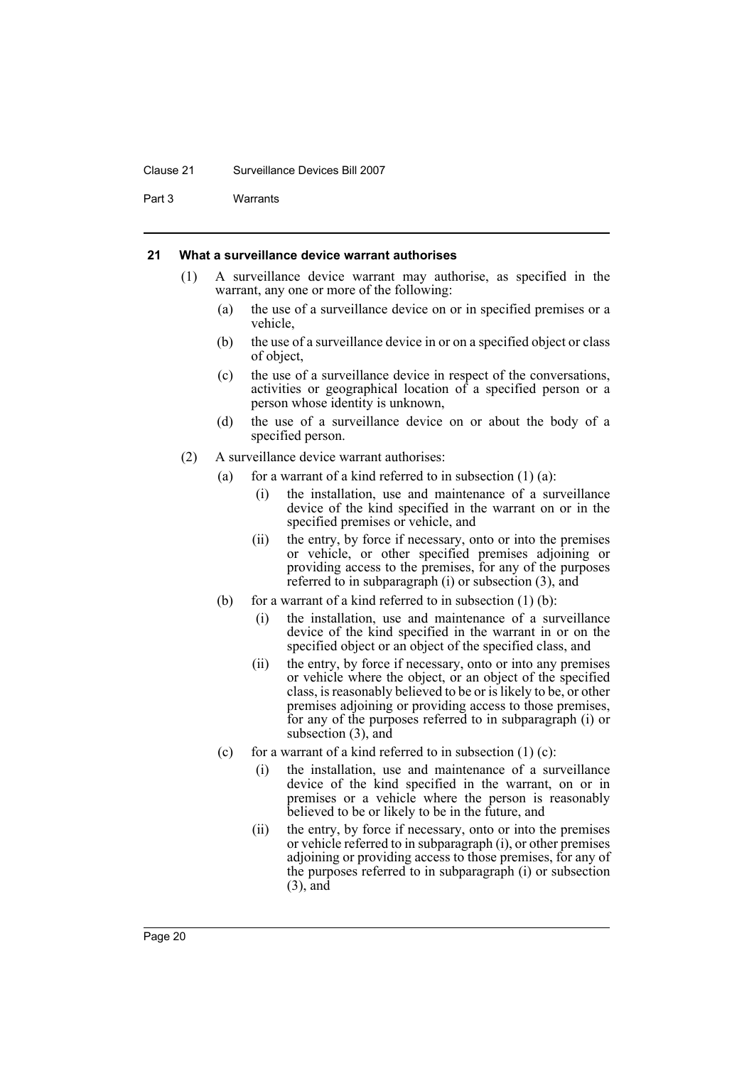#### 21 What a surveillance device warrant authorises

(1) A surveillance device warrant may authorise, as specified in the warrant, any one or more of the following:

- (a) the use of a surveillance device on or in specified premises or a vehicle,
- (b) the use of a surveillance device in or on a specified object or class of object,
- (c) the use of a surveillance device in respect of the conversations, activities or geographical location of a specified person or a person whose identity is unknown,
- (d) the use of a surveillance device on or about the body of a specified person.

(2) A surveillance device warrant authorises:

- (a) for a warrant of a kind referred to in subsection (1) (a):
  - (i) the installation, use and maintenance of a surveillance device of the kind specified in the warrant on or in the specified premises or vehicle, and
  - (ii) the entry, by force if necessary, onto or into the premises or vehicle, or other specified premises adjoining or providing access to the premises, for any of the purposes referred to in subparagraph (i) or subsection (3), and
- (b) for a warrant of a kind referred to in subsection (1) (b):
  - (i) the installation, use and maintenance of a surveillance device of the kind specified in the warrant in or on the specified object or an object of the specified class, and
  - (ii) the entry, by force if necessary, onto or into any premises or vehicle where the object, or an object of the specified class, is reasonably believed to be or is likely to be, or other premises adjoining or providing access to those premises, for any of the purposes referred to in subparagraph (i) or subsection (3), and
- (c) for a warrant of a kind referred to in subsection (1) (c):
  - (i) the installation, use and maintenance of a surveillance device of the kind specified in the warrant, on or in premises or a vehicle where the person is reasonably believed to be or likely to be in the future, and
  - (ii) the entry, by force if necessary, onto or into the premises or vehicle referred to in subparagraph (i), or other premises adjoining or providing access to those premises, for any of the purposes referred to in subparagraph (i) or subsection (3), and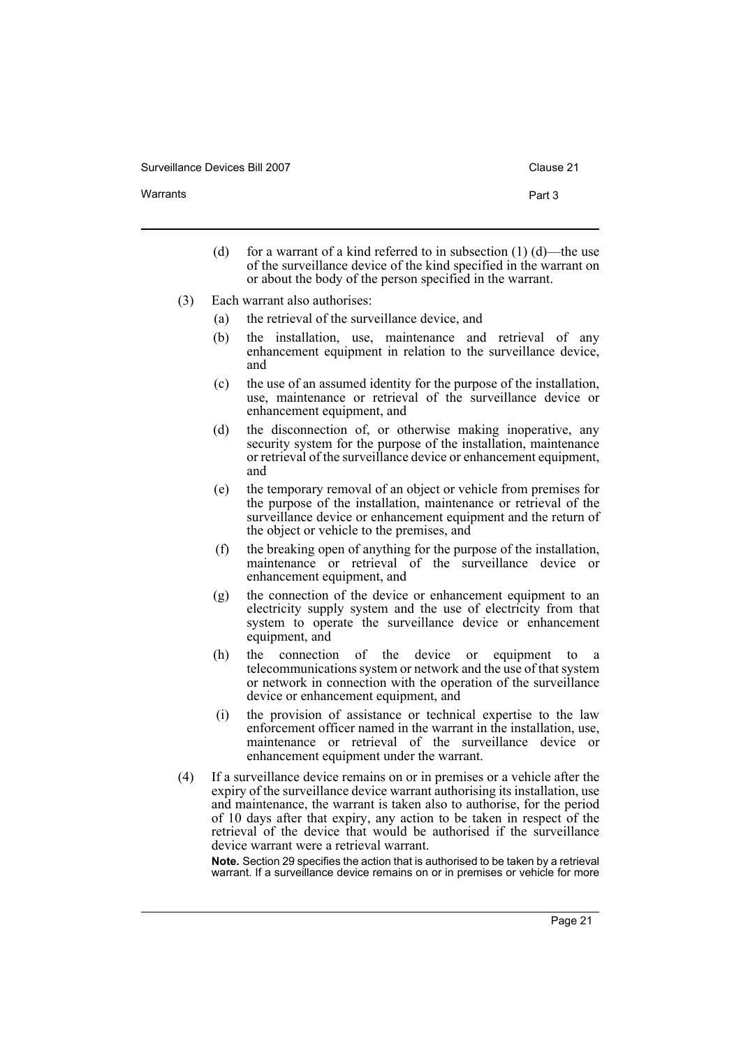(d) for a warrant of a kind referred to in subsection (1) (d)—the use of the surveillance device of the kind specified in the warrant on or about the body of the person specified in the warrant.

(3) Each warrant also authorises:

(a) the retrieval of the surveillance device, and

(b) the installation, use, maintenance and retrieval of any enhancement equipment in relation to the surveillance device, and

(c) the use of an assumed identity for the purpose of the installation, use, maintenance or retrieval of the surveillance device or enhancement equipment, and

(d) the disconnection of, or otherwise making inoperative, any security system for the purpose of the installation, maintenance or retrieval of the surveillance device or enhancement equipment, and

(e) the temporary removal of an object or vehicle from premises for the purpose of the installation, maintenance or retrieval of the surveillance device or enhancement equipment and the return of the object or vehicle to the premises, and

(f) the breaking open of anything for the purpose of the installation, maintenance or retrieval of the surveillance device or enhancement equipment, and

(g) the connection of the device or enhancement equipment to an electricity supply system and the use of electricity from that system to operate the surveillance device or enhancement equipment, and

(h) the connection of the device or equipment to a telecommunications system or network and the use of that system or network in connection with the operation of the surveillance device or enhancement equipment, and

(i) the provision of assistance or technical expertise to the law enforcement officer named in the warrant in the installation, use, maintenance or retrieval of the surveillance device or enhancement equipment under the warrant.

(4) If a surveillance device remains on or in premises or a vehicle after the expiry of the surveillance device warrant authorising its installation, use and maintenance, the warrant is taken also to authorise, for the period of 10 days after that expiry, any action to be taken in respect of the retrieval of the device that would be authorised if the surveillance device warrant were a retrieval warrant.

**Note.** Section 29 specifies the action that is authorised to be taken by a retrieval warrant. If a surveillance device remains on or in premises or vehicle for more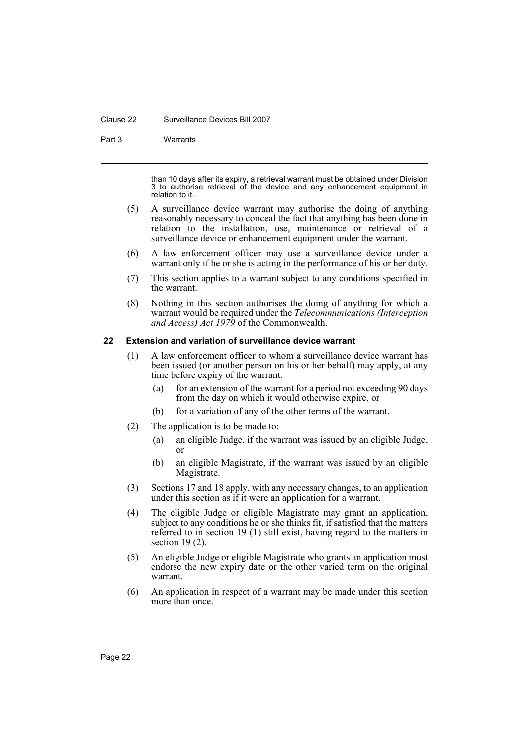than 10 days after its expiry, a retrieval warrant must be obtained under Division 3 to authorise retrieval of the device and any enhancement equipment in relation to it.

(5) A surveillance device warrant may authorise the doing of anything reasonably necessary to conceal the fact that anything has been done in relation to the installation, use, maintenance or retrieval of a surveillance device or enhancement equipment under the warrant.

(6) A law enforcement officer may use a surveillance device under a warrant only if he or she is acting in the performance of his or her duty.

(7) This section applies to a warrant subject to any conditions specified in the warrant.

(8) Nothing in this section authorises the doing of anything for which a warrant would be required under the *Telecommunications (Interception and Access) Act 1979* of the Commonwealth.

### 22 Extension and variation of surveillance device warrant

(1) A law enforcement officer to whom a surveillance device warrant has been issued (or another person on his or her behalf) may apply, at any time before expiry of the warrant:

  (a) for an extension of the warrant for a period not exceeding 90 days from the day on which it would otherwise expire, or

  (b) for a variation of any of the other terms of the warrant.

(2) The application is to be made to:

  (a) an eligible Judge, if the warrant was issued by an eligible Judge, or

  (b) an eligible Magistrate, if the warrant was issued by an eligible Magistrate.

(3) Sections 17 and 18 apply, with any necessary changes, to an application under this section as if it were an application for a warrant.

(4) The eligible Judge or eligible Magistrate may grant an application, subject to any conditions he or she thinks fit, if satisfied that the matters referred to in section 19 (1) still exist, having regard to the matters in section 19 (2).

(5) An eligible Judge or eligible Magistrate who grants an application must endorse the new expiry date or the other varied term on the original warrant.

(6) An application in respect of a warrant may be made under this section more than once.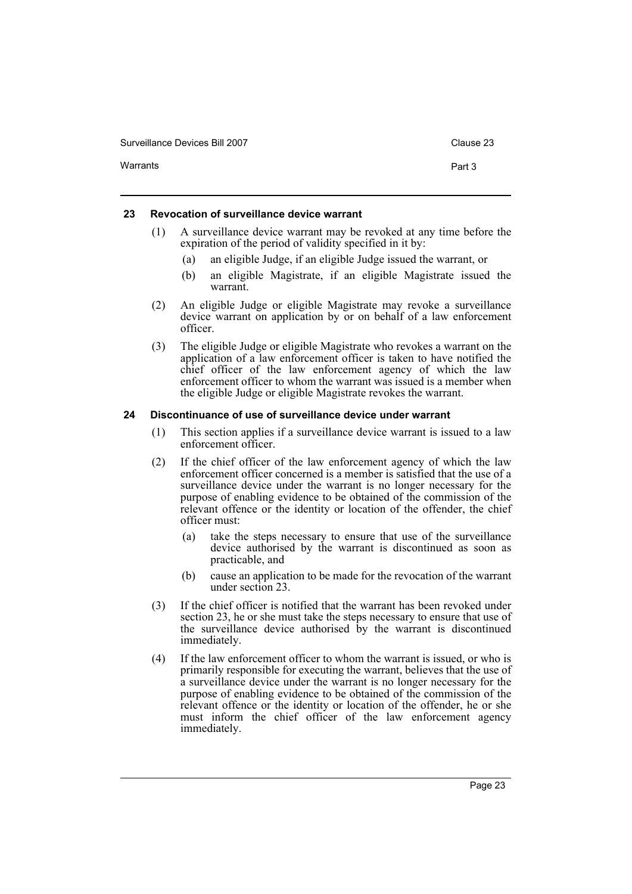### 23 Revocation of surveillance device warrant

(1) A surveillance device warrant may be revoked at any time before the expiration of the period of validity specified in it by:

- (a) an eligible Judge, if an eligible Judge issued the warrant, or
- (b) an eligible Magistrate, if an eligible Magistrate issued the warrant.

(2) An eligible Judge or eligible Magistrate may revoke a surveillance device warrant on application by or on behalf of a law enforcement officer.

(3) The eligible Judge or eligible Magistrate who revokes a warrant on the application of a law enforcement officer is taken to have notified the chief officer of the law enforcement agency of which the law enforcement officer to whom the warrant was issued is a member when the eligible Judge or eligible Magistrate revokes the warrant.

### 24 Discontinuance of use of surveillance device under warrant

(1) This section applies if a surveillance device warrant is issued to a law enforcement officer.

(2) If the chief officer of the law enforcement agency of which the law enforcement officer concerned is a member is satisfied that the use of a surveillance device under the warrant is no longer necessary for the purpose of enabling evidence to be obtained of the commission of the relevant offence or the identity or location of the offender, the chief officer must:

- (a) take the steps necessary to ensure that use of the surveillance device authorised by the warrant is discontinued as soon as practicable, and
- (b) cause an application to be made for the revocation of the warrant under section 23.

(3) If the chief officer is notified that the warrant has been revoked under section 23, he or she must take the steps necessary to ensure that use of the surveillance device authorised by the warrant is discontinued immediately.

(4) If the law enforcement officer to whom the warrant is issued, or who is primarily responsible for executing the warrant, believes that the use of a surveillance device under the warrant is no longer necessary for the purpose of enabling evidence to be obtained of the commission of the relevant offence or the identity or location of the offender, he or she must inform the chief officer of the law enforcement agency immediately.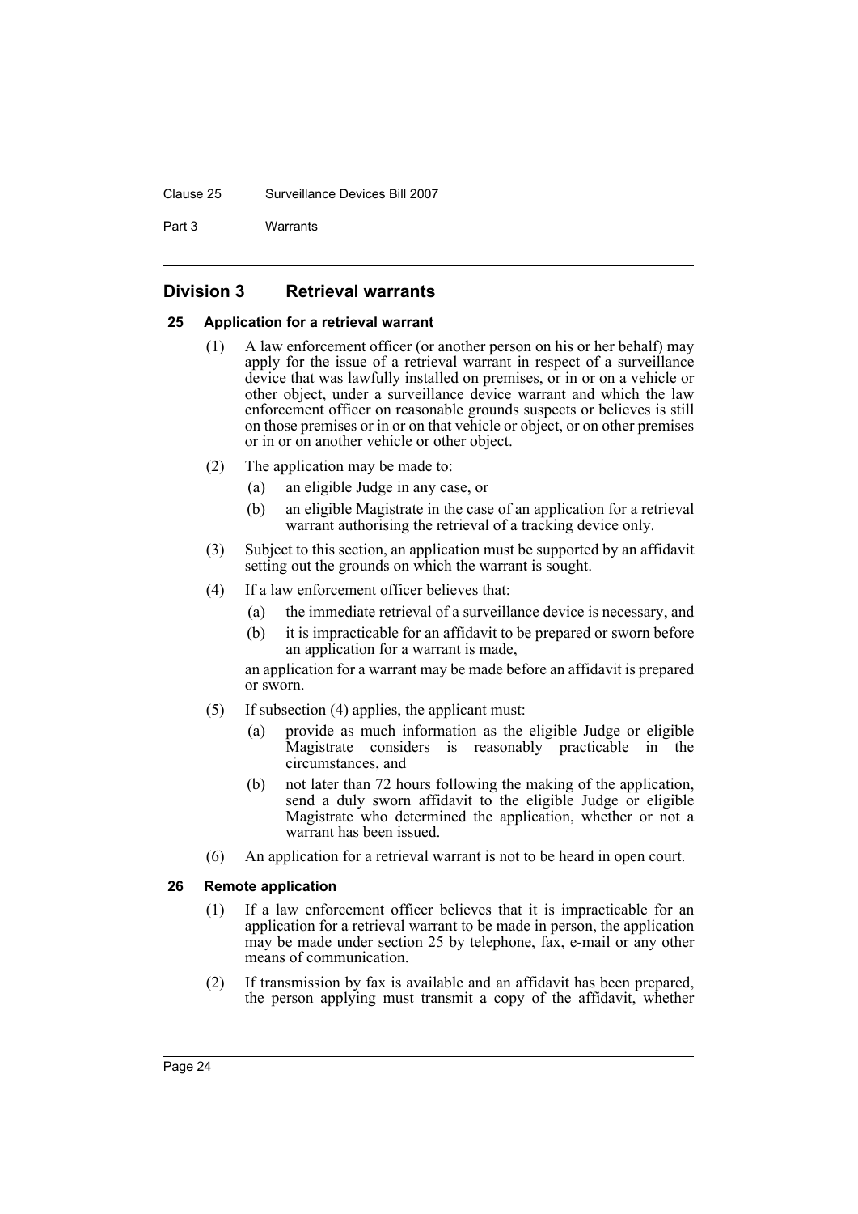## Division 3 Retrieval warrants

### 25 Application for a retrieval warrant

(1) A law enforcement officer (or another person on his or her behalf) may apply for the issue of a retrieval warrant in respect of a surveillance device that was lawfully installed on premises, or in or on a vehicle or other object, under a surveillance device warrant and which the law enforcement officer on reasonable grounds suspects or believes is still on those premises or in or on that vehicle or object, or on other premises or in or on another vehicle or other object.

(2) The application may be made to:

- (a) an eligible Judge in any case, or
- (b) an eligible Magistrate in the case of an application for a retrieval warrant authorising the retrieval of a tracking device only.

(3) Subject to this section, an application must be supported by an affidavit setting out the grounds on which the warrant is sought.

(4) If a law enforcement officer believes that:

- (a) the immediate retrieval of a surveillance device is necessary, and
- (b) it is impracticable for an affidavit to be prepared or sworn before an application for a warrant is made,

an application for a warrant may be made before an affidavit is prepared or sworn.

(5) If subsection (4) applies, the applicant must:

- (a) provide as much information as the eligible Judge or eligible Magistrate considers is reasonably practicable in the circumstances, and
- (b) not later than 72 hours following the making of the application, send a duly sworn affidavit to the eligible Judge or eligible Magistrate who determined the application, whether or not a warrant has been issued.

(6) An application for a retrieval warrant is not to be heard in open court.

### 26 Remote application

(1) If a law enforcement officer believes that it is impracticable for an application for a retrieval warrant to be made in person, the application may be made under section 25 by telephone, fax, e-mail or any other means of communication.

(2) If transmission by fax is available and an affidavit has been prepared, the person applying must transmit a copy of the affidavit, whether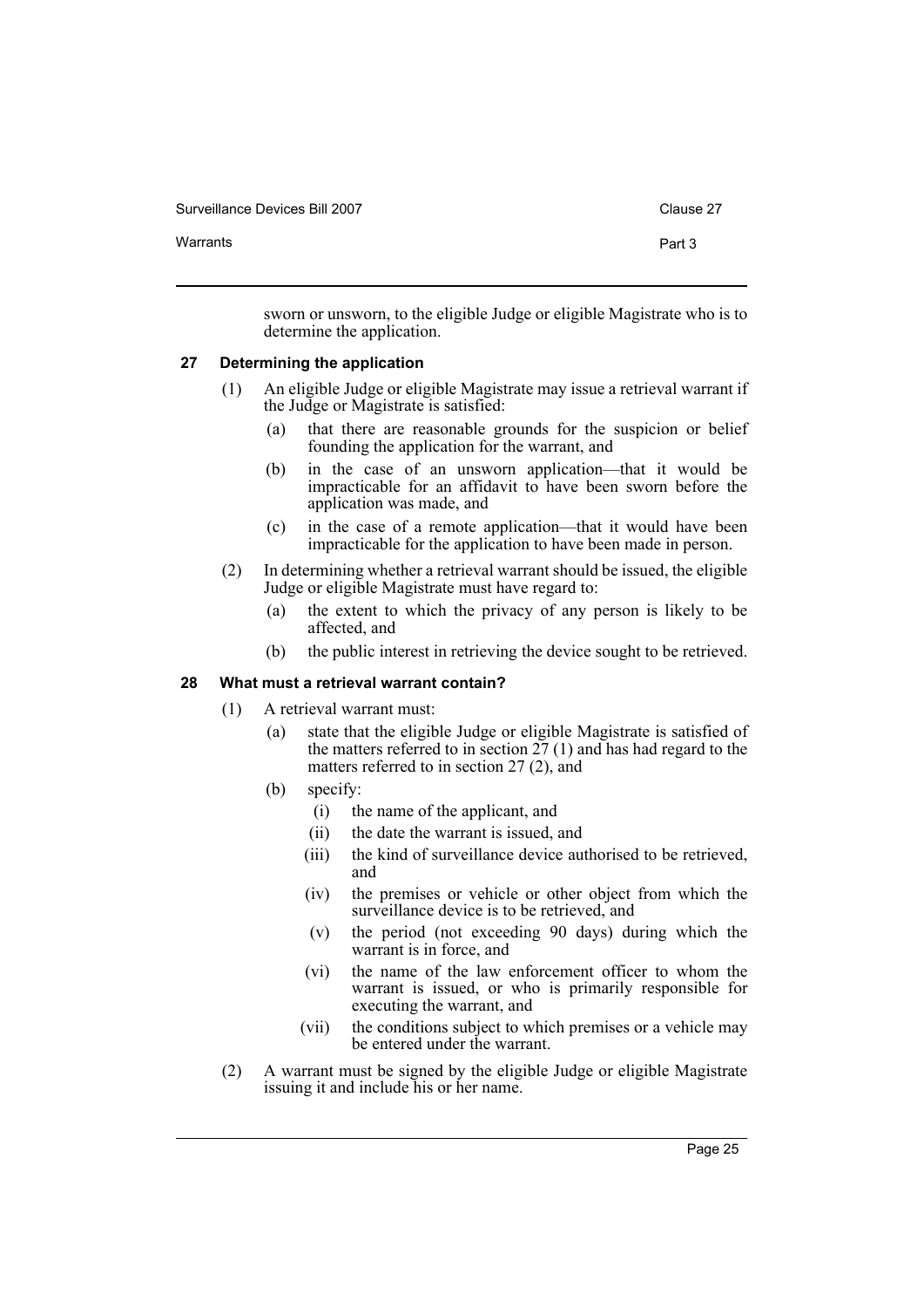sworn or unsworn, to the eligible Judge or eligible Magistrate who is to determine the application.

### 27 Determining the application

(1) An eligible Judge or eligible Magistrate may issue a retrieval warrant if the Judge or Magistrate is satisfied:

- (a) that there are reasonable grounds for the suspicion or belief founding the application for the warrant, and
- (b) in the case of an unsworn application—that it would be impracticable for an affidavit to have been sworn before the application was made, and
- (c) in the case of a remote application—that it would have been impracticable for the application to have been made in person.

(2) In determining whether a retrieval warrant should be issued, the eligible Judge or eligible Magistrate must have regard to:

- (a) the extent to which the privacy of any person is likely to be affected, and
- (b) the public interest in retrieving the device sought to be retrieved.

### 28 What must a retrieval warrant contain?

(1) A retrieval warrant must:

- (a) state that the eligible Judge or eligible Magistrate is satisfied of the matters referred to in section 27 (1) and has had regard to the matters referred to in section 27 (2), and
- (b) specify:
  - (i) the name of the applicant, and
  - (ii) the date the warrant is issued, and
  - (iii) the kind of surveillance device authorised to be retrieved, and
  - (iv) the premises or vehicle or other object from which the surveillance device is to be retrieved, and
  - (v) the period (not exceeding 90 days) during which the warrant is in force, and
  - (vi) the name of the law enforcement officer to whom the warrant is issued, or who is primarily responsible for executing the warrant, and
  - (vii) the conditions subject to which premises or a vehicle may be entered under the warrant.

(2) A warrant must be signed by the eligible Judge or eligible Magistrate issuing it and include his or her name.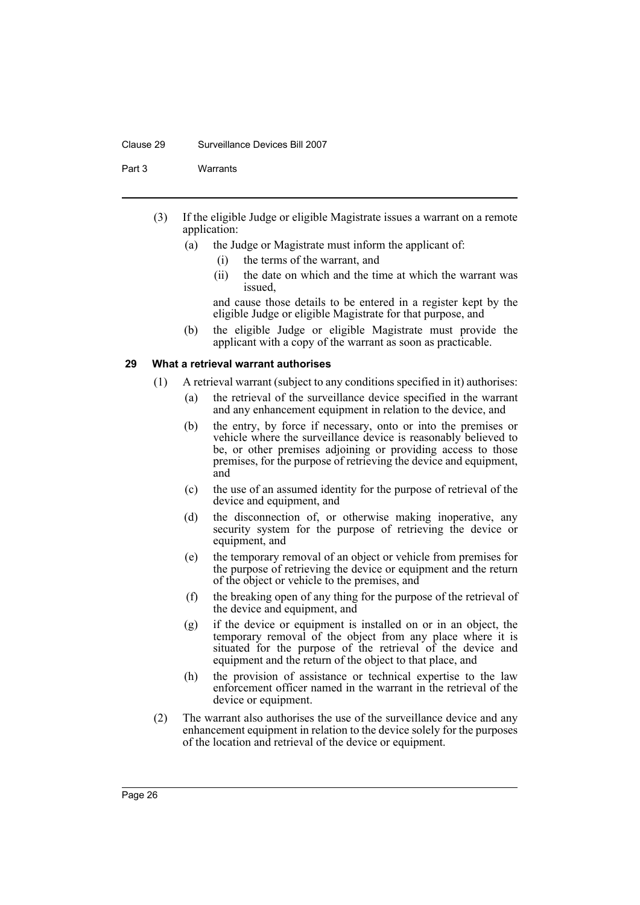(3) If the eligible Judge or eligible Magistrate issues a warrant on a remote application:

(a) the Judge or Magistrate must inform the applicant of:

(i) the terms of the warrant, and

(ii) the date on which and the time at which the warrant was issued,

and cause those details to be entered in a register kept by the eligible Judge or eligible Magistrate for that purpose, and

(b) the eligible Judge or eligible Magistrate must provide the applicant with a copy of the warrant as soon as practicable.

### 29 What a retrieval warrant authorises

(1) A retrieval warrant (subject to any conditions specified in it) authorises:

(a) the retrieval of the surveillance device specified in the warrant and any enhancement equipment in relation to the device, and

(b) the entry, by force if necessary, onto or into the premises or vehicle where the surveillance device is reasonably believed to be, or other premises adjoining or providing access to those premises, for the purpose of retrieving the device and equipment, and

(c) the use of an assumed identity for the purpose of retrieval of the device and equipment, and

(d) the disconnection of, or otherwise making inoperative, any security system for the purpose of retrieving the device or equipment, and

(e) the temporary removal of an object or vehicle from premises for the purpose of retrieving the device or equipment and the return of the object or vehicle to the premises, and

(f) the breaking open of any thing for the purpose of the retrieval of the device and equipment, and

(g) if the device or equipment is installed on or in an object, the temporary removal of the object from any place where it is situated for the purpose of the retrieval of the device and equipment and the return of the object to that place, and

(h) the provision of assistance or technical expertise to the law enforcement officer named in the warrant in the retrieval of the device or equipment.

(2) The warrant also authorises the use of the surveillance device and any enhancement equipment in relation to the device solely for the purposes of the location and retrieval of the device or equipment.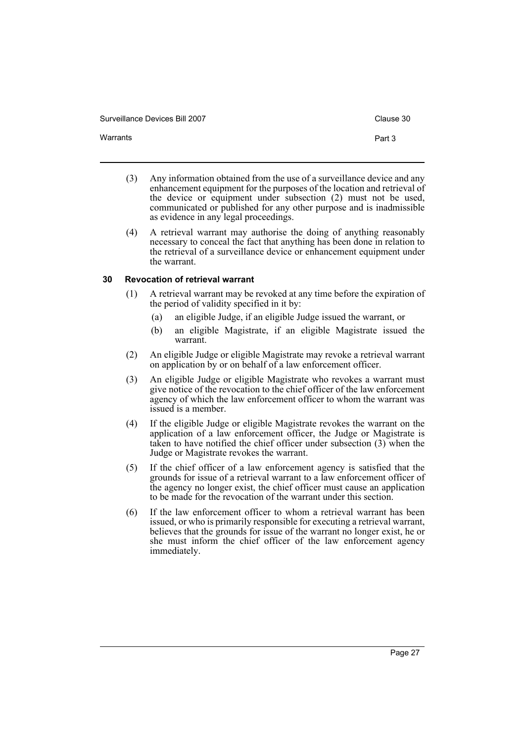(3) Any information obtained from the use of a surveillance device and any enhancement equipment for the purposes of the location and retrieval of the device or equipment under subsection (2) must not be used, communicated or published for any other purpose and is inadmissible as evidence in any legal proceedings.

(4) A retrieval warrant may authorise the doing of anything reasonably necessary to conceal the fact that anything has been done in relation to the retrieval of a surveillance device or enhancement equipment under the warrant.

### 30 Revocation of retrieval warrant

(1) A retrieval warrant may be revoked at any time before the expiration of the period of validity specified in it by:

(a) an eligible Judge, if an eligible Judge issued the warrant, or

(b) an eligible Magistrate, if an eligible Magistrate issued the warrant.

(2) An eligible Judge or eligible Magistrate may revoke a retrieval warrant on application by or on behalf of a law enforcement officer.

(3) An eligible Judge or eligible Magistrate who revokes a warrant must give notice of the revocation to the chief officer of the law enforcement agency of which the law enforcement officer to whom the warrant was issued is a member.

(4) If the eligible Judge or eligible Magistrate revokes the warrant on the application of a law enforcement officer, the Judge or Magistrate is taken to have notified the chief officer under subsection (3) when the Judge or Magistrate revokes the warrant.

(5) If the chief officer of a law enforcement agency is satisfied that the grounds for issue of a retrieval warrant to a law enforcement officer of the agency no longer exist, the chief officer must cause an application to be made for the revocation of the warrant under this section.

(6) If the law enforcement officer to whom a retrieval warrant has been issued, or who is primarily responsible for executing a retrieval warrant, believes that the grounds for issue of the warrant no longer exist, he or she must inform the chief officer of the law enforcement agency immediately.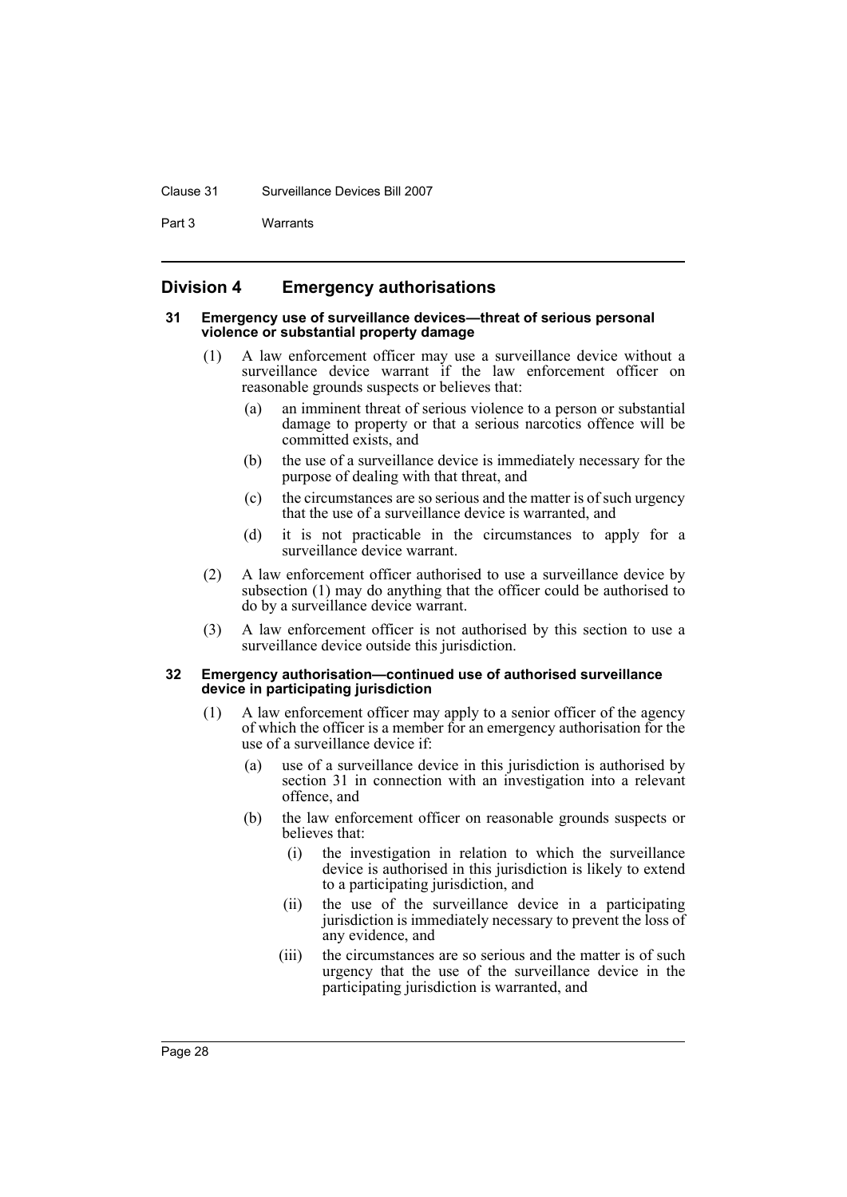## Division 4 Emergency authorisations

### 31 Emergency use of surveillance devices—threat of serious personal violence or substantial property damage

(1) A law enforcement officer may use a surveillance device without a surveillance device warrant if the law enforcement officer on reasonable grounds suspects or believes that:

- (a) an imminent threat of serious violence to a person or substantial damage to property or that a serious narcotics offence will be committed exists, and
- (b) the use of a surveillance device is immediately necessary for the purpose of dealing with that threat, and
- (c) the circumstances are so serious and the matter is of such urgency that the use of a surveillance device is warranted, and
- (d) it is not practicable in the circumstances to apply for a surveillance device warrant.

(2) A law enforcement officer authorised to use a surveillance device by subsection (1) may do anything that the officer could be authorised to do by a surveillance device warrant.

(3) A law enforcement officer is not authorised by this section to use a surveillance device outside this jurisdiction.

### 32 Emergency authorisation—continued use of authorised surveillance device in participating jurisdiction

(1) A law enforcement officer may apply to a senior officer of the agency of which the officer is a member for an emergency authorisation for the use of a surveillance device if:

- (a) use of a surveillance device in this jurisdiction is authorised by section 31 in connection with an investigation into a relevant offence, and
- (b) the law enforcement officer on reasonable grounds suspects or believes that:
  - (i) the investigation in relation to which the surveillance device is authorised in this jurisdiction is likely to extend to a participating jurisdiction, and
  - (ii) the use of the surveillance device in a participating jurisdiction is immediately necessary to prevent the loss of any evidence, and
  - (iii) the circumstances are so serious and the matter is of such urgency that the use of the surveillance device in the participating jurisdiction is warranted, and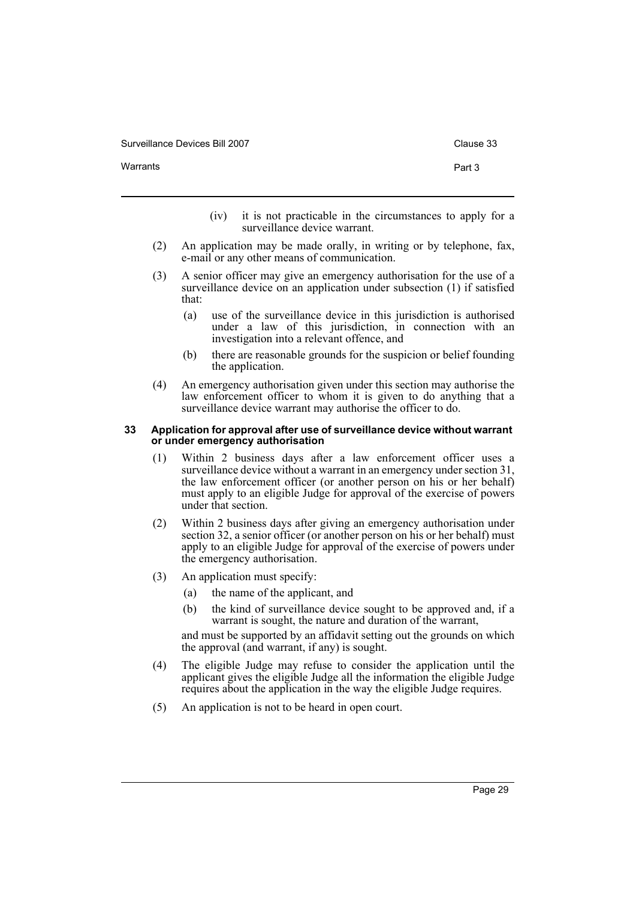(iv) it is not practicable in the circumstances to apply for a surveillance device warrant.

(2) An application may be made orally, in writing or by telephone, fax, e-mail or any other means of communication.

(3) A senior officer may give an emergency authorisation for the use of a surveillance device on an application under subsection (1) if satisfied that:

(a) use of the surveillance device in this jurisdiction is authorised under a law of this jurisdiction, in connection with an investigation into a relevant offence, and

(b) there are reasonable grounds for the suspicion or belief founding the application.

(4) An emergency authorisation given under this section may authorise the law enforcement officer to whom it is given to do anything that a surveillance device warrant may authorise the officer to do.

### 33 Application for approval after use of surveillance device without warrant or under emergency authorisation

(1) Within 2 business days after a law enforcement officer uses a surveillance device without a warrant in an emergency under section 31, the law enforcement officer (or another person on his or her behalf) must apply to an eligible Judge for approval of the exercise of powers under that section.

(2) Within 2 business days after giving an emergency authorisation under section 32, a senior officer (or another person on his or her behalf) must apply to an eligible Judge for approval of the exercise of powers under the emergency authorisation.

(3) An application must specify:

(a) the name of the applicant, and

(b) the kind of surveillance device sought to be approved and, if a warrant is sought, the nature and duration of the warrant,

and must be supported by an affidavit setting out the grounds on which the approval (and warrant, if any) is sought.

(4) The eligible Judge may refuse to consider the application until the applicant gives the eligible Judge all the information the eligible Judge requires about the application in the way the eligible Judge requires.

(5) An application is not to be heard in open court.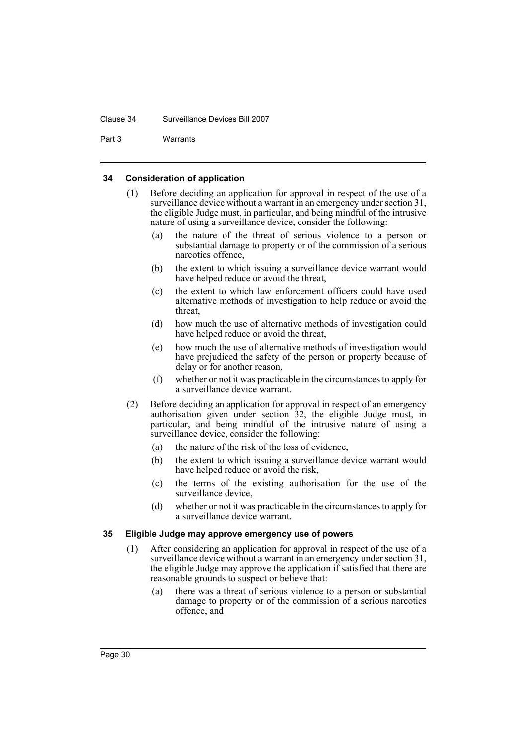#### 34 Consideration of application

(1) Before deciding an application for approval in respect of the use of a surveillance device without a warrant in an emergency under section 31, the eligible Judge must, in particular, and being mindful of the intrusive nature of using a surveillance device, consider the following:

- (a) the nature of the threat of serious violence to a person or substantial damage to property or of the commission of a serious narcotics offence,
- (b) the extent to which issuing a surveillance device warrant would have helped reduce or avoid the threat,
- (c) the extent to which law enforcement officers could have used alternative methods of investigation to help reduce or avoid the threat,
- (d) how much the use of alternative methods of investigation could have helped reduce or avoid the threat,
- (e) how much the use of alternative methods of investigation would have prejudiced the safety of the person or property because of delay or for another reason,
- (f) whether or not it was practicable in the circumstances to apply for a surveillance device warrant.

(2) Before deciding an application for approval in respect of an emergency authorisation given under section 32, the eligible Judge must, in particular, and being mindful of the intrusive nature of using a surveillance device, consider the following:

- (a) the nature of the risk of the loss of evidence,
- (b) the extent to which issuing a surveillance device warrant would have helped reduce or avoid the risk,
- (c) the terms of the existing authorisation for the use of the surveillance device,
- (d) whether or not it was practicable in the circumstances to apply for a surveillance device warrant.

#### 35 Eligible Judge may approve emergency use of powers

(1) After considering an application for approval in respect of the use of a surveillance device without a warrant in an emergency under section 31, the eligible Judge may approve the application if satisfied that there are reasonable grounds to suspect or believe that:

- (a) there was a threat of serious violence to a person or substantial damage to property or of the commission of a serious narcotics offence, and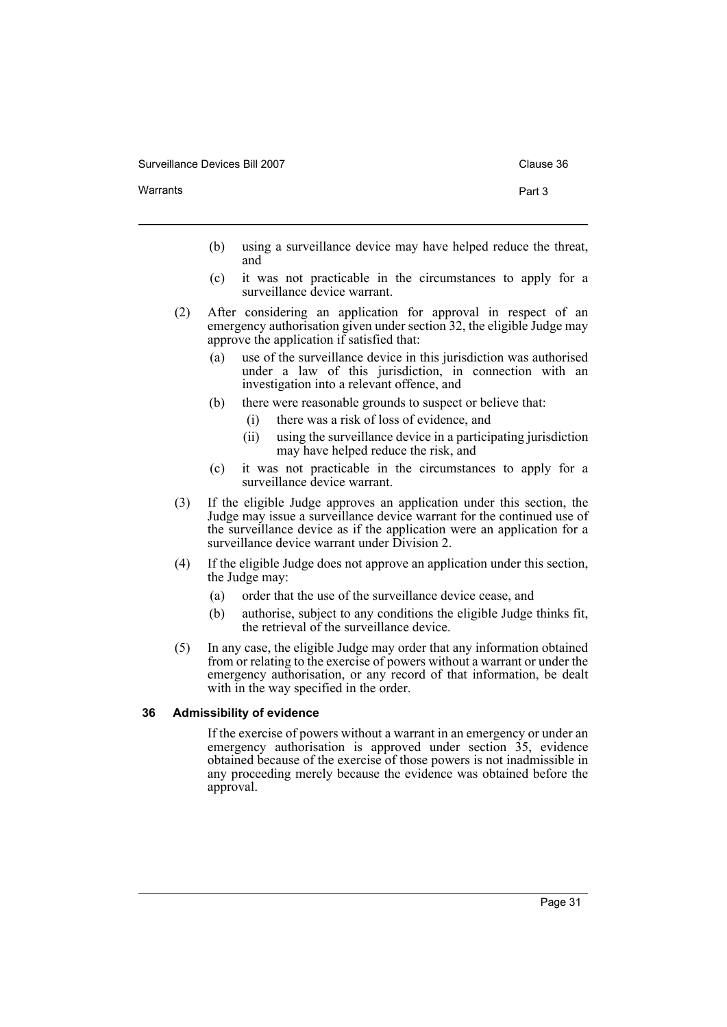(b) using a surveillance device may have helped reduce the threat, and

(c) it was not practicable in the circumstances to apply for a surveillance device warrant.

(2) After considering an application for approval in respect of an emergency authorisation given under section 32, the eligible Judge may approve the application if satisfied that:

(a) use of the surveillance device in this jurisdiction was authorised under a law of this jurisdiction, in connection with an investigation into a relevant offence, and

(b) there were reasonable grounds to suspect or believe that:

(i) there was a risk of loss of evidence, and

(ii) using the surveillance device in a participating jurisdiction may have helped reduce the risk, and

(c) it was not practicable in the circumstances to apply for a surveillance device warrant.

(3) If the eligible Judge approves an application under this section, the Judge may issue a surveillance device warrant for the continued use of the surveillance device as if the application were an application for a surveillance device warrant under Division 2.

(4) If the eligible Judge does not approve an application under this section, the Judge may:

(a) order that the use of the surveillance device cease, and

(b) authorise, subject to any conditions the eligible Judge thinks fit, the retrieval of the surveillance device.

(5) In any case, the eligible Judge may order that any information obtained from or relating to the exercise of powers without a warrant or under the emergency authorisation, or any record of that information, be dealt with in the way specified in the order.

### 36 Admissibility of evidence

If the exercise of powers without a warrant in an emergency or under an emergency authorisation is approved under section 35, evidence obtained because of the exercise of those powers is not inadmissible in any proceeding merely because the evidence was obtained before the approval.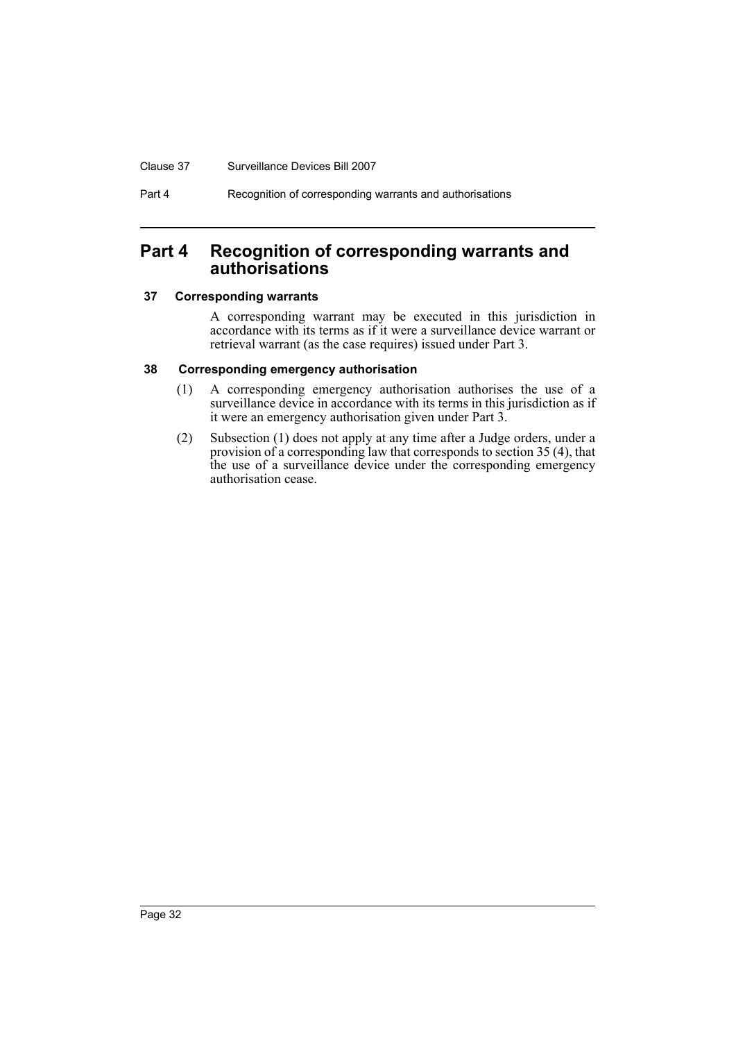# Part 4 Recognition of corresponding warrants and authorisations

### 37 Corresponding warrants

A corresponding warrant may be executed in this jurisdiction in accordance with its terms as if it were a surveillance device warrant or retrieval warrant (as the case requires) issued under Part 3.

### 38 Corresponding emergency authorisation

(1) A corresponding emergency authorisation authorises the use of a surveillance device in accordance with its terms in this jurisdiction as if it were an emergency authorisation given under Part 3.

(2) Subsection (1) does not apply at any time after a Judge orders, under a provision of a corresponding law that corresponds to section 35 (4), that the use of a surveillance device under the corresponding emergency authorisation cease.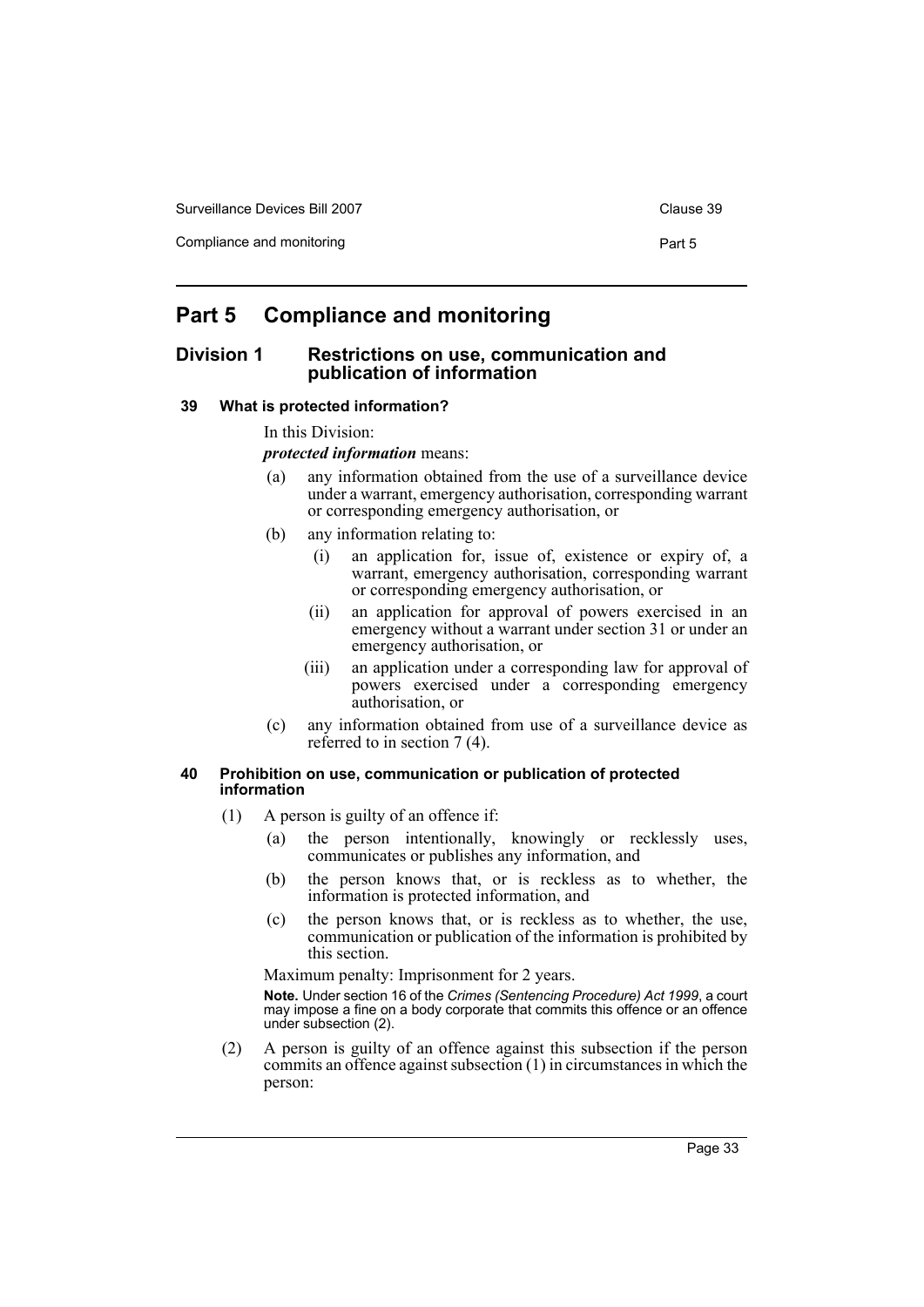# Part 5 Compliance and monitoring

## Division 1 Restrictions on use, communication and publication of information

### 39 What is protected information?

In this Division:

***protected information*** means:

(a) any information obtained from the use of a surveillance device under a warrant, emergency authorisation, corresponding warrant or corresponding emergency authorisation, or

(b) any information relating to:

(i) an application for, issue of, existence or expiry of, a warrant, emergency authorisation, corresponding warrant or corresponding emergency authorisation, or

(ii) an application for approval of powers exercised in an emergency without a warrant under section 31 or under an emergency authorisation, or

(iii) an application under a corresponding law for approval of powers exercised under a corresponding emergency authorisation, or

(c) any information obtained from use of a surveillance device as referred to in section 7 (4).

### 40 Prohibition on use, communication or publication of protected information

(1) A person is guilty of an offence if:

(a) the person intentionally, knowingly or recklessly uses, communicates or publishes any information, and

(b) the person knows that, or is reckless as to whether, the information is protected information, and

(c) the person knows that, or is reckless as to whether, the use, communication or publication of the information is prohibited by this section.

Maximum penalty: Imprisonment for 2 years.

**Note.** Under section 16 of the *Crimes (Sentencing Procedure) Act 1999*, a court may impose a fine on a body corporate that commits this offence or an offence under subsection (2).

(2) A person is guilty of an offence against this subsection if the person commits an offence against subsection (1) in circumstances in which the person: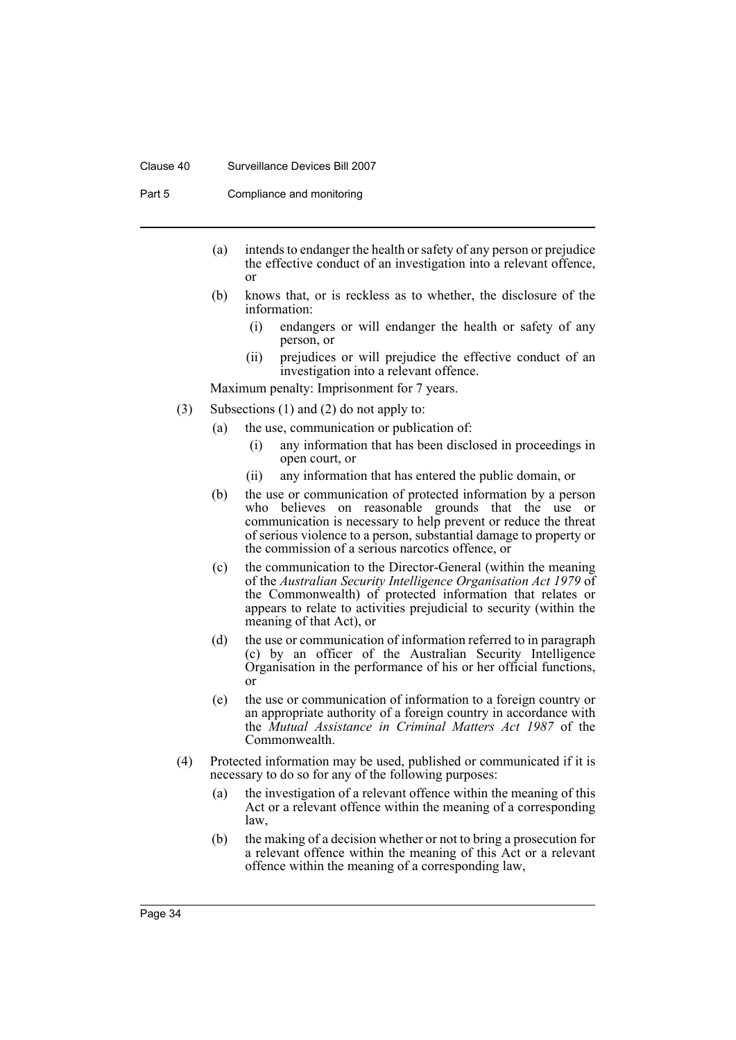(a) intends to endanger the health or safety of any person or prejudice the effective conduct of an investigation into a relevant offence, or

(b) knows that, or is reckless as to whether, the disclosure of the information:

   (i) endangers or will endanger the health or safety of any person, or

   (ii) prejudices or will prejudice the effective conduct of an investigation into a relevant offence.

Maximum penalty: Imprisonment for 7 years.

(3) Subsections (1) and (2) do not apply to:

   (a) the use, communication or publication of:

      (i) any information that has been disclosed in proceedings in open court, or

      (ii) any information that has entered the public domain, or

   (b) the use or communication of protected information by a person who believes on reasonable grounds that the use or communication is necessary to help prevent or reduce the threat of serious violence to a person, substantial damage to property or the commission of a serious narcotics offence, or

   (c) the communication to the Director-General (within the meaning of the *Australian Security Intelligence Organisation Act 1979* of the Commonwealth) of protected information that relates or appears to relate to activities prejudicial to security (within the meaning of that Act), or

   (d) the use or communication of information referred to in paragraph (c) by an officer of the Australian Security Intelligence Organisation in the performance of his or her official functions, or

   (e) the use or communication of information to a foreign country or an appropriate authority of a foreign country in accordance with the *Mutual Assistance in Criminal Matters Act 1987* of the Commonwealth.

(4) Protected information may be used, published or communicated if it is necessary to do so for any of the following purposes:

   (a) the investigation of a relevant offence within the meaning of this Act or a relevant offence within the meaning of a corresponding law,

   (b) the making of a decision whether or not to bring a prosecution for a relevant offence within the meaning of this Act or a relevant offence within the meaning of a corresponding law,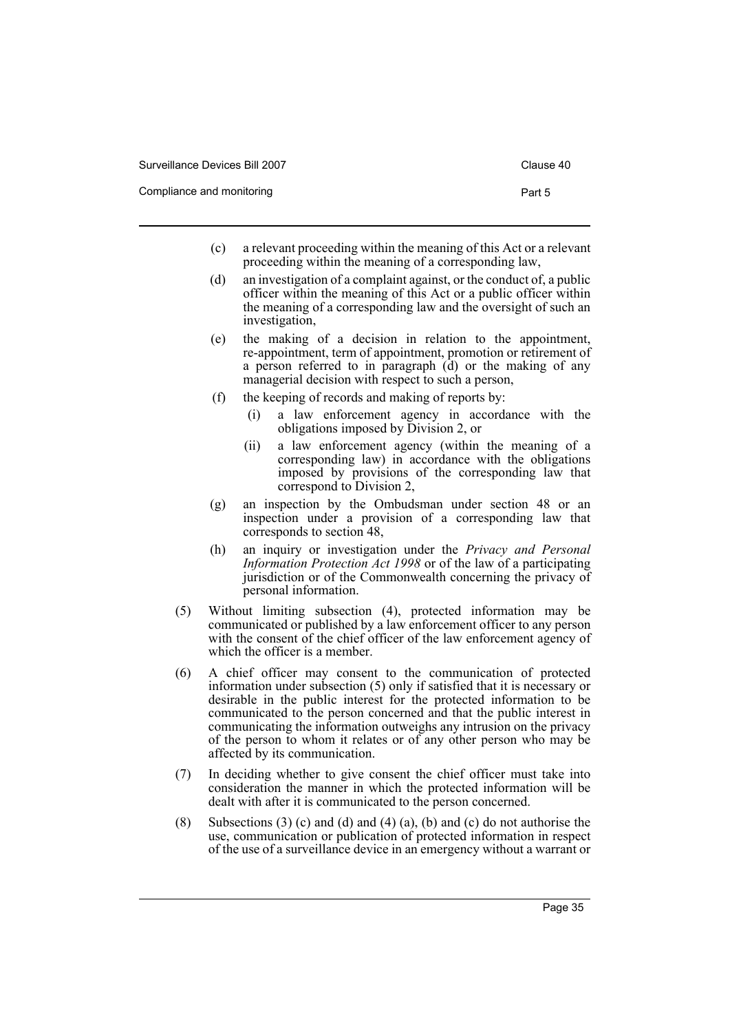(c) a relevant proceeding within the meaning of this Act or a relevant proceeding within the meaning of a corresponding law,

(d) an investigation of a complaint against, or the conduct of, a public officer within the meaning of this Act or a public officer within the meaning of a corresponding law and the oversight of such an investigation,

(e) the making of a decision in relation to the appointment, re-appointment, term of appointment, promotion or retirement of a person referred to in paragraph (d) or the making of any managerial decision with respect to such a person,

(f) the keeping of records and making of reports by:

  (i) a law enforcement agency in accordance with the obligations imposed by Division 2, or

  (ii) a law enforcement agency (within the meaning of a corresponding law) in accordance with the obligations imposed by provisions of the corresponding law that correspond to Division 2,

(g) an inspection by the Ombudsman under section 48 or an inspection under a provision of a corresponding law that corresponds to section 48,

(h) an inquiry or investigation under the *Privacy and Personal Information Protection Act 1998* or of the law of a participating jurisdiction or of the Commonwealth concerning the privacy of personal information.

(5) Without limiting subsection (4), protected information may be communicated or published by a law enforcement officer to any person with the consent of the chief officer of the law enforcement agency of which the officer is a member.

(6) A chief officer may consent to the communication of protected information under subsection (5) only if satisfied that it is necessary or desirable in the public interest for the protected information to be communicated to the person concerned and that the public interest in communicating the information outweighs any intrusion on the privacy of the person to whom it relates or of any other person who may be affected by its communication.

(7) In deciding whether to give consent the chief officer must take into consideration the manner in which the protected information will be dealt with after it is communicated to the person concerned.

(8) Subsections (3) (c) and (d) and (4) (a), (b) and (c) do not authorise the use, communication or publication of protected information in respect of the use of a surveillance device in an emergency without a warrant or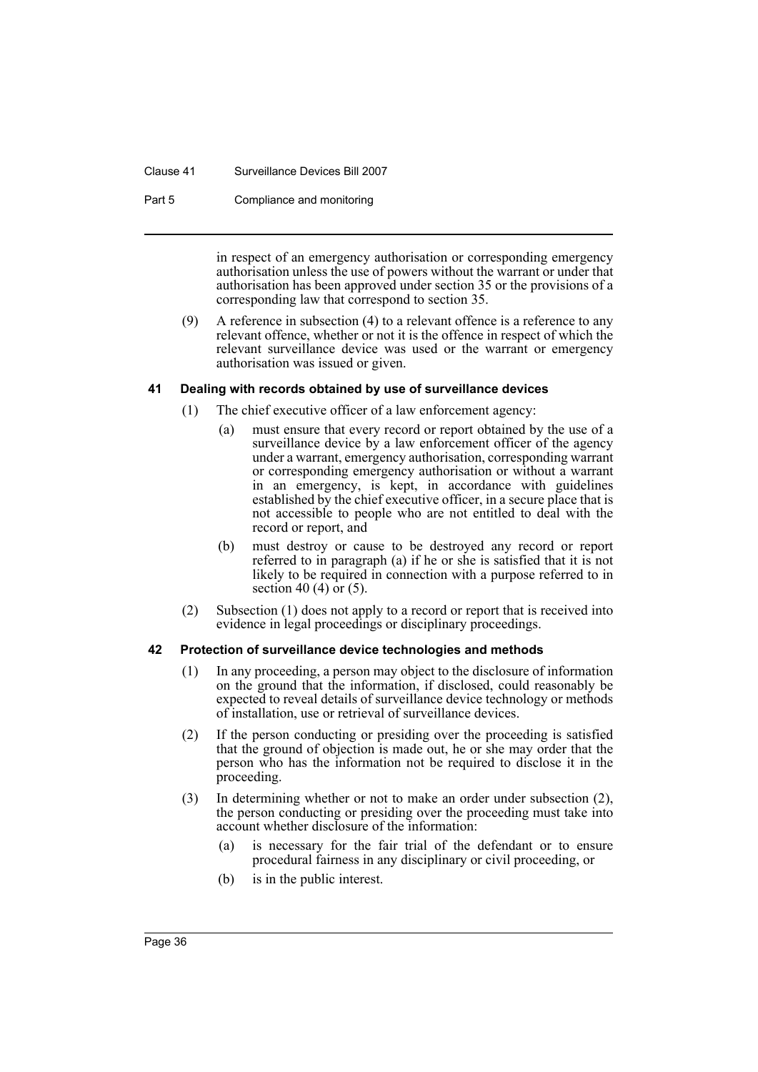in respect of an emergency authorisation or corresponding emergency authorisation unless the use of powers without the warrant or under that authorisation has been approved under section 35 or the provisions of a corresponding law that correspond to section 35.

(9) A reference in subsection (4) to a relevant offence is a reference to any relevant offence, whether or not it is the offence in respect of which the relevant surveillance device was used or the warrant or emergency authorisation was issued or given.

### 41 Dealing with records obtained by use of surveillance devices

(1) The chief executive officer of a law enforcement agency:

(a) must ensure that every record or report obtained by the use of a surveillance device by a law enforcement officer of the agency under a warrant, emergency authorisation, corresponding warrant or corresponding emergency authorisation or without a warrant in an emergency, is kept, in accordance with guidelines established by the chief executive officer, in a secure place that is not accessible to people who are not entitled to deal with the record or report, and

(b) must destroy or cause to be destroyed any record or report referred to in paragraph (a) if he or she is satisfied that it is not likely to be required in connection with a purpose referred to in section 40 (4) or (5).

(2) Subsection (1) does not apply to a record or report that is received into evidence in legal proceedings or disciplinary proceedings.

### 42 Protection of surveillance device technologies and methods

(1) In any proceeding, a person may object to the disclosure of information on the ground that the information, if disclosed, could reasonably be expected to reveal details of surveillance device technology or methods of installation, use or retrieval of surveillance devices.

(2) If the person conducting or presiding over the proceeding is satisfied that the ground of objection is made out, he or she may order that the person who has the information not be required to disclose it in the proceeding.

(3) In determining whether or not to make an order under subsection (2), the person conducting or presiding over the proceeding must take into account whether disclosure of the information:

(a) is necessary for the fair trial of the defendant or to ensure procedural fairness in any disciplinary or civil proceeding, or

(b) is in the public interest.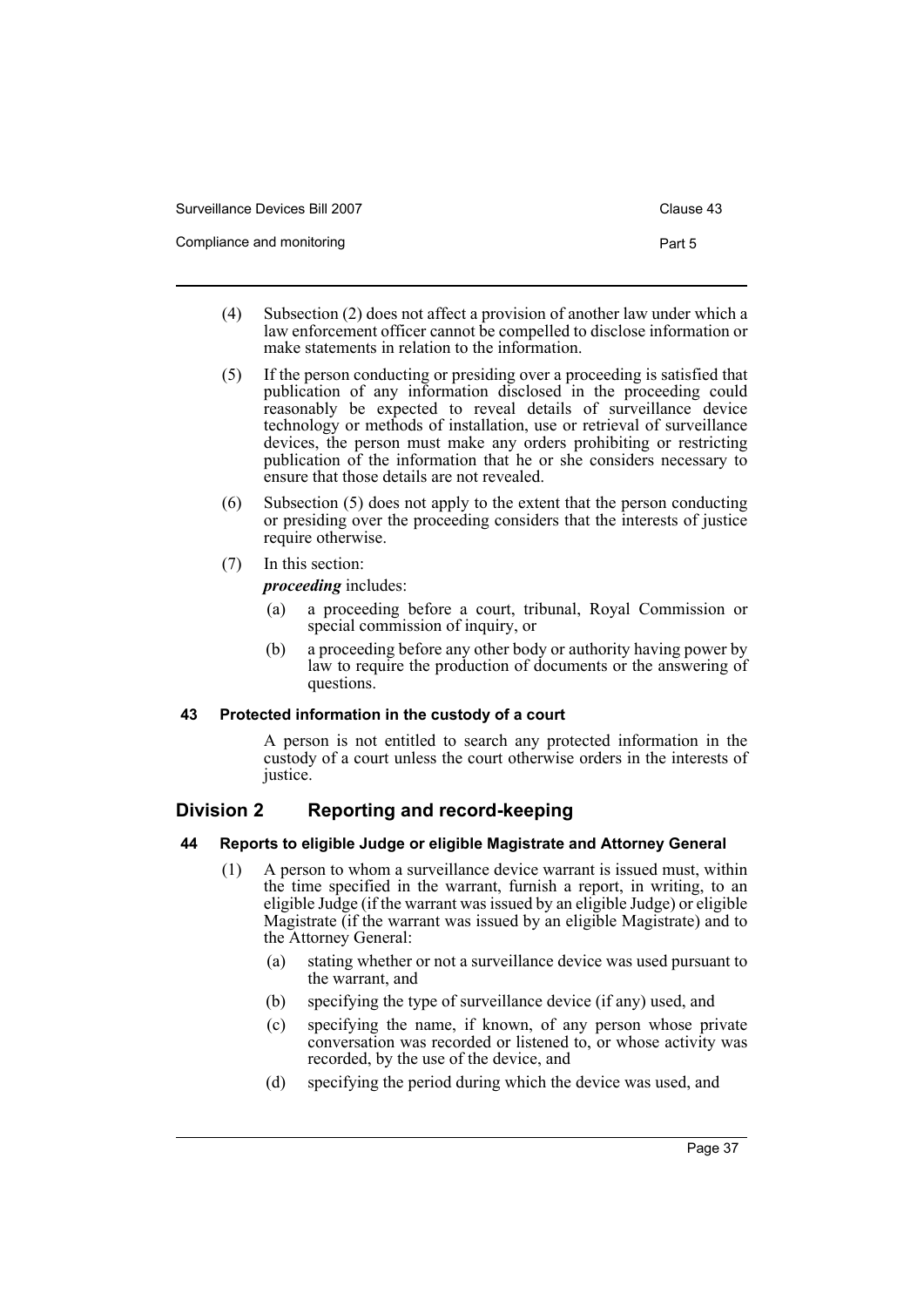(4) Subsection (2) does not affect a provision of another law under which a law enforcement officer cannot be compelled to disclose information or make statements in relation to the information.

(5) If the person conducting or presiding over a proceeding is satisfied that publication of any information disclosed in the proceeding could reasonably be expected to reveal details of surveillance device technology or methods of installation, use or retrieval of surveillance devices, the person must make any orders prohibiting or restricting publication of the information that he or she considers necessary to ensure that those details are not revealed.

(6) Subsection (5) does not apply to the extent that the person conducting or presiding over the proceeding considers that the interests of justice require otherwise.

(7) In this section:

*proceeding* includes:

- (a) a proceeding before a court, tribunal, Royal Commission or special commission of inquiry, or
- (b) a proceeding before any other body or authority having power by law to require the production of documents or the answering of questions.

#### 43 Protected information in the custody of a court

A person is not entitled to search any protected information in the custody of a court unless the court otherwise orders in the interests of justice.

## Division 2 Reporting and record-keeping

#### 44 Reports to eligible Judge or eligible Magistrate and Attorney General

(1) A person to whom a surveillance device warrant is issued must, within the time specified in the warrant, furnish a report, in writing, to an eligible Judge (if the warrant was issued by an eligible Judge) or eligible Magistrate (if the warrant was issued by an eligible Magistrate) and to the Attorney General:

- (a) stating whether or not a surveillance device was used pursuant to the warrant, and
- (b) specifying the type of surveillance device (if any) used, and
- (c) specifying the name, if known, of any person whose private conversation was recorded or listened to, or whose activity was recorded, by the use of the device, and
- (d) specifying the period during which the device was used, and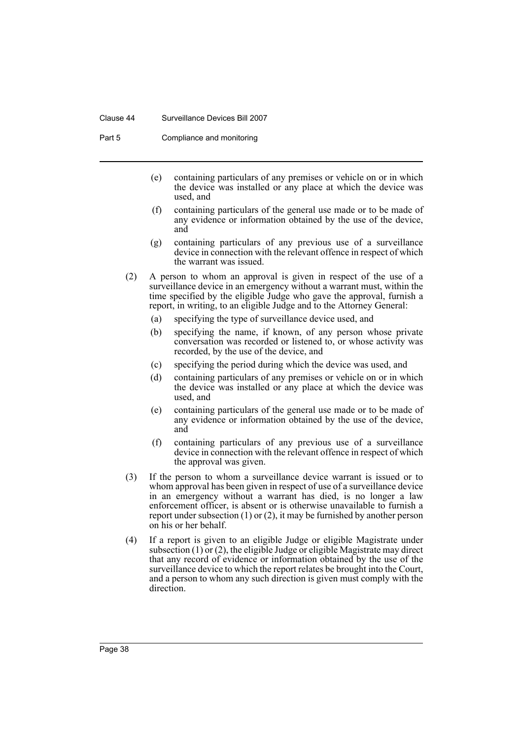(e) containing particulars of any premises or vehicle on or in which the device was installed or any place at which the device was used, and

(f) containing particulars of the general use made or to be made of any evidence or information obtained by the use of the device, and

(g) containing particulars of any previous use of a surveillance device in connection with the relevant offence in respect of which the warrant was issued.

(2) A person to whom an approval is given in respect of the use of a surveillance device in an emergency without a warrant must, within the time specified by the eligible Judge who gave the approval, furnish a report, in writing, to an eligible Judge and to the Attorney General:

(a) specifying the type of surveillance device used, and

(b) specifying the name, if known, of any person whose private conversation was recorded or listened to, or whose activity was recorded, by the use of the device, and

(c) specifying the period during which the device was used, and

(d) containing particulars of any premises or vehicle on or in which the device was installed or any place at which the device was used, and

(e) containing particulars of the general use made or to be made of any evidence or information obtained by the use of the device, and

(f) containing particulars of any previous use of a surveillance device in connection with the relevant offence in respect of which the approval was given.

(3) If the person to whom a surveillance device warrant is issued or to whom approval has been given in respect of use of a surveillance device in an emergency without a warrant has died, is no longer a law enforcement officer, is absent or is otherwise unavailable to furnish a report under subsection (1) or (2), it may be furnished by another person on his or her behalf.

(4) If a report is given to an eligible Judge or eligible Magistrate under subsection (1) or (2), the eligible Judge or eligible Magistrate may direct that any record of evidence or information obtained by the use of the surveillance device to which the report relates be brought into the Court, and a person to whom any such direction is given must comply with the direction.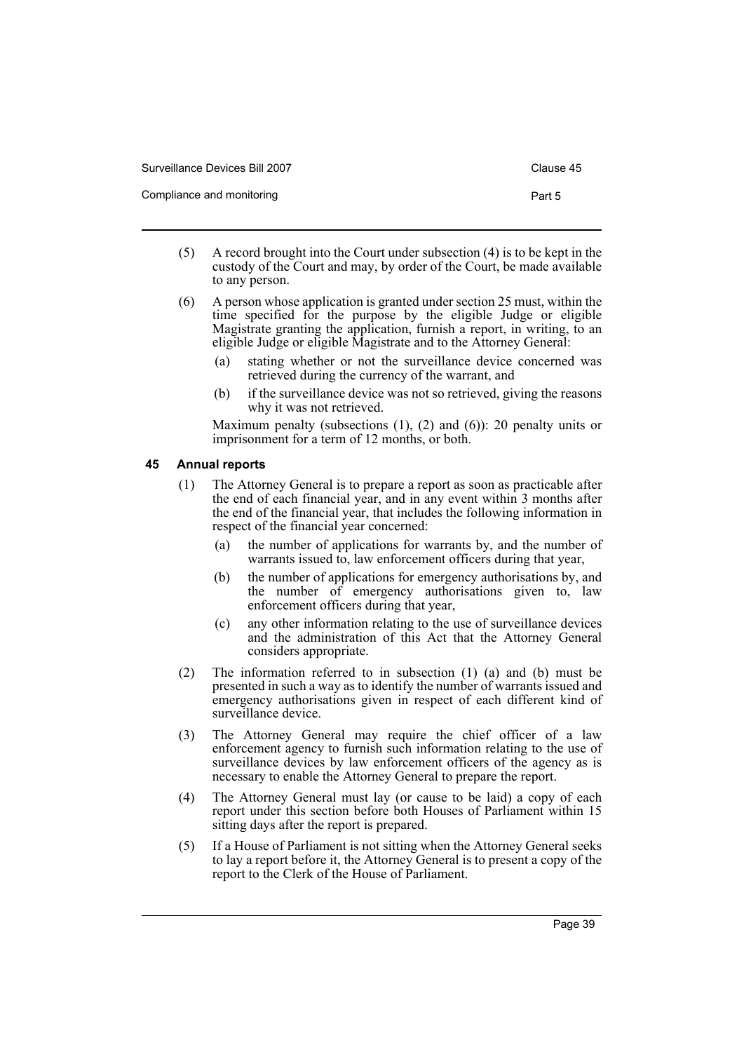(5) A record brought into the Court under subsection (4) is to be kept in the custody of the Court and may, by order of the Court, be made available to any person.

(6) A person whose application is granted under section 25 must, within the time specified for the purpose by the eligible Judge or eligible Magistrate granting the application, furnish a report, in writing, to an eligible Judge or eligible Magistrate and to the Attorney General:

- (a) stating whether or not the surveillance device concerned was retrieved during the currency of the warrant, and
- (b) if the surveillance device was not so retrieved, giving the reasons why it was not retrieved.

Maximum penalty (subsections (1), (2) and (6)): 20 penalty units or imprisonment for a term of 12 months, or both.

### 45 Annual reports

(1) The Attorney General is to prepare a report as soon as practicable after the end of each financial year, and in any event within 3 months after the end of the financial year, that includes the following information in respect of the financial year concerned:

- (a) the number of applications for warrants by, and the number of warrants issued to, law enforcement officers during that year,
- (b) the number of applications for emergency authorisations by, and the number of emergency authorisations given to, law enforcement officers during that year,
- (c) any other information relating to the use of surveillance devices and the administration of this Act that the Attorney General considers appropriate.

(2) The information referred to in subsection (1) (a) and (b) must be presented in such a way as to identify the number of warrants issued and emergency authorisations given in respect of each different kind of surveillance device.

(3) The Attorney General may require the chief officer of a law enforcement agency to furnish such information relating to the use of surveillance devices by law enforcement officers of the agency as is necessary to enable the Attorney General to prepare the report.

(4) The Attorney General must lay (or cause to be laid) a copy of each report under this section before both Houses of Parliament within 15 sitting days after the report is prepared.

(5) If a House of Parliament is not sitting when the Attorney General seeks to lay a report before it, the Attorney General is to present a copy of the report to the Clerk of the House of Parliament.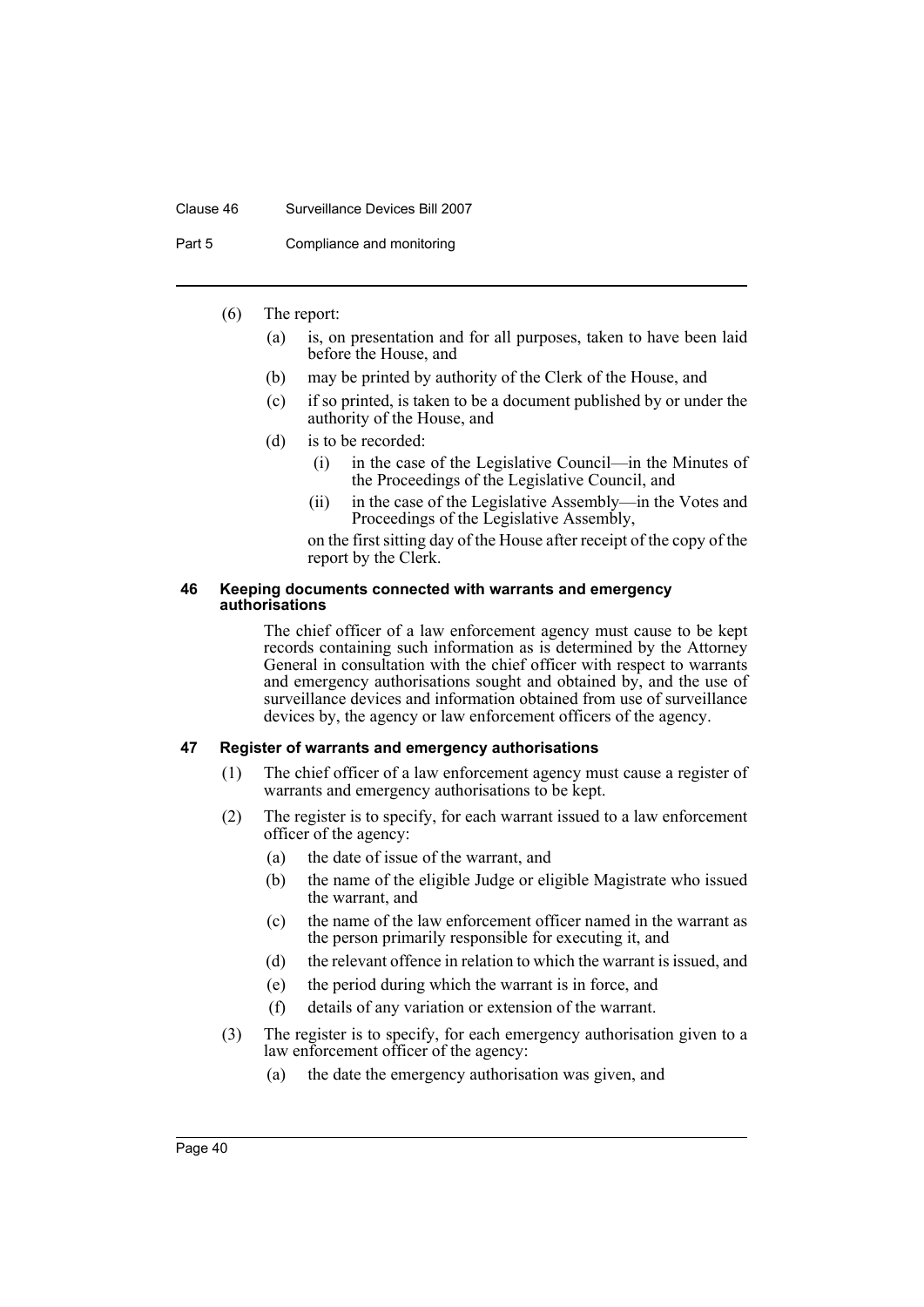(6) The report:

(a) is, on presentation and for all purposes, taken to have been laid before the House, and

(b) may be printed by authority of the Clerk of the House, and

(c) if so printed, is taken to be a document published by or under the authority of the House, and

(d) is to be recorded:

(i) in the case of the Legislative Council—in the Minutes of the Proceedings of the Legislative Council, and

(ii) in the case of the Legislative Assembly—in the Votes and Proceedings of the Legislative Assembly,

on the first sitting day of the House after receipt of the copy of the report by the Clerk.

#### 46 Keeping documents connected with warrants and emergency authorisations

The chief officer of a law enforcement agency must cause to be kept records containing such information as is determined by the Attorney General in consultation with the chief officer with respect to warrants and emergency authorisations sought and obtained by, and the use of surveillance devices and information obtained from use of surveillance devices by, the agency or law enforcement officers of the agency.

#### 47 Register of warrants and emergency authorisations

(1) The chief officer of a law enforcement agency must cause a register of warrants and emergency authorisations to be kept.

(2) The register is to specify, for each warrant issued to a law enforcement officer of the agency:

(a) the date of issue of the warrant, and

(b) the name of the eligible Judge or eligible Magistrate who issued the warrant, and

(c) the name of the law enforcement officer named in the warrant as the person primarily responsible for executing it, and

(d) the relevant offence in relation to which the warrant is issued, and

(e) the period during which the warrant is in force, and

(f) details of any variation or extension of the warrant.

(3) The register is to specify, for each emergency authorisation given to a law enforcement officer of the agency:

(a) the date the emergency authorisation was given, and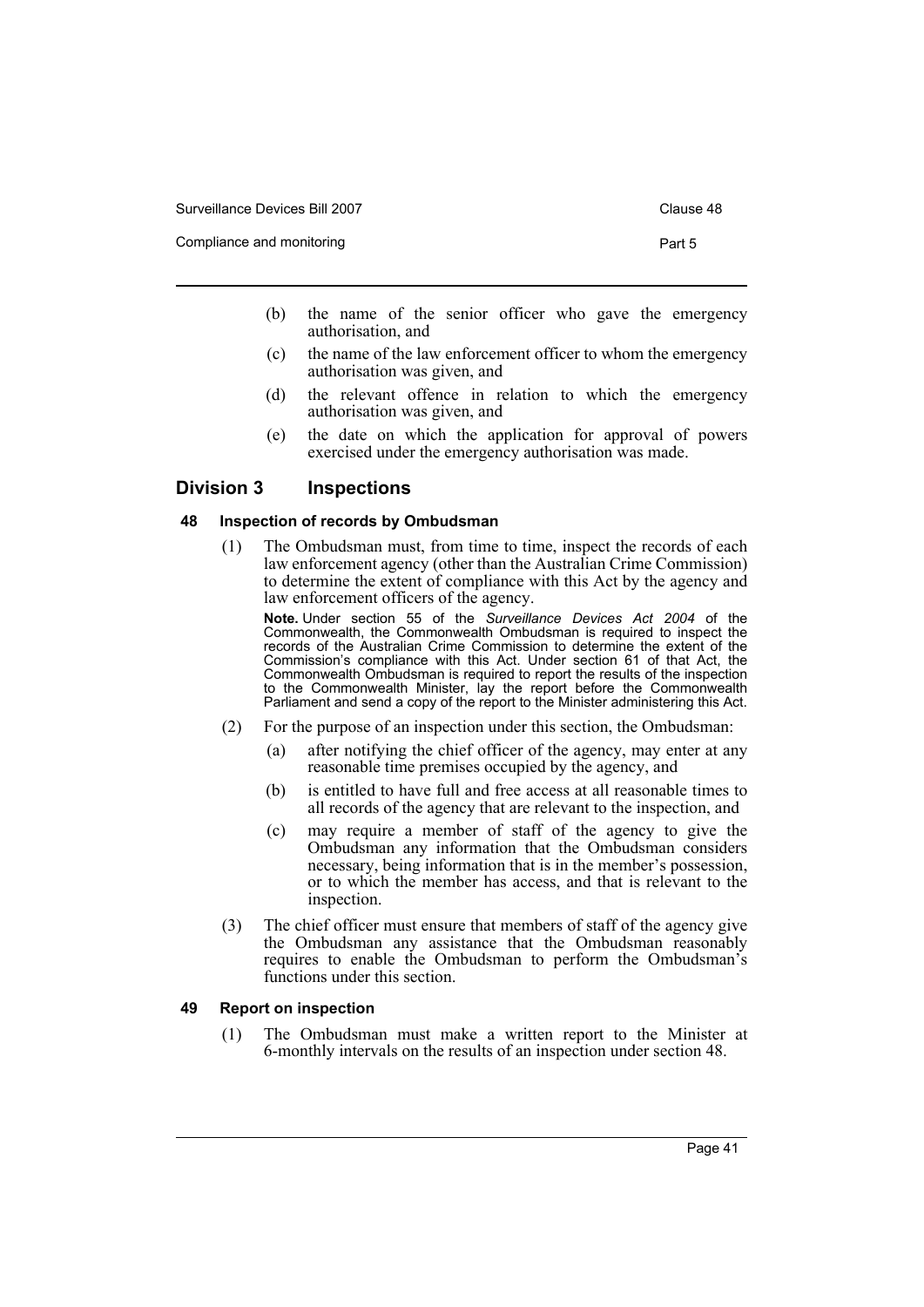(b) the name of the senior officer who gave the emergency authorisation, and

(c) the name of the law enforcement officer to whom the emergency authorisation was given, and

(d) the relevant offence in relation to which the emergency authorisation was given, and

(e) the date on which the application for approval of powers exercised under the emergency authorisation was made.

## Division 3 Inspections

### 48 Inspection of records by Ombudsman

(1) The Ombudsman must, from time to time, inspect the records of each law enforcement agency (other than the Australian Crime Commission) to determine the extent of compliance with this Act by the agency and law enforcement officers of the agency.

**Note.** Under section 55 of the *Surveillance Devices Act 2004* of the Commonwealth, the Commonwealth Ombudsman is required to inspect the records of the Australian Crime Commission to determine the extent of the Commission's compliance with this Act. Under section 61 of that Act, the Commonwealth Ombudsman is required to report the results of the inspection to the Commonwealth Minister, lay the report before the Commonwealth Parliament and send a copy of the report to the Minister administering this Act.

(2) For the purpose of an inspection under this section, the Ombudsman:

(a) after notifying the chief officer of the agency, may enter at any reasonable time premises occupied by the agency, and

(b) is entitled to have full and free access at all reasonable times to all records of the agency that are relevant to the inspection, and

(c) may require a member of staff of the agency to give the Ombudsman any information that the Ombudsman considers necessary, being information that is in the member's possession, or to which the member has access, and that is relevant to the inspection.

(3) The chief officer must ensure that members of staff of the agency give the Ombudsman any assistance that the Ombudsman reasonably requires to enable the Ombudsman to perform the Ombudsman's functions under this section.

### 49 Report on inspection

(1) The Ombudsman must make a written report to the Minister at 6-monthly intervals on the results of an inspection under section 48.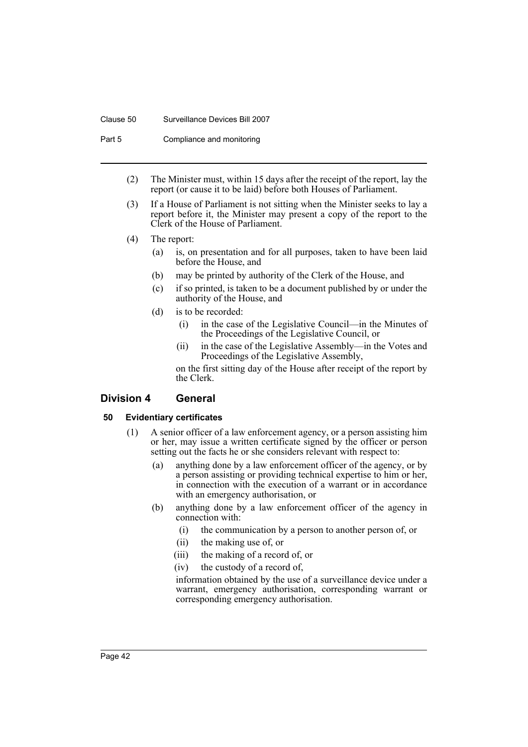(2) The Minister must, within 15 days after the receipt of the report, lay the report (or cause it to be laid) before both Houses of Parliament.

(3) If a House of Parliament is not sitting when the Minister seeks to lay a report before it, the Minister may present a copy of the report to the Clerk of the House of Parliament.

(4) The report:

(a) is, on presentation and for all purposes, taken to have been laid before the House, and

(b) may be printed by authority of the Clerk of the House, and

(c) if so printed, is taken to be a document published by or under the authority of the House, and

(d) is to be recorded:

(i) in the case of the Legislative Council—in the Minutes of the Proceedings of the Legislative Council, or

(ii) in the case of the Legislative Assembly—in the Votes and Proceedings of the Legislative Assembly,

on the first sitting day of the House after receipt of the report by the Clerk.

## Division 4 General

### 50 Evidentiary certificates

(1) A senior officer of a law enforcement agency, or a person assisting him or her, may issue a written certificate signed by the officer or person setting out the facts he or she considers relevant with respect to:

(a) anything done by a law enforcement officer of the agency, or by a person assisting or providing technical expertise to him or her, in connection with the execution of a warrant or in accordance with an emergency authorisation, or

(b) anything done by a law enforcement officer of the agency in connection with:

(i) the communication by a person to another person of, or

(ii) the making use of, or

(iii) the making of a record of, or

(iv) the custody of a record of,

information obtained by the use of a surveillance device under a warrant, emergency authorisation, corresponding warrant or corresponding emergency authorisation.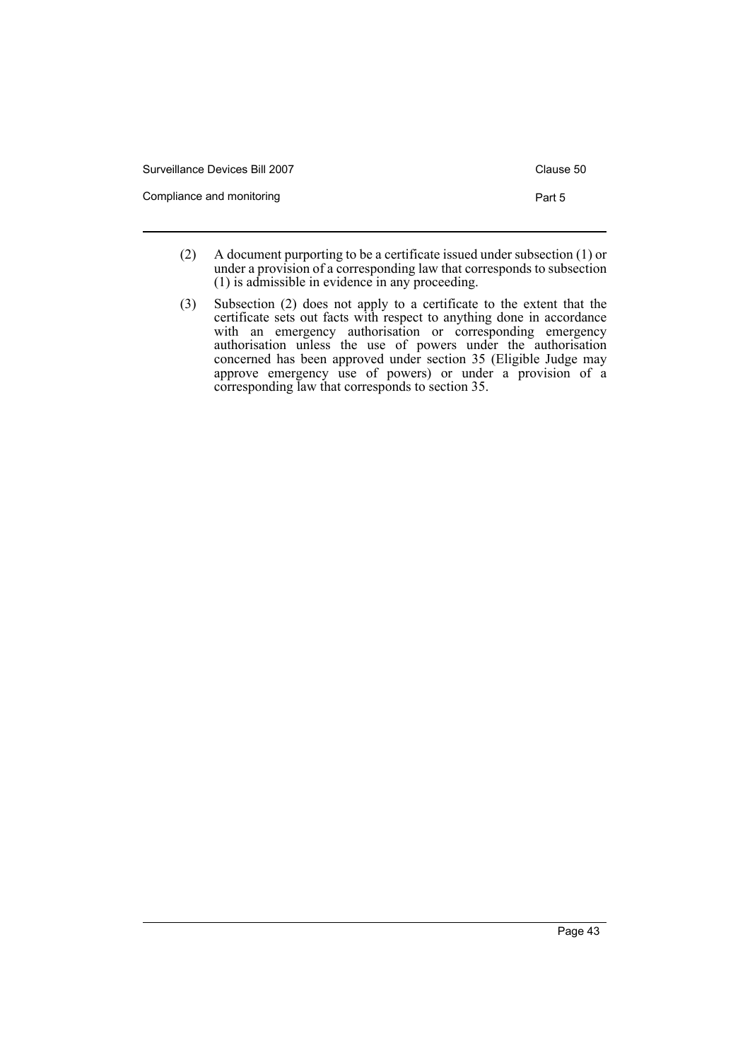(2) A document purporting to be a certificate issued under subsection (1) or under a provision of a corresponding law that corresponds to subsection (1) is admissible in evidence in any proceeding.

(3) Subsection (2) does not apply to a certificate to the extent that the certificate sets out facts with respect to anything done in accordance with an emergency authorisation or corresponding emergency authorisation unless the use of powers under the authorisation concerned has been approved under section 35 (Eligible Judge may approve emergency use of powers) or under a provision of a corresponding law that corresponds to section 35.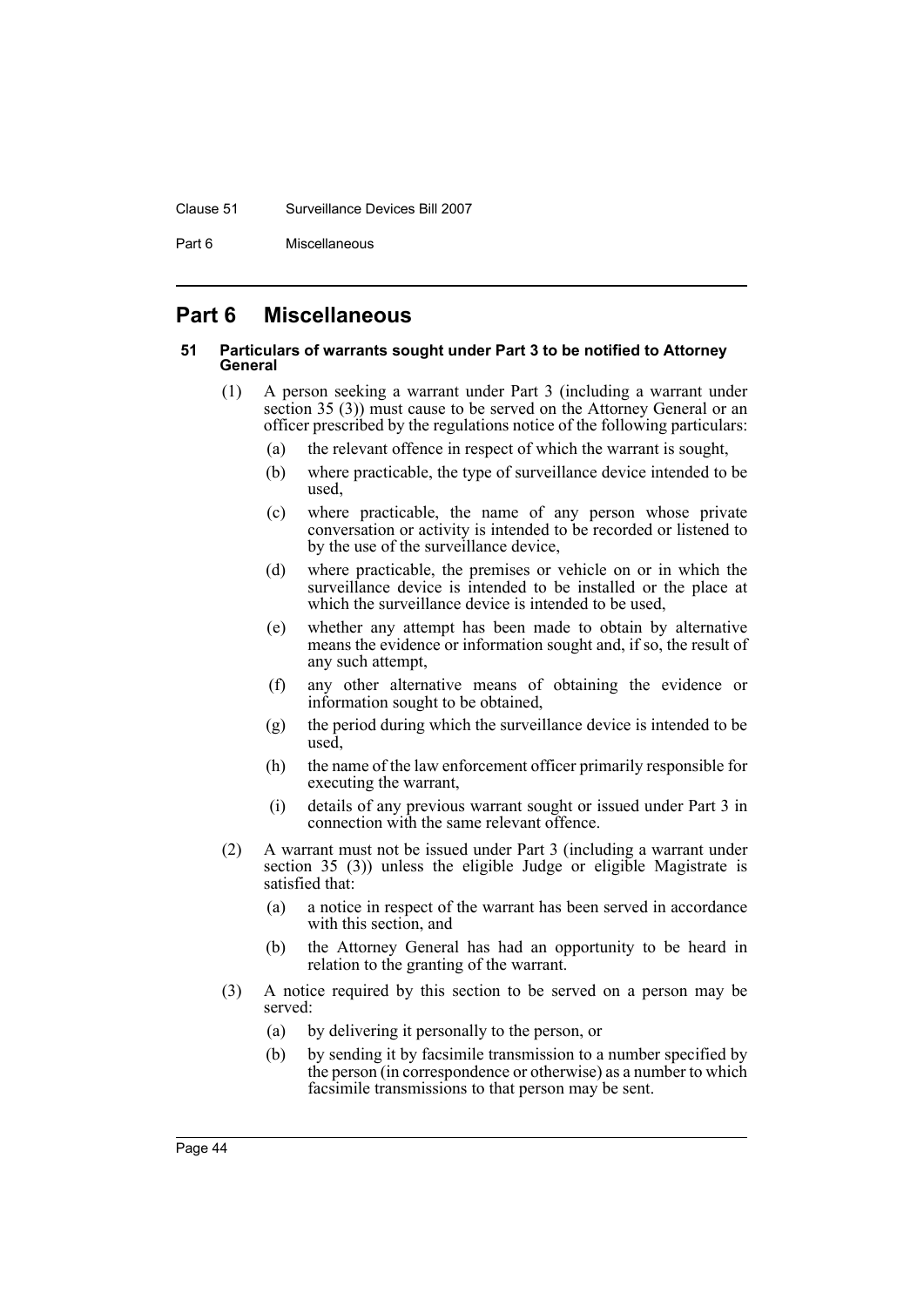## Part 6 Miscellaneous

### 51 Particulars of warrants sought under Part 3 to be notified to Attorney General

(1) A person seeking a warrant under Part 3 (including a warrant under section 35 (3)) must cause to be served on the Attorney General or an officer prescribed by the regulations notice of the following particulars:

- (a) the relevant offence in respect of which the warrant is sought,
- (b) where practicable, the type of surveillance device intended to be used,
- (c) where practicable, the name of any person whose private conversation or activity is intended to be recorded or listened to by the use of the surveillance device,
- (d) where practicable, the premises or vehicle on or in which the surveillance device is intended to be installed or the place at which the surveillance device is intended to be used,
- (e) whether any attempt has been made to obtain by alternative means the evidence or information sought and, if so, the result of any such attempt,
- (f) any other alternative means of obtaining the evidence or information sought to be obtained,
- (g) the period during which the surveillance device is intended to be used,
- (h) the name of the law enforcement officer primarily responsible for executing the warrant,
- (i) details of any previous warrant sought or issued under Part 3 in connection with the same relevant offence.

(2) A warrant must not be issued under Part 3 (including a warrant under section 35 (3)) unless the eligible Judge or eligible Magistrate is satisfied that:

- (a) a notice in respect of the warrant has been served in accordance with this section, and
- (b) the Attorney General has had an opportunity to be heard in relation to the granting of the warrant.

(3) A notice required by this section to be served on a person may be served:

- (a) by delivering it personally to the person, or
- (b) by sending it by facsimile transmission to a number specified by the person (in correspondence or otherwise) as a number to which facsimile transmissions to that person may be sent.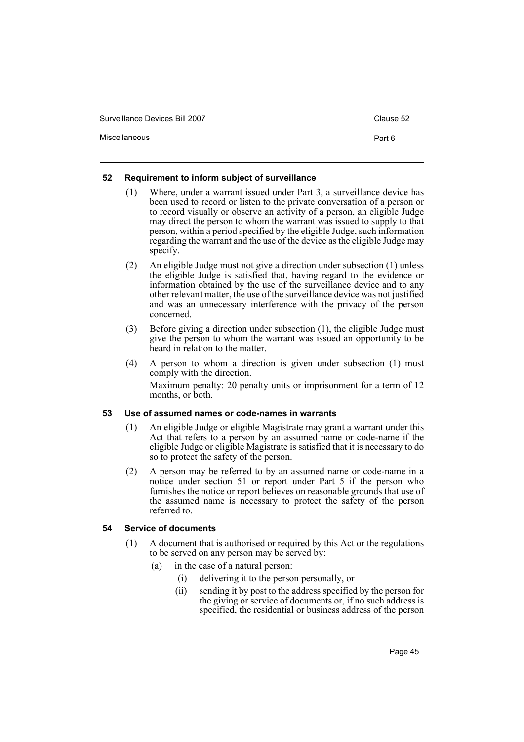## 52 Requirement to inform subject of surveillance

(1) Where, under a warrant issued under Part 3, a surveillance device has been used to record or listen to the private conversation of a person or to record visually or observe an activity of a person, an eligible Judge may direct the person to whom the warrant was issued to supply to that person, within a period specified by the eligible Judge, such information regarding the warrant and the use of the device as the eligible Judge may specify.

(2) An eligible Judge must not give a direction under subsection (1) unless the eligible Judge is satisfied that, having regard to the evidence or information obtained by the use of the surveillance device and to any other relevant matter, the use of the surveillance device was not justified and was an unnecessary interference with the privacy of the person concerned.

(3) Before giving a direction under subsection (1), the eligible Judge must give the person to whom the warrant was issued an opportunity to be heard in relation to the matter.

(4) A person to whom a direction is given under subsection (1) must comply with the direction.

Maximum penalty: 20 penalty units or imprisonment for a term of 12 months, or both.

## 53 Use of assumed names or code-names in warrants

(1) An eligible Judge or eligible Magistrate may grant a warrant under this Act that refers to a person by an assumed name or code-name if the eligible Judge or eligible Magistrate is satisfied that it is necessary to do so to protect the safety of the person.

(2) A person may be referred to by an assumed name or code-name in a notice under section 51 or report under Part 5 if the person who furnishes the notice or report believes on reasonable grounds that use of the assumed name is necessary to protect the safety of the person referred to.

## 54 Service of documents

(1) A document that is authorised or required by this Act or the regulations to be served on any person may be served by:

- (a) in the case of a natural person:
  - (i) delivering it to the person personally, or
  - (ii) sending it by post to the address specified by the person for the giving or service of documents or, if no such address is specified, the residential or business address of the person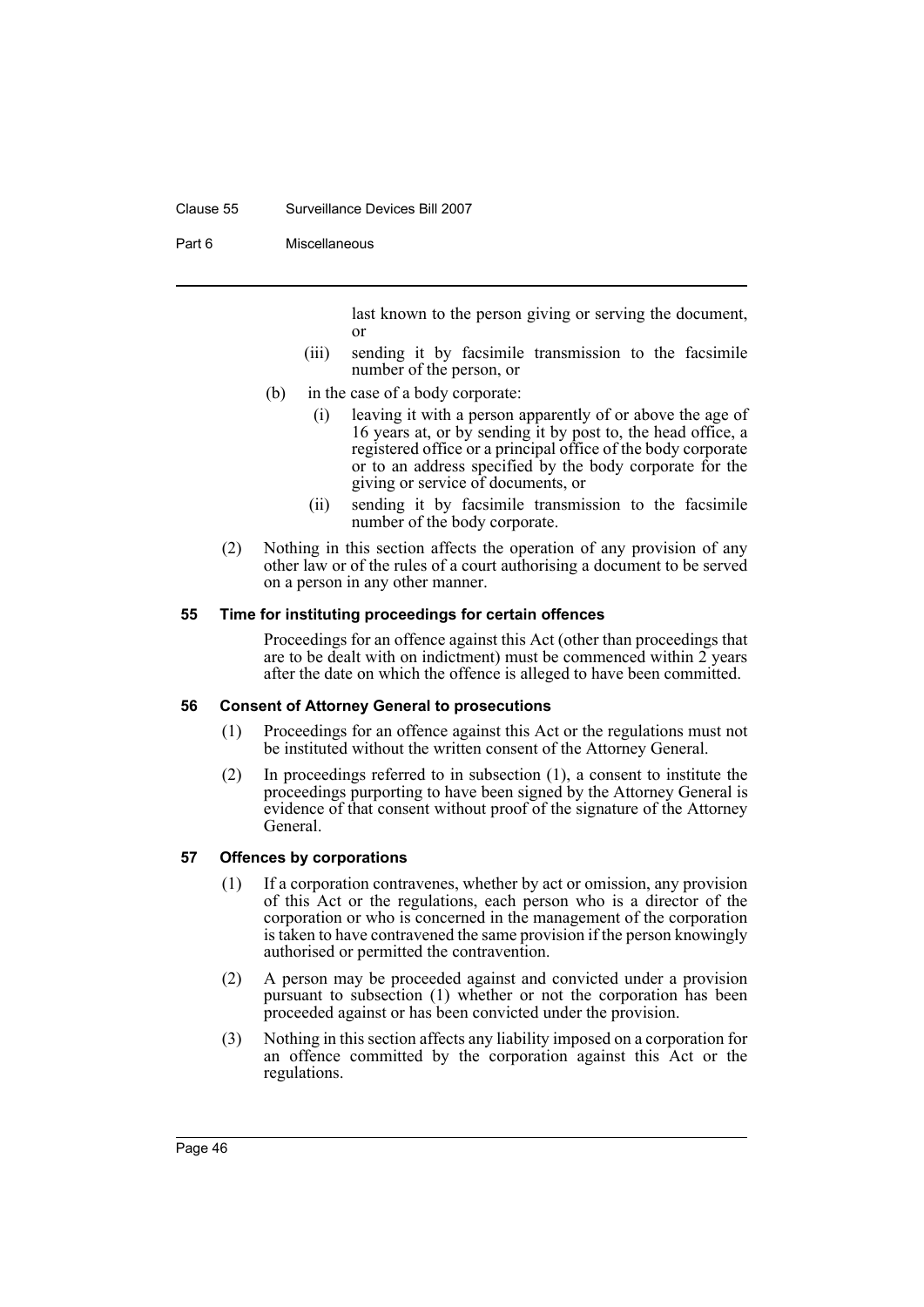last known to the person giving or serving the document, or

(iii) sending it by facsimile transmission to the facsimile number of the person, or

(b) in the case of a body corporate:

(i) leaving it with a person apparently of or above the age of 16 years at, or by sending it by post to, the head office, a registered office or a principal office of the body corporate or to an address specified by the body corporate for the giving or service of documents, or

(ii) sending it by facsimile transmission to the facsimile number of the body corporate.

(2) Nothing in this section affects the operation of any provision of any other law or of the rules of a court authorising a document to be served on a person in any other manner.

### 55 Time for instituting proceedings for certain offences

Proceedings for an offence against this Act (other than proceedings that are to be dealt with on indictment) must be commenced within 2 years after the date on which the offence is alleged to have been committed.

### 56 Consent of Attorney General to prosecutions

(1) Proceedings for an offence against this Act or the regulations must not be instituted without the written consent of the Attorney General.

(2) In proceedings referred to in subsection (1), a consent to institute the proceedings purporting to have been signed by the Attorney General is evidence of that consent without proof of the signature of the Attorney General.

### 57 Offences by corporations

(1) If a corporation contravenes, whether by act or omission, any provision of this Act or the regulations, each person who is a director of the corporation or who is concerned in the management of the corporation is taken to have contravened the same provision if the person knowingly authorised or permitted the contravention.

(2) A person may be proceeded against and convicted under a provision pursuant to subsection (1) whether or not the corporation has been proceeded against or has been convicted under the provision.

(3) Nothing in this section affects any liability imposed on a corporation for an offence committed by the corporation against this Act or the regulations.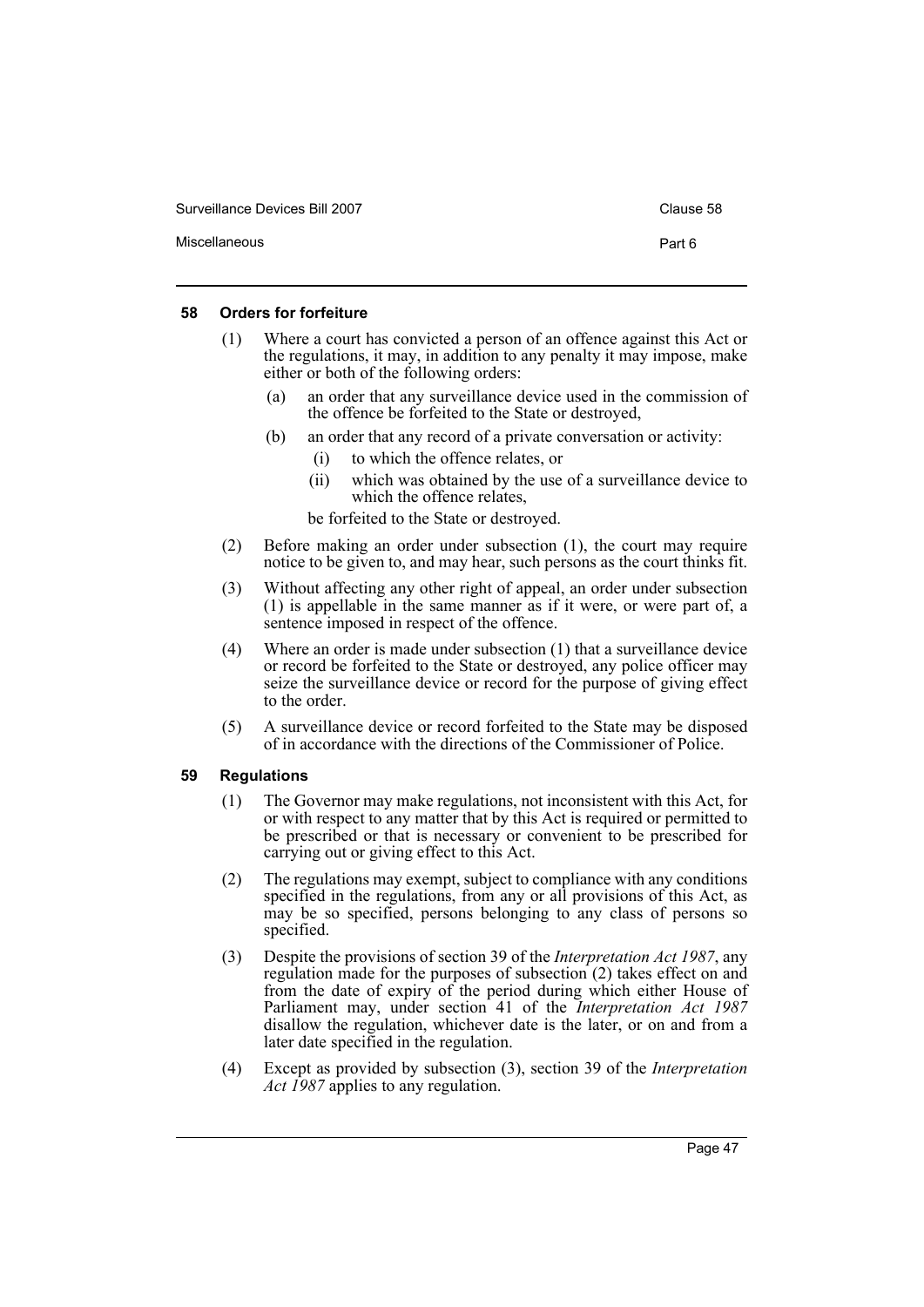## 58 Orders for forfeiture

(1) Where a court has convicted a person of an offence against this Act or the regulations, it may, in addition to any penalty it may impose, make either or both of the following orders:

- (a) an order that any surveillance device used in the commission of the offence be forfeited to the State or destroyed,
- (b) an order that any record of a private conversation or activity:
  - (i) to which the offence relates, or
  - (ii) which was obtained by the use of a surveillance device to which the offence relates,

  be forfeited to the State or destroyed.

(2) Before making an order under subsection (1), the court may require notice to be given to, and may hear, such persons as the court thinks fit.

(3) Without affecting any other right of appeal, an order under subsection (1) is appellable in the same manner as if it were, or were part of, a sentence imposed in respect of the offence.

(4) Where an order is made under subsection (1) that a surveillance device or record be forfeited to the State or destroyed, any police officer may seize the surveillance device or record for the purpose of giving effect to the order.

(5) A surveillance device or record forfeited to the State may be disposed of in accordance with the directions of the Commissioner of Police.

## 59 Regulations

(1) The Governor may make regulations, not inconsistent with this Act, for or with respect to any matter that by this Act is required or permitted to be prescribed or that is necessary or convenient to be prescribed for carrying out or giving effect to this Act.

(2) The regulations may exempt, subject to compliance with any conditions specified in the regulations, from any or all provisions of this Act, as may be so specified, persons belonging to any class of persons so specified.

(3) Despite the provisions of section 39 of the *Interpretation Act 1987*, any regulation made for the purposes of subsection (2) takes effect on and from the date of expiry of the period during which either House of Parliament may, under section 41 of the *Interpretation Act 1987* disallow the regulation, whichever date is the later, or on and from a later date specified in the regulation.

(4) Except as provided by subsection (3), section 39 of the *Interpretation Act 1987* applies to any regulation.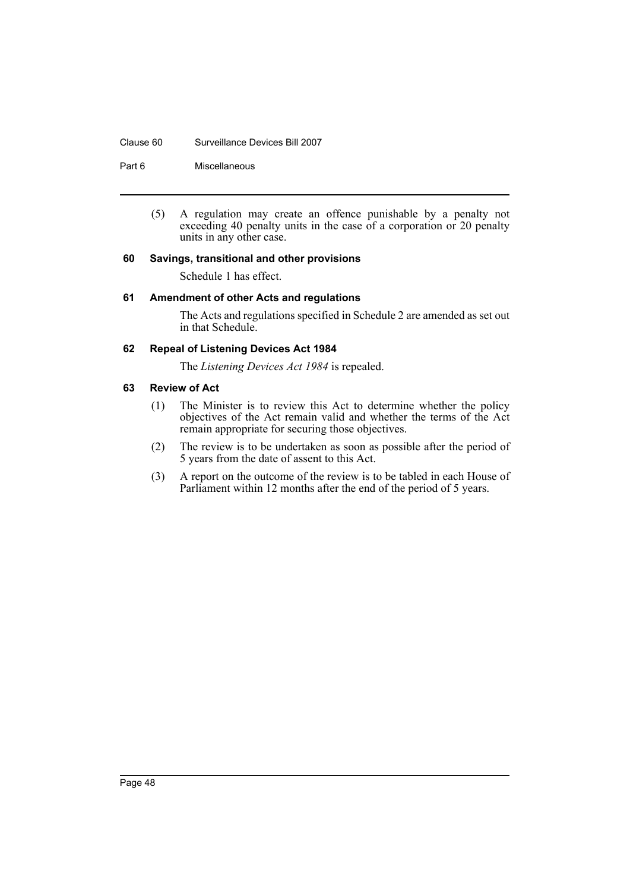(5) A regulation may create an offence punishable by a penalty not exceeding 40 penalty units in the case of a corporation or 20 penalty units in any other case.

### 60 Savings, transitional and other provisions

Schedule 1 has effect.

### 61 Amendment of other Acts and regulations

The Acts and regulations specified in Schedule 2 are amended as set out in that Schedule.

### 62 Repeal of Listening Devices Act 1984

The *Listening Devices Act 1984* is repealed.

### 63 Review of Act

(1) The Minister is to review this Act to determine whether the policy objectives of the Act remain valid and whether the terms of the Act remain appropriate for securing those objectives.

(2) The review is to be undertaken as soon as possible after the period of 5 years from the date of assent to this Act.

(3) A report on the outcome of the review is to be tabled in each House of Parliament within 12 months after the end of the period of 5 years.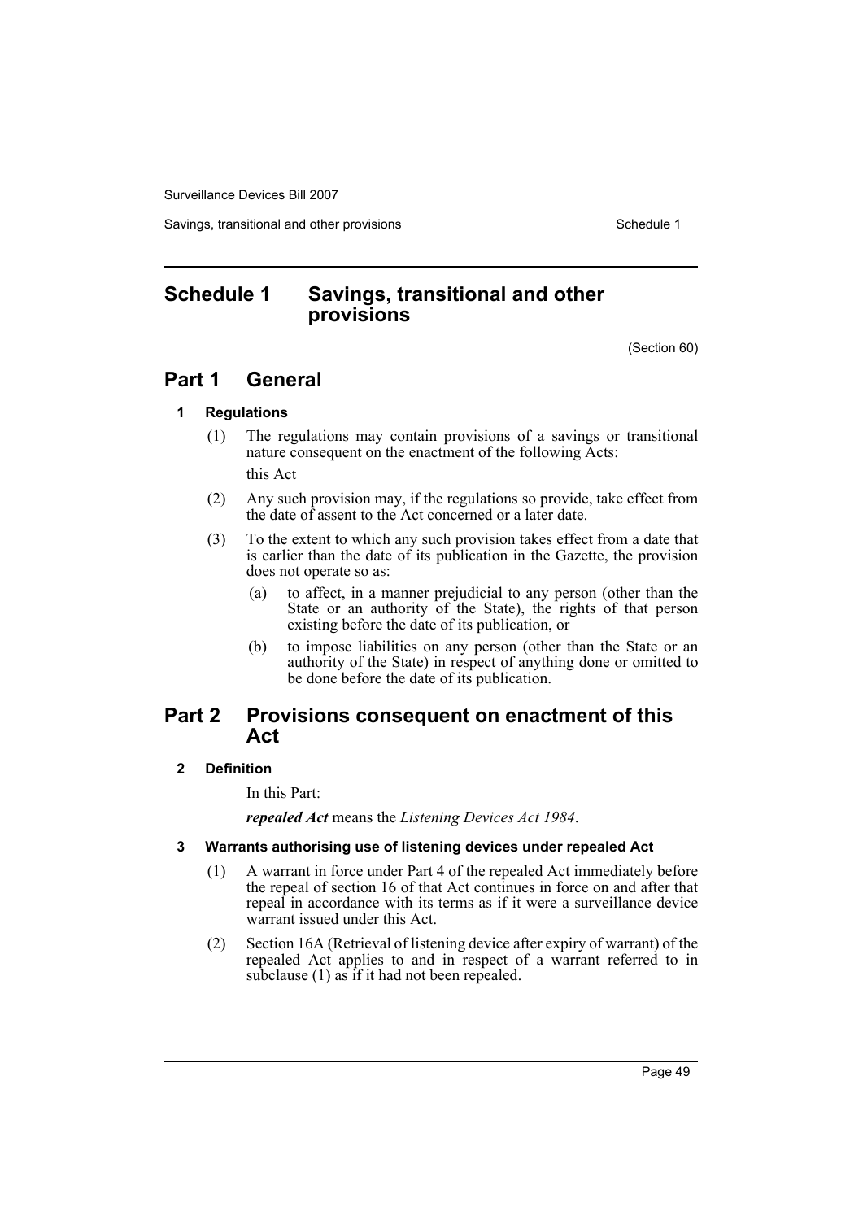# Schedule 1 Savings, transitional and other provisions

(Section 60)

## Part 1 General

### 1 Regulations

(1) The regulations may contain provisions of a savings or transitional nature consequent on the enactment of the following Acts:

this Act

(2) Any such provision may, if the regulations so provide, take effect from the date of assent to the Act concerned or a later date.

(3) To the extent to which any such provision takes effect from a date that is earlier than the date of its publication in the Gazette, the provision does not operate so as:

(a) to affect, in a manner prejudicial to any person (other than the State or an authority of the State), the rights of that person existing before the date of its publication, or

(b) to impose liabilities on any person (other than the State or an authority of the State) in respect of anything done or omitted to be done before the date of its publication.

## Part 2 Provisions consequent on enactment of this Act

### 2 Definition

In this Part:

***repealed Act*** means the *Listening Devices Act 1984*.

### 3 Warrants authorising use of listening devices under repealed Act

(1) A warrant in force under Part 4 of the repealed Act immediately before the repeal of section 16 of that Act continues in force on and after that repeal in accordance with its terms as if it were a surveillance device warrant issued under this Act.

(2) Section 16A (Retrieval of listening device after expiry of warrant) of the repealed Act applies to and in respect of a warrant referred to in subclause (1) as if it had not been repealed.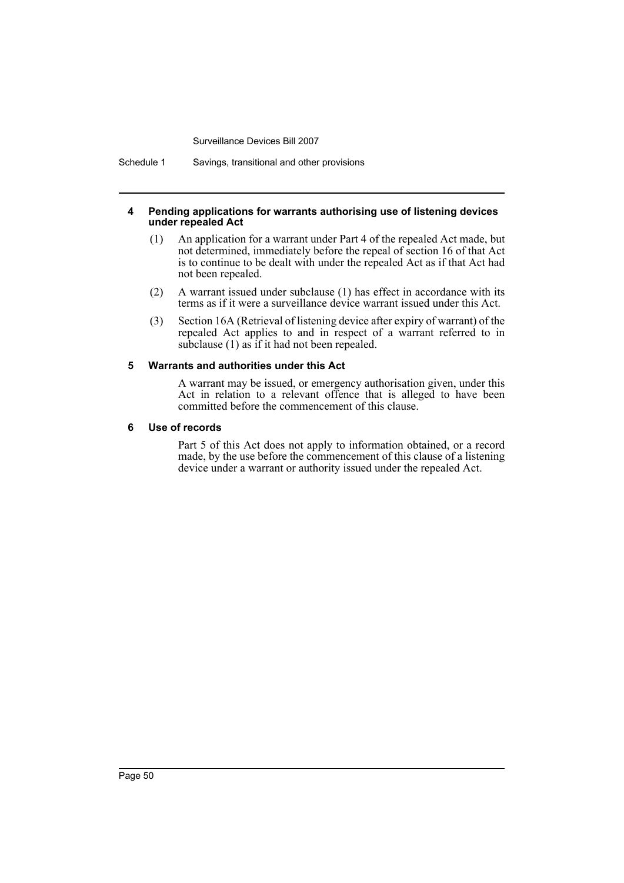#### 4 Pending applications for warrants authorising use of listening devices under repealed Act

(1) An application for a warrant under Part 4 of the repealed Act made, but not determined, immediately before the repeal of section 16 of that Act is to continue to be dealt with under the repealed Act as if that Act had not been repealed.

(2) A warrant issued under subclause (1) has effect in accordance with its terms as if it were a surveillance device warrant issued under this Act.

(3) Section 16A (Retrieval of listening device after expiry of warrant) of the repealed Act applies to and in respect of a warrant referred to in subclause (1) as if it had not been repealed.

#### 5 Warrants and authorities under this Act

A warrant may be issued, or emergency authorisation given, under this Act in relation to a relevant offence that is alleged to have been committed before the commencement of this clause.

#### 6 Use of records

Part 5 of this Act does not apply to information obtained, or a record made, by the use before the commencement of this clause of a listening device under a warrant or authority issued under the repealed Act.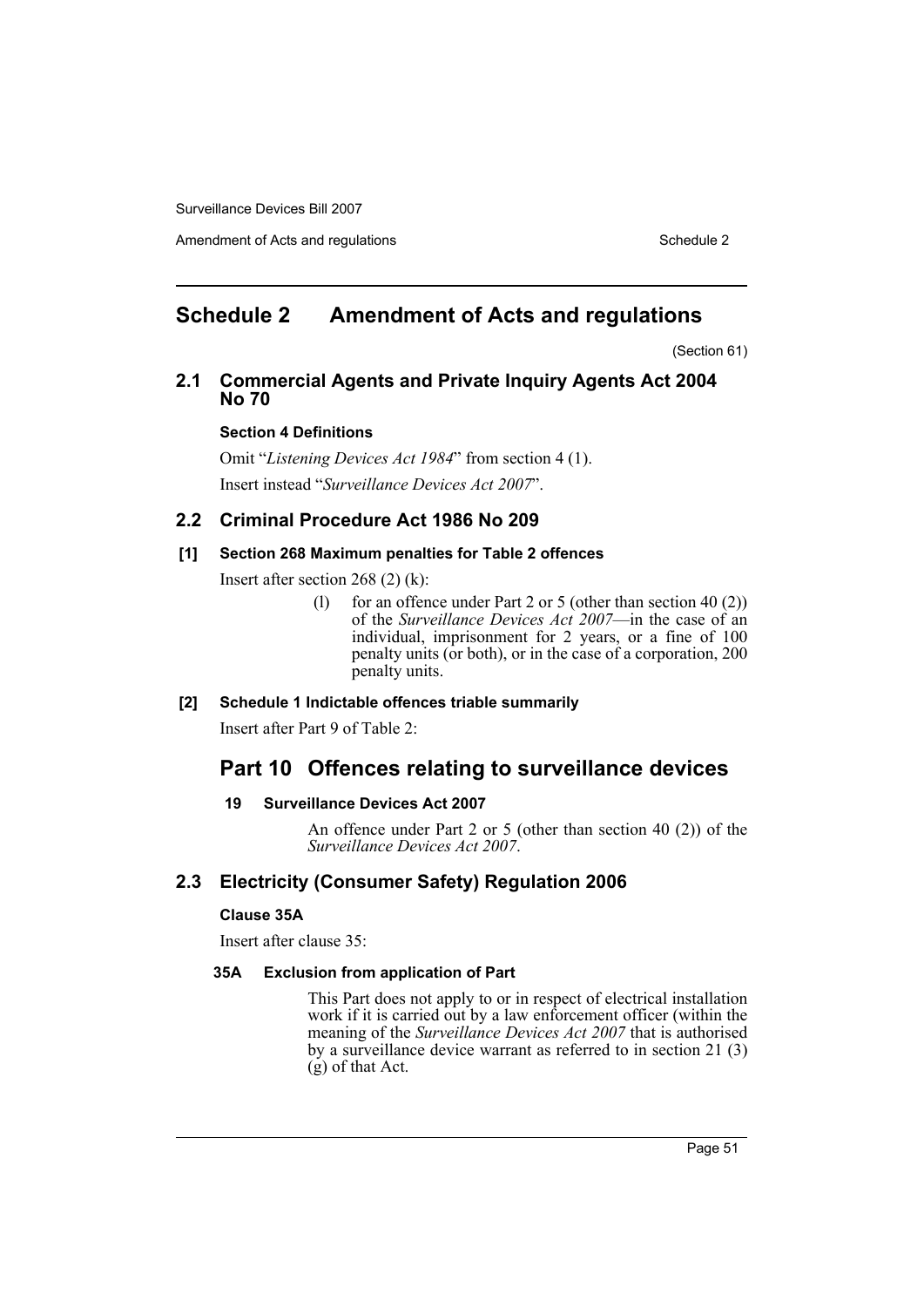# Schedule 2 Amendment of Acts and regulations

(Section 61)

## 2.1 Commercial Agents and Private Inquiry Agents Act 2004 No 70

**Section 4 Definitions**

Omit "*Listening Devices Act 1984*" from section 4 (1).

Insert instead "*Surveillance Devices Act 2007*".

## 2.2 Criminal Procedure Act 1986 No 209

**[1] Section 268 Maximum penalties for Table 2 offences**

Insert after section 268 (2) (k):

> (l) for an offence under Part 2 or 5 (other than section 40 (2)) of the *Surveillance Devices Act 2007*—in the case of an individual, imprisonment for 2 years, or a fine of 100 penalty units (or both), or in the case of a corporation, 200 penalty units.

**[2] Schedule 1 Indictable offences triable summarily**

Insert after Part 9 of Table 2:

## Part 10 Offences relating to surveillance devices

**19 Surveillance Devices Act 2007**

An offence under Part 2 or 5 (other than section 40 (2)) of the *Surveillance Devices Act 2007*.

## 2.3 Electricity (Consumer Safety) Regulation 2006

**Clause 35A**

Insert after clause 35:

**35A Exclusion from application of Part**

This Part does not apply to or in respect of electrical installation work if it is carried out by a law enforcement officer (within the meaning of the *Surveillance Devices Act 2007* that is authorised by a surveillance device warrant as referred to in section 21 (3) (g) of that Act.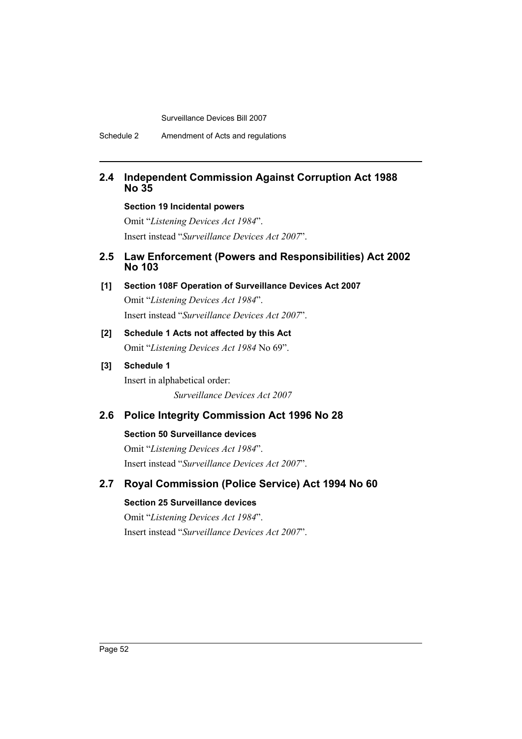## 2.4 Independent Commission Against Corruption Act 1988 No 35

**Section 19 Incidental powers**

Omit "*Listening Devices Act 1984*".

Insert instead "*Surveillance Devices Act 2007*".

## 2.5 Law Enforcement (Powers and Responsibilities) Act 2002 No 103

**[1] Section 108F Operation of Surveillance Devices Act 2007**

Omit "*Listening Devices Act 1984*".

Insert instead "*Surveillance Devices Act 2007*".

**[2] Schedule 1 Acts not affected by this Act**

Omit "*Listening Devices Act 1984* No 69".

**[3] Schedule 1**

Insert in alphabetical order:

*Surveillance Devices Act 2007*

## 2.6 Police Integrity Commission Act 1996 No 28

**Section 50 Surveillance devices**

Omit "*Listening Devices Act 1984*".

Insert instead "*Surveillance Devices Act 2007*".

## 2.7 Royal Commission (Police Service) Act 1994 No 60

**Section 25 Surveillance devices**

Omit "*Listening Devices Act 1984*".

Insert instead "*Surveillance Devices Act 2007*".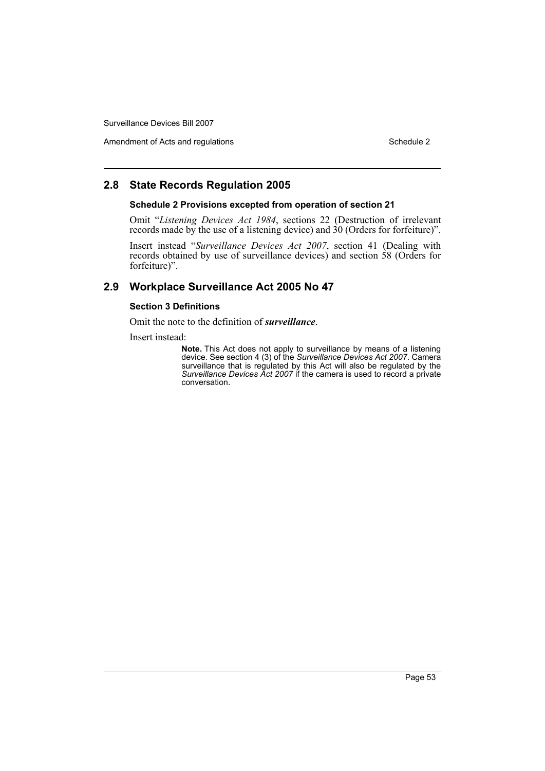## 2.8 State Records Regulation 2005

### Schedule 2 Provisions excepted from operation of section 21

Omit "*Listening Devices Act 1984*, sections 22 (Destruction of irrelevant records made by the use of a listening device) and 30 (Orders for forfeiture)".

Insert instead "*Surveillance Devices Act 2007*, section 41 (Dealing with records obtained by use of surveillance devices) and section 58 (Orders for forfeiture)".

## 2.9 Workplace Surveillance Act 2005 No 47

### Section 3 Definitions

Omit the note to the definition of ***surveillance***.

Insert instead:

> **Note.** This Act does not apply to surveillance by means of a listening device. See section 4 (3) of the *Surveillance Devices Act 2007*. Camera surveillance that is regulated by this Act will also be regulated by the *Surveillance Devices Act 2007* if the camera is used to record a private conversation.